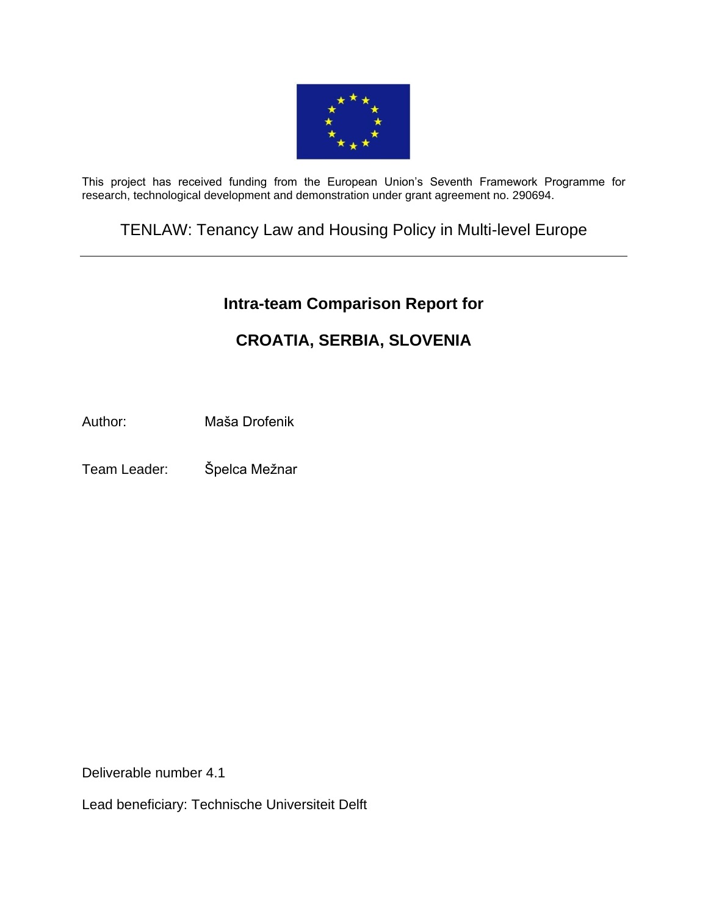This project has received funding from the European Union's Seventh Framework Programme for research, technological development and demonstration under grant agreement no. 290694.

TENLAW: Tenancy Law and Housing Policy in Multi-level Europe

---

# Intra-team Comparison Report for

# CROATIA, SERBIA, SLOVENIA

Author: Maša Drofenik

Team Leader: Špelca Mežnar

Deliverable number 4.1

Lead beneficiary: Technische Universiteit Delft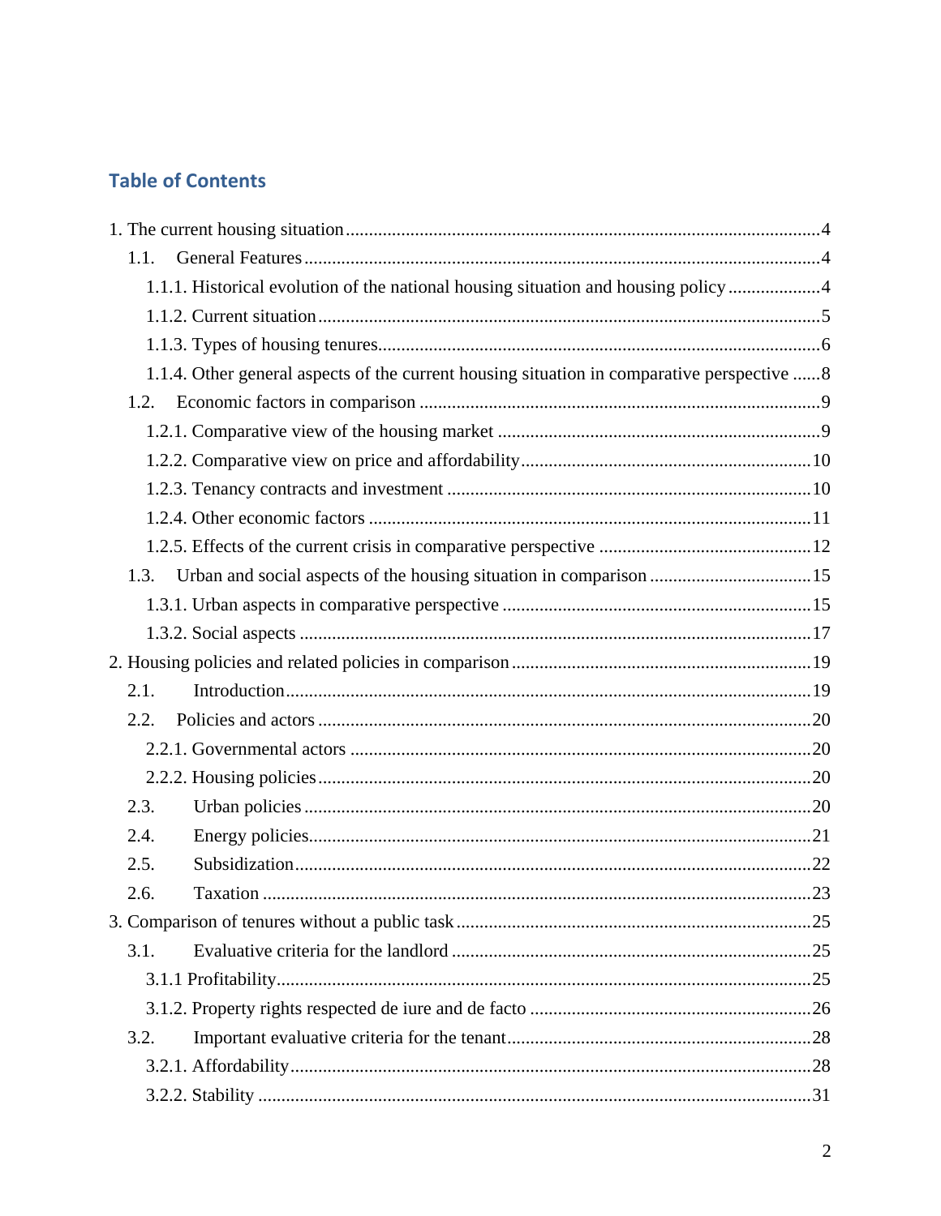## Table of Contents

1. The current housing situation .......... 4
   - 1.1. General Features .......... 4
     - 1.1.1. Historical evolution of the national housing situation and housing policy .......... 4
     - 1.1.2. Current situation .......... 5
     - 1.1.3. Types of housing tenures .......... 6
     - 1.1.4. Other general aspects of the current housing situation in comparative perspective .......... 8
   - 1.2. Economic factors in comparison .......... 9
     - 1.2.1. Comparative view of the housing market .......... 9
     - 1.2.2. Comparative view on price and affordability .......... 10
     - 1.2.3. Tenancy contracts and investment .......... 10
     - 1.2.4. Other economic factors .......... 11
     - 1.2.5. Effects of the current crisis in comparative perspective .......... 12
   - 1.3. Urban and social aspects of the housing situation in comparison .......... 15
     - 1.3.1. Urban aspects in comparative perspective .......... 15
     - 1.3.2. Social aspects .......... 17
2. Housing policies and related policies in comparison .......... 19
   - 2.1. Introduction .......... 19
   - 2.2. Policies and actors .......... 20
     - 2.2.1. Governmental actors .......... 20
     - 2.2.2. Housing policies .......... 20
   - 2.3. Urban policies .......... 20
   - 2.4. Energy policies .......... 21
   - 2.5. Subsidization .......... 22
   - 2.6. Taxation .......... 23
3. Comparison of tenures without a public task .......... 25
   - 3.1. Evaluative criteria for the landlord .......... 25
     - 3.1.1 Profitability .......... 25
     - 3.1.2. Property rights respected de iure and de facto .......... 26
   - 3.2. Important evaluative criteria for the tenant .......... 28
     - 3.2.1. Affordability .......... 28
     - 3.2.2. Stability .......... 31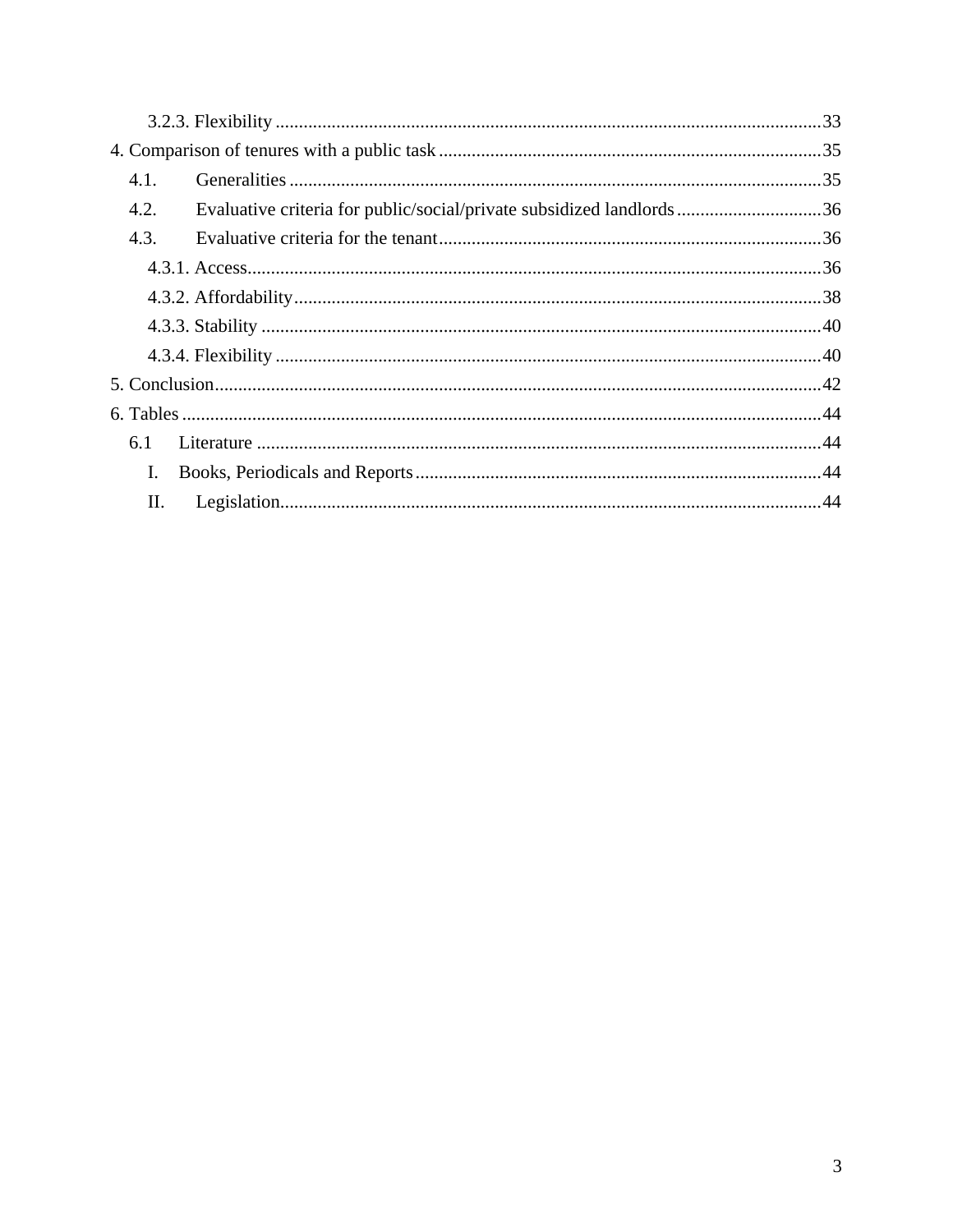3.2.3. Flexibility ........................................................................................................ 33

4. Comparison of tenures with a public task ................................................................. 35

4.1. Generalities ................................................................................................... 35

4.2. Evaluative criteria for public/social/private subsidized landlords ............................... 36

4.3. Evaluative criteria for the tenant ................................................................. 36

4.3.1. Access ..................................................................................................... 36

4.3.2. Affordability ............................................................................................ 38

4.3.3. Stability ................................................................................................... 40

4.3.4. Flexibility ................................................................................................ 40

5. Conclusion ......................................................................................................... 42

6. Tables ................................................................................................................ 44

6.1 Literature ........................................................................................................ 44

I. Books, Periodicals and Reports ....................................................................... 44

II. Legislation ....................................................................................................... 44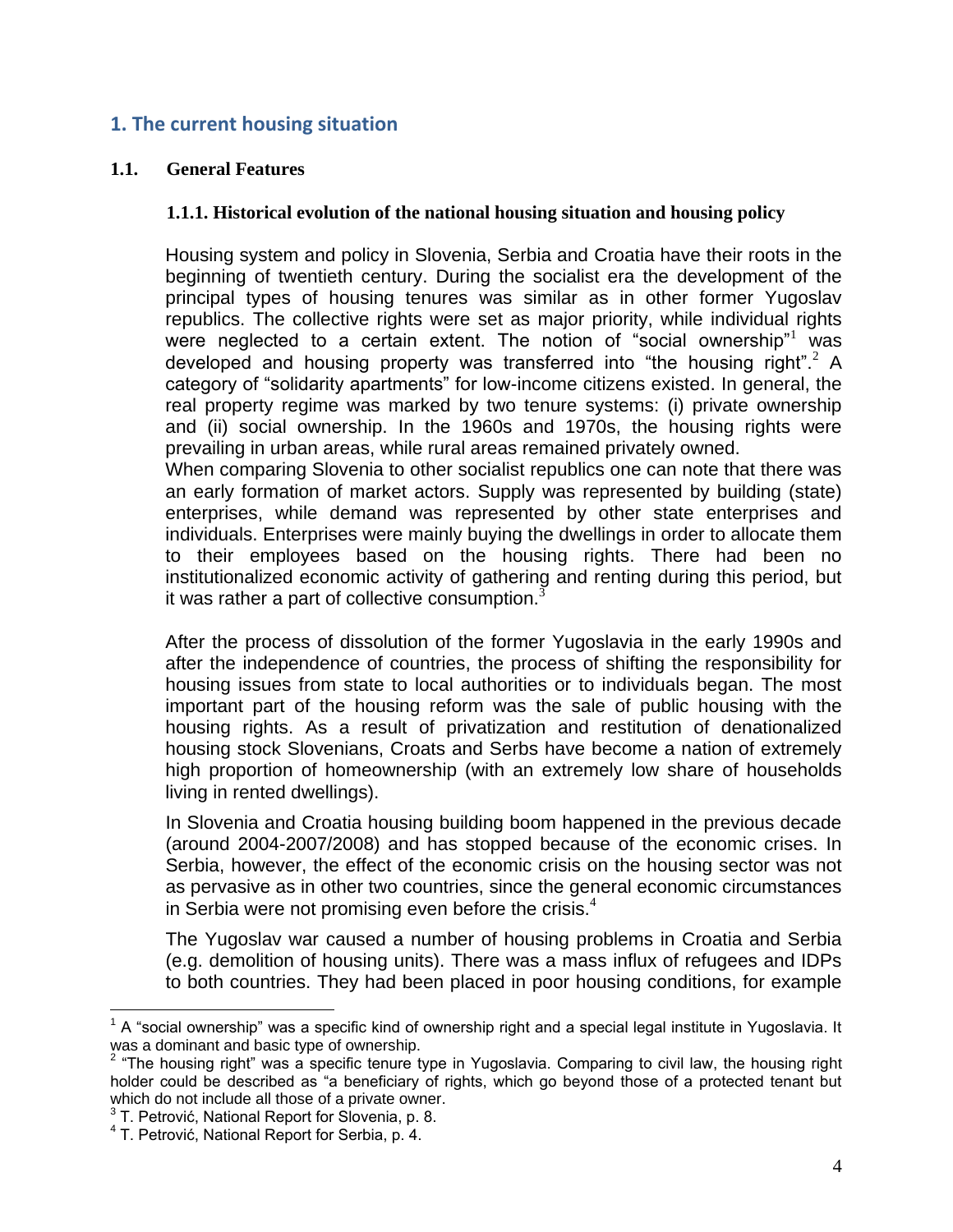## 1. The current housing situation

### 1.1. General Features

#### 1.1.1. Historical evolution of the national housing situation and housing policy

Housing system and policy in Slovenia, Serbia and Croatia have their roots in the beginning of twentieth century. During the socialist era the development of the principal types of housing tenures was similar as in other former Yugoslav republics. The collective rights were set as major priority, while individual rights were neglected to a certain extent. The notion of "social ownership"[1] was developed and housing property was transferred into "the housing right".[2] A category of "solidarity apartments" for low-income citizens existed. In general, the real property regime was marked by two tenure systems: (i) private ownership and (ii) social ownership. In the 1960s and 1970s, the housing rights were prevailing in urban areas, while rural areas remained privately owned.

When comparing Slovenia to other socialist republics one can note that there was an early formation of market actors. Supply was represented by building (state) enterprises, while demand was represented by other state enterprises and individuals. Enterprises were mainly buying the dwellings in order to allocate them to their employees based on the housing rights. There had been no institutionalized economic activity of gathering and renting during this period, but it was rather a part of collective consumption.[3]

After the process of dissolution of the former Yugoslavia in the early 1990s and after the independence of countries, the process of shifting the responsibility for housing issues from state to local authorities or to individuals began. The most important part of the housing reform was the sale of public housing with the housing rights. As a result of privatization and restitution of denationalized housing stock Slovenians, Croats and Serbs have become a nation of extremely high proportion of homeownership (with an extremely low share of households living in rented dwellings).

In Slovenia and Croatia housing building boom happened in the previous decade (around 2004-2007/2008) and has stopped because of the economic crises. In Serbia, however, the effect of the economic crisis on the housing sector was not as pervasive as in other two countries, since the general economic circumstances in Serbia were not promising even before the crisis.[4]

The Yugoslav war caused a number of housing problems in Croatia and Serbia (e.g. demolition of housing units). There was a mass influx of refugees and IDPs to both countries. They had been placed in poor housing conditions, for example

---

[1] A "social ownership" was a specific kind of ownership right and a special legal institute in Yugoslavia. It was a dominant and basic type of ownership.

[2] "The housing right" was a specific tenure type in Yugoslavia. Comparing to civil law, the housing right holder could be described as "a beneficiary of rights, which go beyond those of a protected tenant but which do not include all those of a private owner.

[3] T. Petrović, National Report for Slovenia, p. 8.

[4] T. Petrović, National Report for Serbia, p. 4.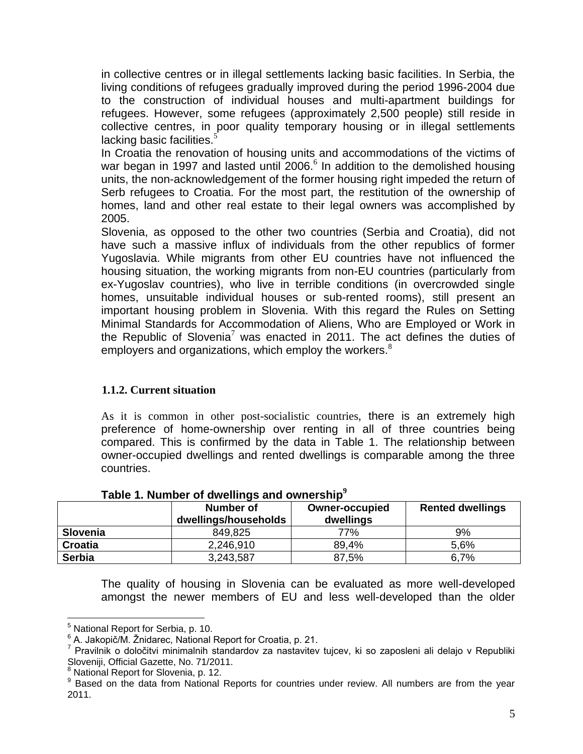in collective centres or in illegal settlements lacking basic facilities. In Serbia, the living conditions of refugees gradually improved during the period 1996-2004 due to the construction of individual houses and multi-apartment buildings for refugees. However, some refugees (approximately 2,500 people) still reside in collective centres, in poor quality temporary housing or in illegal settlements lacking basic facilities.[5]

In Croatia the renovation of housing units and accommodations of the victims of war began in 1997 and lasted until 2006.[6] In addition to the demolished housing units, the non-acknowledgement of the former housing right impeded the return of Serb refugees to Croatia. For the most part, the restitution of the ownership of homes, land and other real estate to their legal owners was accomplished by 2005.

Slovenia, as opposed to the other two countries (Serbia and Croatia), did not have such a massive influx of individuals from the other republics of former Yugoslavia. While migrants from other EU countries have not influenced the housing situation, the working migrants from non-EU countries (particularly from ex-Yugoslav countries), who live in terrible conditions (in overcrowded single homes, unsuitable individual houses or sub-rented rooms), still present an important housing problem in Slovenia. With this regard the Rules on Setting Minimal Standards for Accommodation of Aliens, Who are Employed or Work in the Republic of Slovenia[7] was enacted in 2011. The act defines the duties of employers and organizations, which employ the workers.[8]

### 1.1.2. Current situation

As it is common in other post-socialistic countries, there is an extremely high preference of home-ownership over renting in all of three countries being compared. This is confirmed by the data in Table 1. The relationship between owner-occupied dwellings and rented dwellings is comparable among the three countries.

**Table 1. Number of dwellings and ownership[9]**

| | Number of dwellings/households | Owner-occupied dwellings | Rented dwellings |
|---|---|---|---|
| **Slovenia** | 849,825 | 77% | 9% |
| **Croatia** | 2,246,910 | 89,4% | 5,6% |
| **Serbia** | 3,243,587 | 87,5% | 6,7% |

The quality of housing in Slovenia can be evaluated as more well-developed amongst the newer members of EU and less well-developed than the older

---

[5] National Report for Serbia, p. 10.

[6] A. Jakopič/M. Žnidarec, National Report for Croatia, p. 21.

[7] Pravilnik o določitvi minimalnih standardov za nastavitev tujcev, ki so zaposleni ali delajo v Republiki Sloveniji, Official Gazette, No. 71/2011.

[8] National Report for Slovenia, p. 12.

[9] Based on the data from National Reports for countries under review. All numbers are from the year 2011.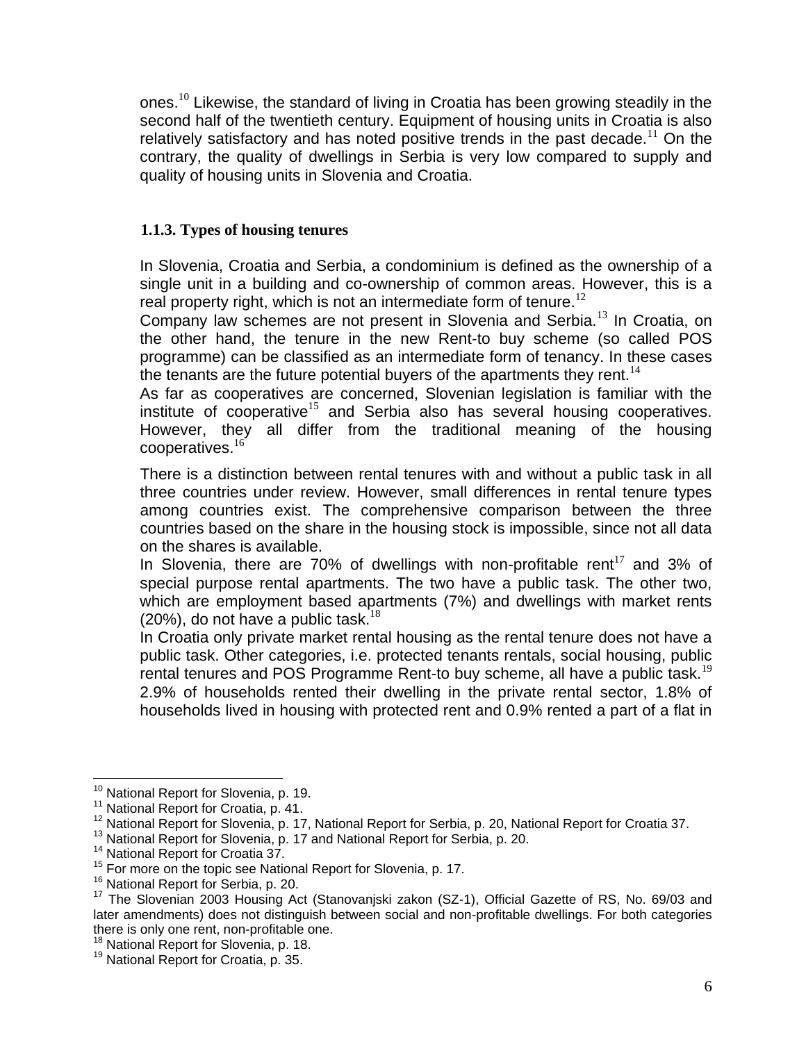ones.[10] Likewise, the standard of living in Croatia has been growing steadily in the second half of the twentieth century. Equipment of housing units in Croatia is also relatively satisfactory and has noted positive trends in the past decade.[11] On the contrary, the quality of dwellings in Serbia is very low compared to supply and quality of housing units in Slovenia and Croatia.

### 1.1.3. Types of housing tenures

In Slovenia, Croatia and Serbia, a condominium is defined as the ownership of a single unit in a building and co-ownership of common areas. However, this is a real property right, which is not an intermediate form of tenure.[12]

Company law schemes are not present in Slovenia and Serbia.[13] In Croatia, on the other hand, the tenure in the new Rent-to buy scheme (so called POS programme) can be classified as an intermediate form of tenancy. In these cases the tenants are the future potential buyers of the apartments they rent.[14]

As far as cooperatives are concerned, Slovenian legislation is familiar with the institute of cooperative[15] and Serbia also has several housing cooperatives. However, they all differ from the traditional meaning of the housing cooperatives.[16]

There is a distinction between rental tenures with and without a public task in all three countries under review. However, small differences in rental tenure types among countries exist. The comprehensive comparison between the three countries based on the share in the housing stock is impossible, since not all data on the shares is available.

In Slovenia, there are 70% of dwellings with non-profitable rent[17] and 3% of special purpose rental apartments. The two have a public task. The other two, which are employment based apartments (7%) and dwellings with market rents (20%), do not have a public task.[18]

In Croatia only private market rental housing as the rental tenure does not have a public task. Other categories, i.e. protected tenants rentals, social housing, public rental tenures and POS Programme Rent-to buy scheme, all have a public task.[19] 2.9% of households rented their dwelling in the private rental sector, 1.8% of households lived in housing with protected rent and 0.9% rented a part of a flat in

---

[10] National Report for Slovenia, p. 19.

[11] National Report for Croatia, p. 41.

[12] National Report for Slovenia, p. 17, National Report for Serbia, p. 20, National Report for Croatia 37.

[13] National Report for Slovenia, p. 17 and National Report for Serbia, p. 20.

[14] National Report for Croatia 37.

[15] For more on the topic see National Report for Slovenia, p. 17.

[16] National Report for Serbia, p. 20.

[17] The Slovenian 2003 Housing Act (Stanovanjski zakon (SZ-1), Official Gazette of RS, No. 69/03 and later amendments) does not distinguish between social and non-profitable dwellings. For both categories there is only one rent, non-profitable one.

[18] National Report for Slovenia, p. 18.

[19] National Report for Croatia, p. 35.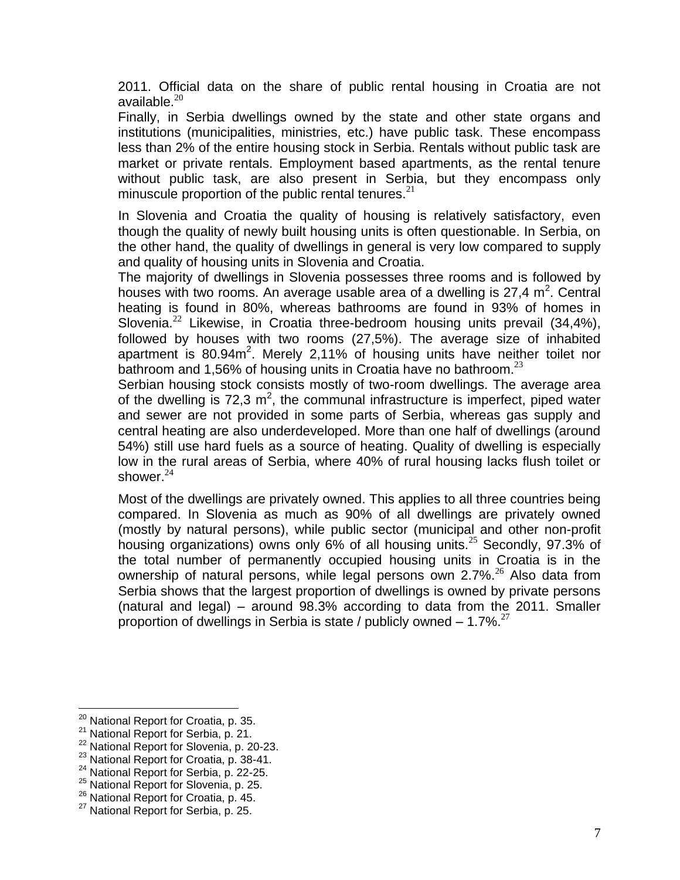2011. Official data on the share of public rental housing in Croatia are not available.[20]

Finally, in Serbia dwellings owned by the state and other state organs and institutions (municipalities, ministries, etc.) have public task. These encompass less than 2% of the entire housing stock in Serbia. Rentals without public task are market or private rentals. Employment based apartments, as the rental tenure without public task, are also present in Serbia, but they encompass only minuscule proportion of the public rental tenures.[21]

In Slovenia and Croatia the quality of housing is relatively satisfactory, even though the quality of newly built housing units is often questionable. In Serbia, on the other hand, the quality of dwellings in general is very low compared to supply and quality of housing units in Slovenia and Croatia.

The majority of dwellings in Slovenia possesses three rooms and is followed by houses with two rooms. An average usable area of a dwelling is 27,4 $m^2$. Central heating is found in 80%, whereas bathrooms are found in 93% of homes in Slovenia.[22] Likewise, in Croatia three-bedroom housing units prevail (34,4%), followed by houses with two rooms (27,5%). The average size of inhabited apartment is 80.94$m^2$. Merely 2,11% of housing units have neither toilet nor bathroom and 1,56% of housing units in Croatia have no bathroom.[23]

Serbian housing stock consists mostly of two-room dwellings. The average area of the dwelling is 72,3 $m^2$, the communal infrastructure is imperfect, piped water and sewer are not provided in some parts of Serbia, whereas gas supply and central heating are also underdeveloped. More than one half of dwellings (around 54%) still use hard fuels as a source of heating. Quality of dwelling is especially low in the rural areas of Serbia, where 40% of rural housing lacks flush toilet or shower.[24]

Most of the dwellings are privately owned. This applies to all three countries being compared. In Slovenia as much as 90% of all dwellings are privately owned (mostly by natural persons), while public sector (municipal and other non-profit housing organizations) owns only 6% of all housing units.[25] Secondly, 97.3% of the total number of permanently occupied housing units in Croatia is in the ownership of natural persons, while legal persons own 2.7%.[26] Also data from Serbia shows that the largest proportion of dwellings is owned by private persons (natural and legal) – around 98.3% according to data from the 2011. Smaller proportion of dwellings in Serbia is state / publicly owned – 1.7%.[27]

---

[20] National Report for Croatia, p. 35.
[21] National Report for Serbia, p. 21.
[22] National Report for Slovenia, p. 20-23.
[23] National Report for Croatia, p. 38-41.
[24] National Report for Serbia, p. 22-25.
[25] National Report for Slovenia, p. 25.
[26] National Report for Croatia, p. 45.
[27] National Report for Serbia, p. 25.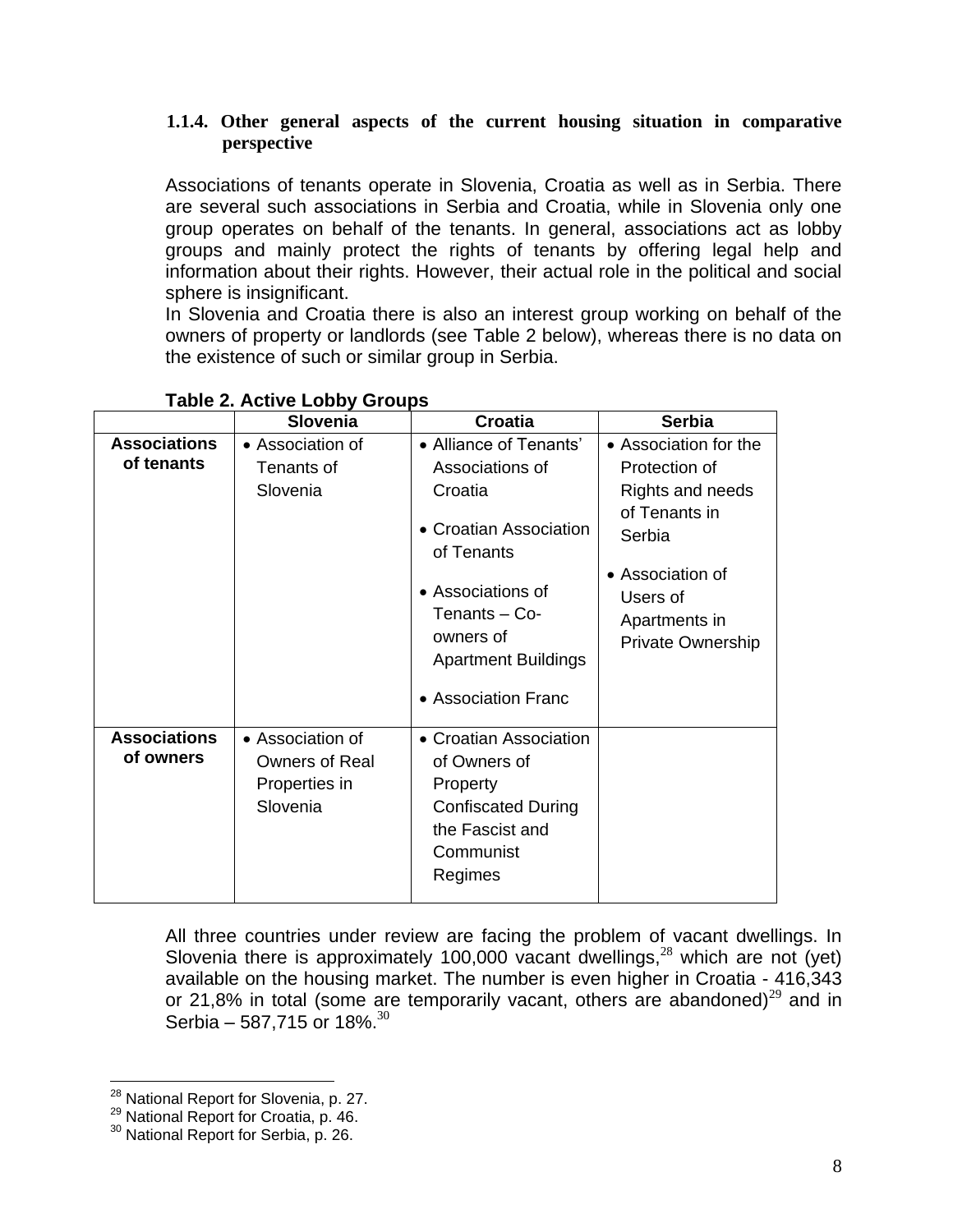### 1.1.4. Other general aspects of the current housing situation in comparative perspective

Associations of tenants operate in Slovenia, Croatia as well as in Serbia. There are several such associations in Serbia and Croatia, while in Slovenia only one group operates on behalf of the tenants. In general, associations act as lobby groups and mainly protect the rights of tenants by offering legal help and information about their rights. However, their actual role in the political and social sphere is insignificant.

In Slovenia and Croatia there is also an interest group working on behalf of the owners of property or landlords (see Table 2 below), whereas there is no data on the existence of such or similar group in Serbia.

**Table 2. Active Lobby Groups**

| | Slovenia | Croatia | Serbia |
|---|---|---|---|
| **Associations of tenants** | • Association of Tenants of Slovenia | • Alliance of Tenants' Associations of Croatia<br>• Croatian Association of Tenants<br>• Associations of Tenants – Co-owners of Apartment Buildings<br>• Association Franc | • Association for the Protection of Rights and needs of Tenants in Serbia<br>• Association of Users of Apartments in Private Ownership |
| **Associations of owners** | • Association of Owners of Real Properties in Slovenia | • Croatian Association of Owners of Property Confiscated During the Fascist and Communist Regimes | |

All three countries under review are facing the problem of vacant dwellings. In Slovenia there is approximately 100,000 vacant dwellings,[28] which are not (yet) available on the housing market. The number is even higher in Croatia - 416,343 or 21,8% in total (some are temporarily vacant, others are abandoned)[29] and in Serbia – 587,715 or 18%.[30]

[28] National Report for Slovenia, p. 27.
[29] National Report for Croatia, p. 46.
[30] National Report for Serbia, p. 26.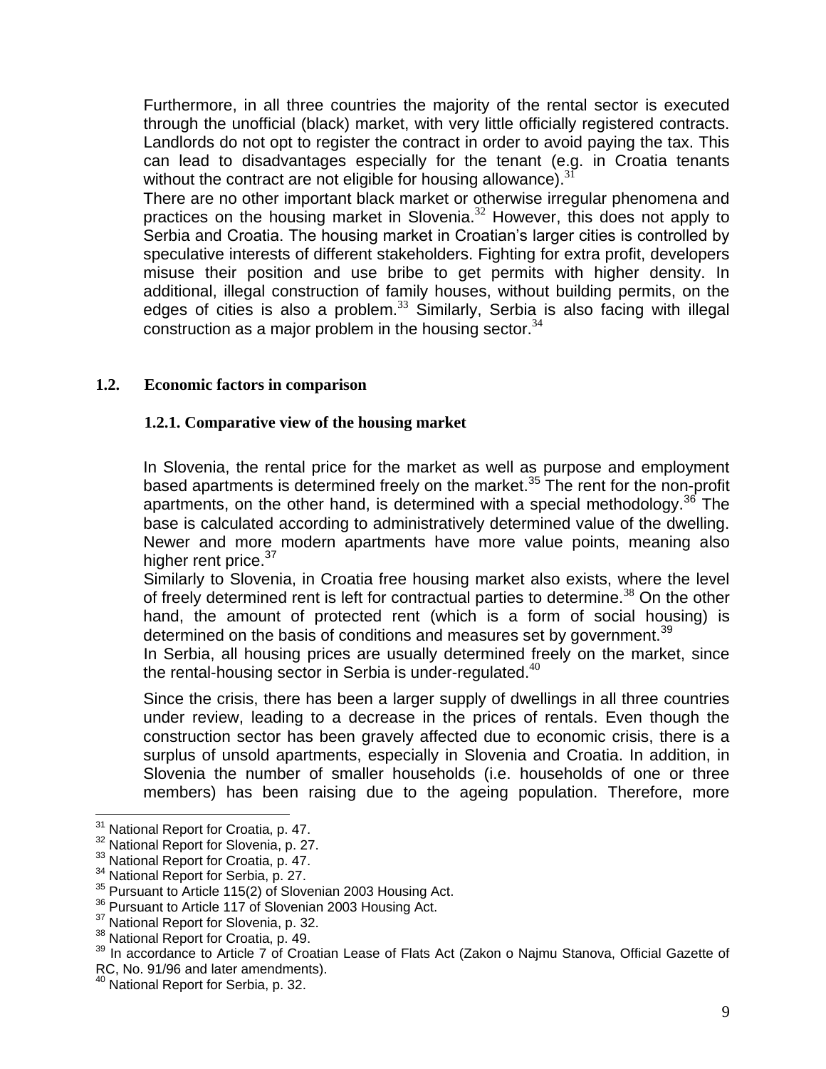Furthermore, in all three countries the majority of the rental sector is executed through the unofficial (black) market, with very little officially registered contracts. Landlords do not opt to register the contract in order to avoid paying the tax. This can lead to disadvantages especially for the tenant (e.g. in Croatia tenants without the contract are not eligible for housing allowance).[31]

There are no other important black market or otherwise irregular phenomena and practices on the housing market in Slovenia.[32] However, this does not apply to Serbia and Croatia. The housing market in Croatian's larger cities is controlled by speculative interests of different stakeholders. Fighting for extra profit, developers misuse their position and use bribe to get permits with higher density. In additional, illegal construction of family houses, without building permits, on the edges of cities is also a problem.[33] Similarly, Serbia is also facing with illegal construction as a major problem in the housing sector.[34]

## 1.2. Economic factors in comparison

### 1.2.1. Comparative view of the housing market

In Slovenia, the rental price for the market as well as purpose and employment based apartments is determined freely on the market.[35] The rent for the non-profit apartments, on the other hand, is determined with a special methodology.[36] The base is calculated according to administratively determined value of the dwelling. Newer and more modern apartments have more value points, meaning also higher rent price.[37]

Similarly to Slovenia, in Croatia free housing market also exists, where the level of freely determined rent is left for contractual parties to determine.[38] On the other hand, the amount of protected rent (which is a form of social housing) is determined on the basis of conditions and measures set by government.[39]

In Serbia, all housing prices are usually determined freely on the market, since the rental-housing sector in Serbia is under-regulated.[40]

Since the crisis, there has been a larger supply of dwellings in all three countries under review, leading to a decrease in the prices of rentals. Even though the construction sector has been gravely affected due to economic crisis, there is a surplus of unsold apartments, especially in Slovenia and Croatia. In addition, in Slovenia the number of smaller households (i.e. households of one or three members) has been raising due to the ageing population. Therefore, more

---

[31] National Report for Croatia, p. 47.
[32] National Report for Slovenia, p. 27.
[33] National Report for Croatia, p. 47.
[34] National Report for Serbia, p. 27.
[35] Pursuant to Article 115(2) of Slovenian 2003 Housing Act.
[36] Pursuant to Article 117 of Slovenian 2003 Housing Act.
[37] National Report for Slovenia, p. 32.
[38] National Report for Croatia, p. 49.
[39] In accordance to Article 7 of Croatian Lease of Flats Act (Zakon o Najmu Stanova, Official Gazette of RC, No. 91/96 and later amendments).
[40] National Report for Serbia, p. 32.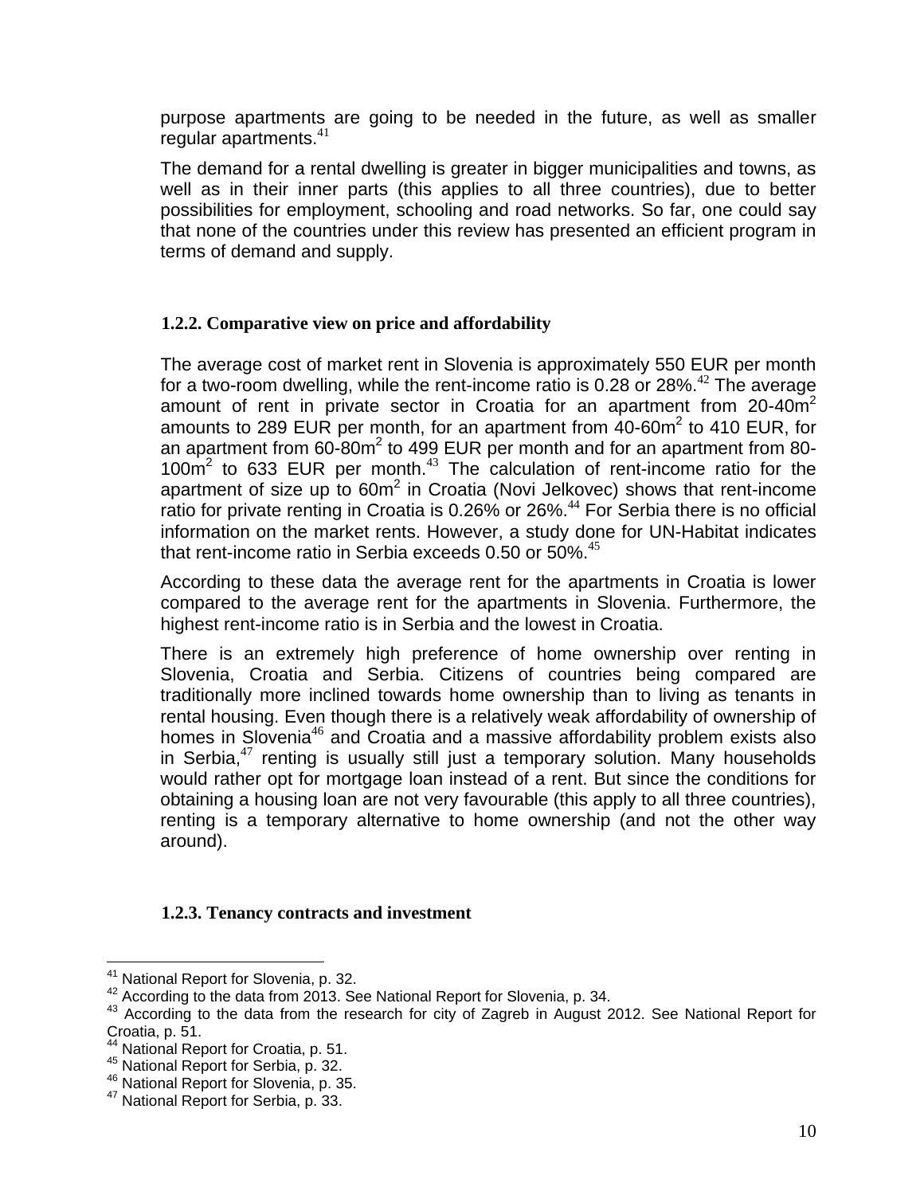purpose apartments are going to be needed in the future, as well as smaller regular apartments.[41]

The demand for a rental dwelling is greater in bigger municipalities and towns, as well as in their inner parts (this applies to all three countries), due to better possibilities for employment, schooling and road networks. So far, one could say that none of the countries under this review has presented an efficient program in terms of demand and supply.

### 1.2.2. Comparative view on price and affordability

The average cost of market rent in Slovenia is approximately 550 EUR per month for a two-room dwelling, while the rent-income ratio is 0.28 or 28%.[42] The average amount of rent in private sector in Croatia for an apartment from 20-40m$^2$ amounts to 289 EUR per month, for an apartment from 40-60m$^2$ to 410 EUR, for an apartment from 60-80m$^2$ to 499 EUR per month and for an apartment from 80-100m$^2$ to 633 EUR per month.[43] The calculation of rent-income ratio for the apartment of size up to 60m$^2$ in Croatia (Novi Jelkovec) shows that rent-income ratio for private renting in Croatia is 0.26% or 26%.[44] For Serbia there is no official information on the market rents. However, a study done for UN-Habitat indicates that rent-income ratio in Serbia exceeds 0.50 or 50%.[45]

According to these data the average rent for the apartments in Croatia is lower compared to the average rent for the apartments in Slovenia. Furthermore, the highest rent-income ratio is in Serbia and the lowest in Croatia.

There is an extremely high preference of home ownership over renting in Slovenia, Croatia and Serbia. Citizens of countries being compared are traditionally more inclined towards home ownership than to living as tenants in rental housing. Even though there is a relatively weak affordability of ownership of homes in Slovenia[46] and Croatia and a massive affordability problem exists also in Serbia,[47] renting is usually still just a temporary solution. Many households would rather opt for mortgage loan instead of a rent. But since the conditions for obtaining a housing loan are not very favourable (this apply to all three countries), renting is a temporary alternative to home ownership (and not the other way around).

### 1.2.3. Tenancy contracts and investment

---

[41] National Report for Slovenia, p. 32.

[42] According to the data from 2013. See National Report for Slovenia, p. 34.

[43] According to the data from the research for city of Zagreb in August 2012. See National Report for Croatia, p. 51.

[44] National Report for Croatia, p. 51.

[45] National Report for Serbia, p. 32.

[46] National Report for Slovenia, p. 35.

[47] National Report for Serbia, p. 33.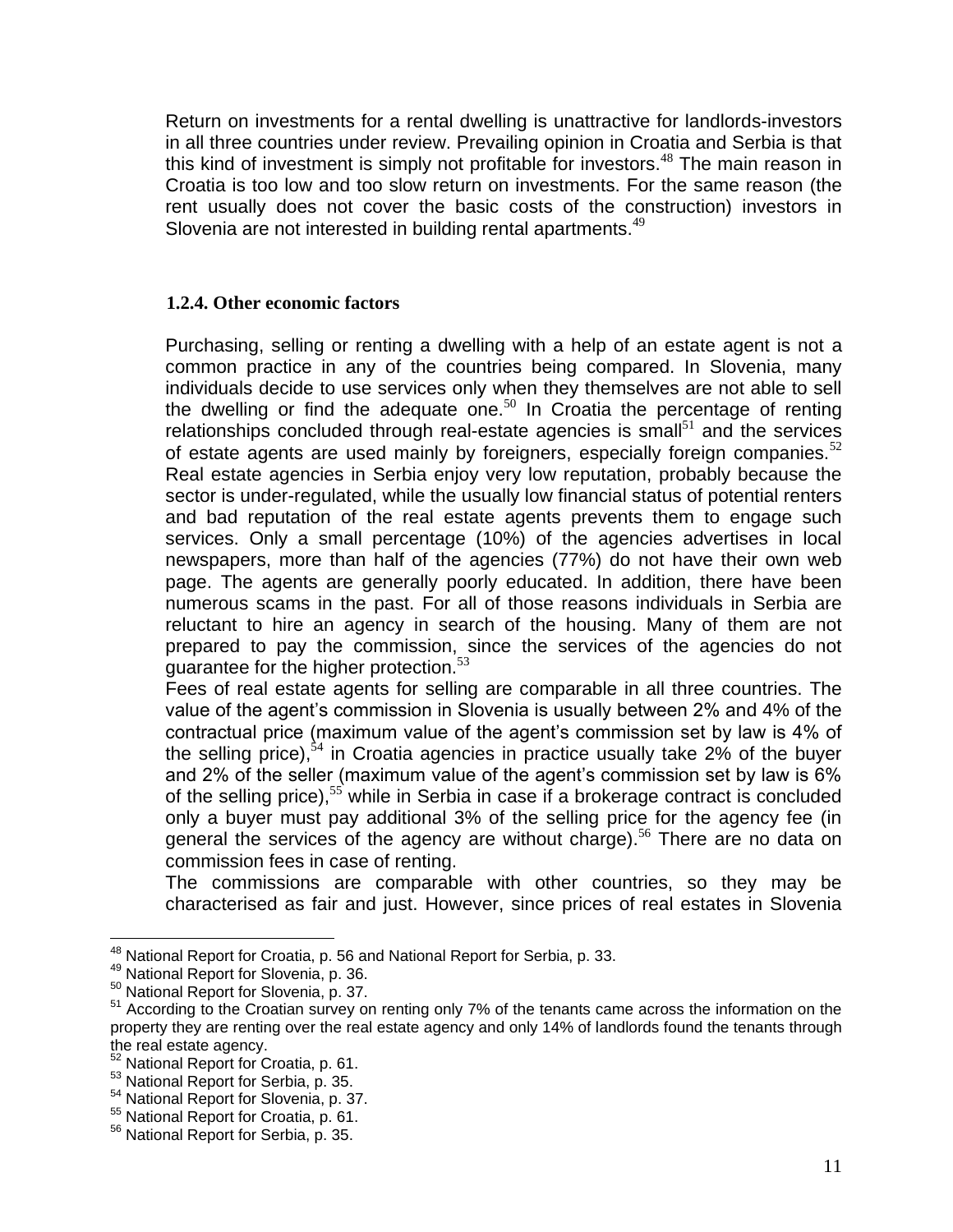Return on investments for a rental dwelling is unattractive for landlords-investors in all three countries under review. Prevailing opinion in Croatia and Serbia is that this kind of investment is simply not profitable for investors.[48] The main reason in Croatia is too low and too slow return on investments. For the same reason (the rent usually does not cover the basic costs of the construction) investors in Slovenia are not interested in building rental apartments.[49]

### 1.2.4. Other economic factors

Purchasing, selling or renting a dwelling with a help of an estate agent is not a common practice in any of the countries being compared. In Slovenia, many individuals decide to use services only when they themselves are not able to sell the dwelling or find the adequate one.[50] In Croatia the percentage of renting relationships concluded through real-estate agencies is small[51] and the services of estate agents are used mainly by foreigners, especially foreign companies.[52] Real estate agencies in Serbia enjoy very low reputation, probably because the sector is under-regulated, while the usually low financial status of potential renters and bad reputation of the real estate agents prevents them to engage such services. Only a small percentage (10%) of the agencies advertises in local newspapers, more than half of the agencies (77%) do not have their own web page. The agents are generally poorly educated. In addition, there have been numerous scams in the past. For all of those reasons individuals in Serbia are reluctant to hire an agency in search of the housing. Many of them are not prepared to pay the commission, since the services of the agencies do not guarantee for the higher protection.[53]

Fees of real estate agents for selling are comparable in all three countries. The value of the agent's commission in Slovenia is usually between 2% and 4% of the contractual price (maximum value of the agent's commission set by law is 4% of the selling price),[54] in Croatia agencies in practice usually take 2% of the buyer and 2% of the seller (maximum value of the agent's commission set by law is 6% of the selling price),[55] while in Serbia in case if a brokerage contract is concluded only a buyer must pay additional 3% of the selling price for the agency fee (in general the services of the agency are without charge).[56] There are no data on commission fees in case of renting.

The commissions are comparable with other countries, so they may be characterised as fair and just. However, since prices of real estates in Slovenia

---

[48] National Report for Croatia, p. 56 and National Report for Serbia, p. 33.

[49] National Report for Slovenia, p. 36.

[50] National Report for Slovenia, p. 37.

[51] According to the Croatian survey on renting only 7% of the tenants came across the information on the property they are renting over the real estate agency and only 14% of landlords found the tenants through the real estate agency.

[52] National Report for Croatia, p. 61.

[53] National Report for Serbia, p. 35.

[54] National Report for Slovenia, p. 37.

[55] National Report for Croatia, p. 61.

[56] National Report for Serbia, p. 35.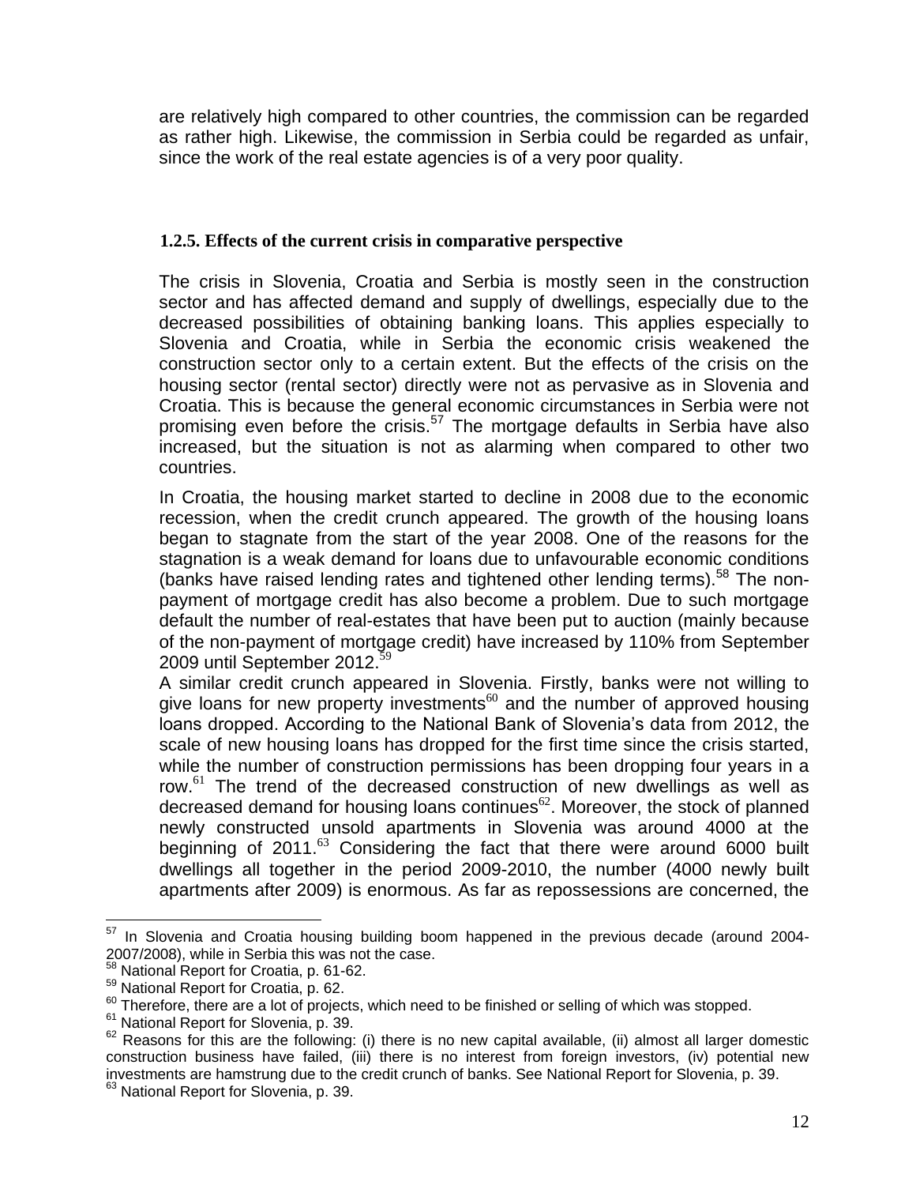are relatively high compared to other countries, the commission can be regarded as rather high. Likewise, the commission in Serbia could be regarded as unfair, since the work of the real estate agencies is of a very poor quality.

### 1.2.5. Effects of the current crisis in comparative perspective

The crisis in Slovenia, Croatia and Serbia is mostly seen in the construction sector and has affected demand and supply of dwellings, especially due to the decreased possibilities of obtaining banking loans. This applies especially to Slovenia and Croatia, while in Serbia the economic crisis weakened the construction sector only to a certain extent. But the effects of the crisis on the housing sector (rental sector) directly were not as pervasive as in Slovenia and Croatia. This is because the general economic circumstances in Serbia were not promising even before the crisis.[57] The mortgage defaults in Serbia have also increased, but the situation is not as alarming when compared to other two countries.

In Croatia, the housing market started to decline in 2008 due to the economic recession, when the credit crunch appeared. The growth of the housing loans began to stagnate from the start of the year 2008. One of the reasons for the stagnation is a weak demand for loans due to unfavourable economic conditions (banks have raised lending rates and tightened other lending terms).[58] The non-payment of mortgage credit has also become a problem. Due to such mortgage default the number of real-estates that have been put to auction (mainly because of the non-payment of mortgage credit) have increased by 110% from September 2009 until September 2012.[59]

A similar credit crunch appeared in Slovenia. Firstly, banks were not willing to give loans for new property investments[60] and the number of approved housing loans dropped. According to the National Bank of Slovenia's data from 2012, the scale of new housing loans has dropped for the first time since the crisis started, while the number of construction permissions has been dropping four years in a row.[61] The trend of the decreased construction of new dwellings as well as decreased demand for housing loans continues[62]. Moreover, the stock of planned newly constructed unsold apartments in Slovenia was around 4000 at the beginning of 2011.[63] Considering the fact that there were around 6000 built dwellings all together in the period 2009-2010, the number (4000 newly built apartments after 2009) is enormous. As far as repossessions are concerned, the

---

[57] In Slovenia and Croatia housing building boom happened in the previous decade (around 2004-2007/2008), while in Serbia this was not the case.

[58] National Report for Croatia, p. 61-62.

[59] National Report for Croatia, p. 62.

[60] Therefore, there are a lot of projects, which need to be finished or selling of which was stopped.

[61] National Report for Slovenia, p. 39.

[62] Reasons for this are the following: (i) there is no new capital available, (ii) almost all larger domestic construction business have failed, (iii) there is no interest from foreign investors, (iv) potential new investments are hamstrung due to the credit crunch of banks. See National Report for Slovenia, p. 39.

[63] National Report for Slovenia, p. 39.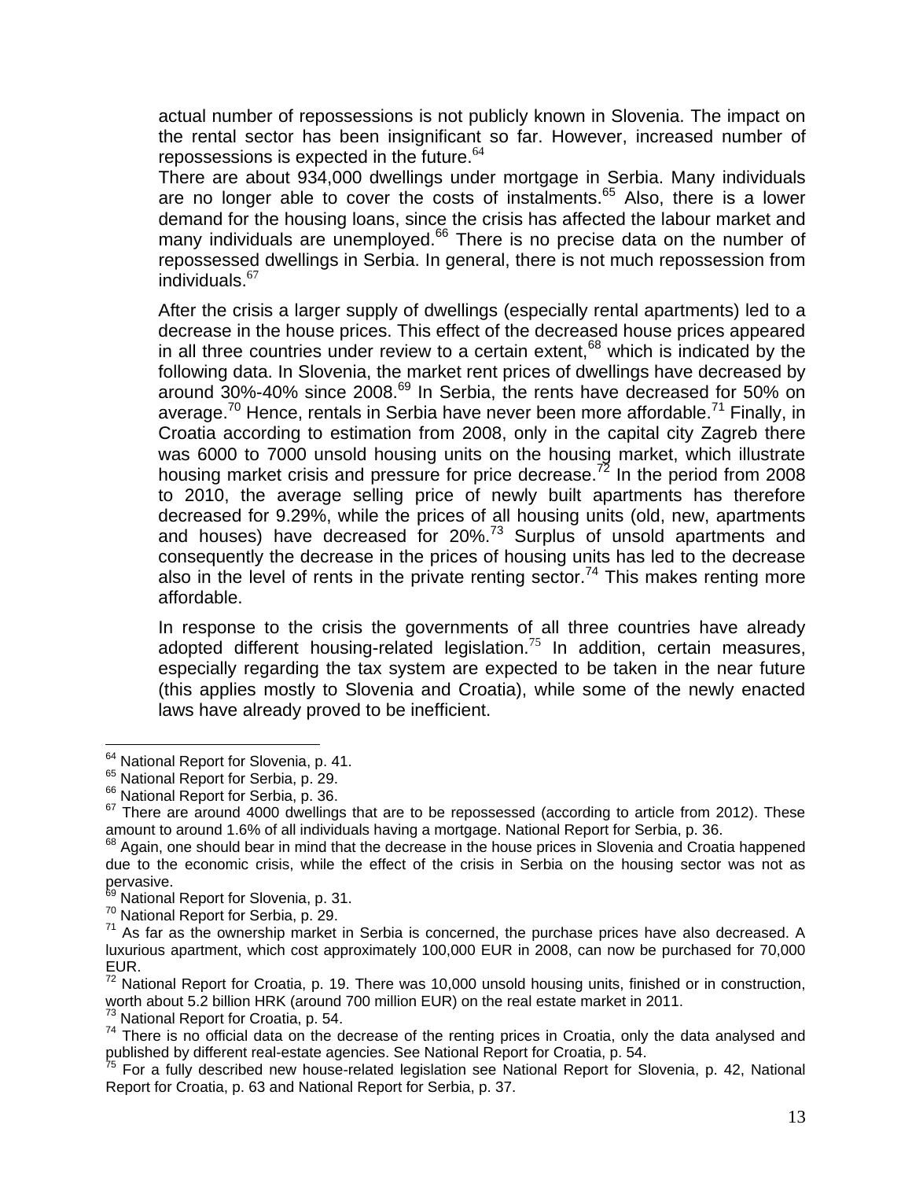actual number of repossessions is not publicly known in Slovenia. The impact on the rental sector has been insignificant so far. However, increased number of repossessions is expected in the future.[64]

There are about 934,000 dwellings under mortgage in Serbia. Many individuals are no longer able to cover the costs of instalments.[65] Also, there is a lower demand for the housing loans, since the crisis has affected the labour market and many individuals are unemployed.[66] There is no precise data on the number of repossessed dwellings in Serbia. In general, there is not much repossession from individuals.[67]

After the crisis a larger supply of dwellings (especially rental apartments) led to a decrease in the house prices. This effect of the decreased house prices appeared in all three countries under review to a certain extent,[68] which is indicated by the following data. In Slovenia, the market rent prices of dwellings have decreased by around 30%-40% since 2008.[69] In Serbia, the rents have decreased for 50% on average.[70] Hence, rentals in Serbia have never been more affordable.[71] Finally, in Croatia according to estimation from 2008, only in the capital city Zagreb there was 6000 to 7000 unsold housing units on the housing market, which illustrate housing market crisis and pressure for price decrease.[72] In the period from 2008 to 2010, the average selling price of newly built apartments has therefore decreased for 9.29%, while the prices of all housing units (old, new, apartments and houses) have decreased for 20%.[73] Surplus of unsold apartments and consequently the decrease in the prices of housing units has led to the decrease also in the level of rents in the private renting sector.[74] This makes renting more affordable.

In response to the crisis the governments of all three countries have already adopted different housing-related legislation.[75] In addition, certain measures, especially regarding the tax system are expected to be taken in the near future (this applies mostly to Slovenia and Croatia), while some of the newly enacted laws have already proved to be inefficient.

---

[64] National Report for Slovenia, p. 41.

[65] National Report for Serbia, p. 29.

[66] National Report for Serbia, p. 36.

[67] There are around 4000 dwellings that are to be repossessed (according to article from 2012). These amount to around 1.6% of all individuals having a mortgage. National Report for Serbia, p. 36.

[68] Again, one should bear in mind that the decrease in the house prices in Slovenia and Croatia happened due to the economic crisis, while the effect of the crisis in Serbia on the housing sector was not as pervasive.

[69] National Report for Slovenia, p. 31.

[70] National Report for Serbia, p. 29.

[71] As far as the ownership market in Serbia is concerned, the purchase prices have also decreased. A luxurious apartment, which cost approximately 100,000 EUR in 2008, can now be purchased for 70,000 EUR.

[72] National Report for Croatia, p. 19. There was 10,000 unsold housing units, finished or in construction, worth about 5.2 billion HRK (around 700 million EUR) on the real estate market in 2011.

[73] National Report for Croatia, p. 54.

[74] There is no official data on the decrease of the renting prices in Croatia, only the data analysed and published by different real-estate agencies. See National Report for Croatia, p. 54.

[75] For a fully described new house-related legislation see National Report for Slovenia, p. 42, National Report for Croatia, p. 63 and National Report for Serbia, p. 37.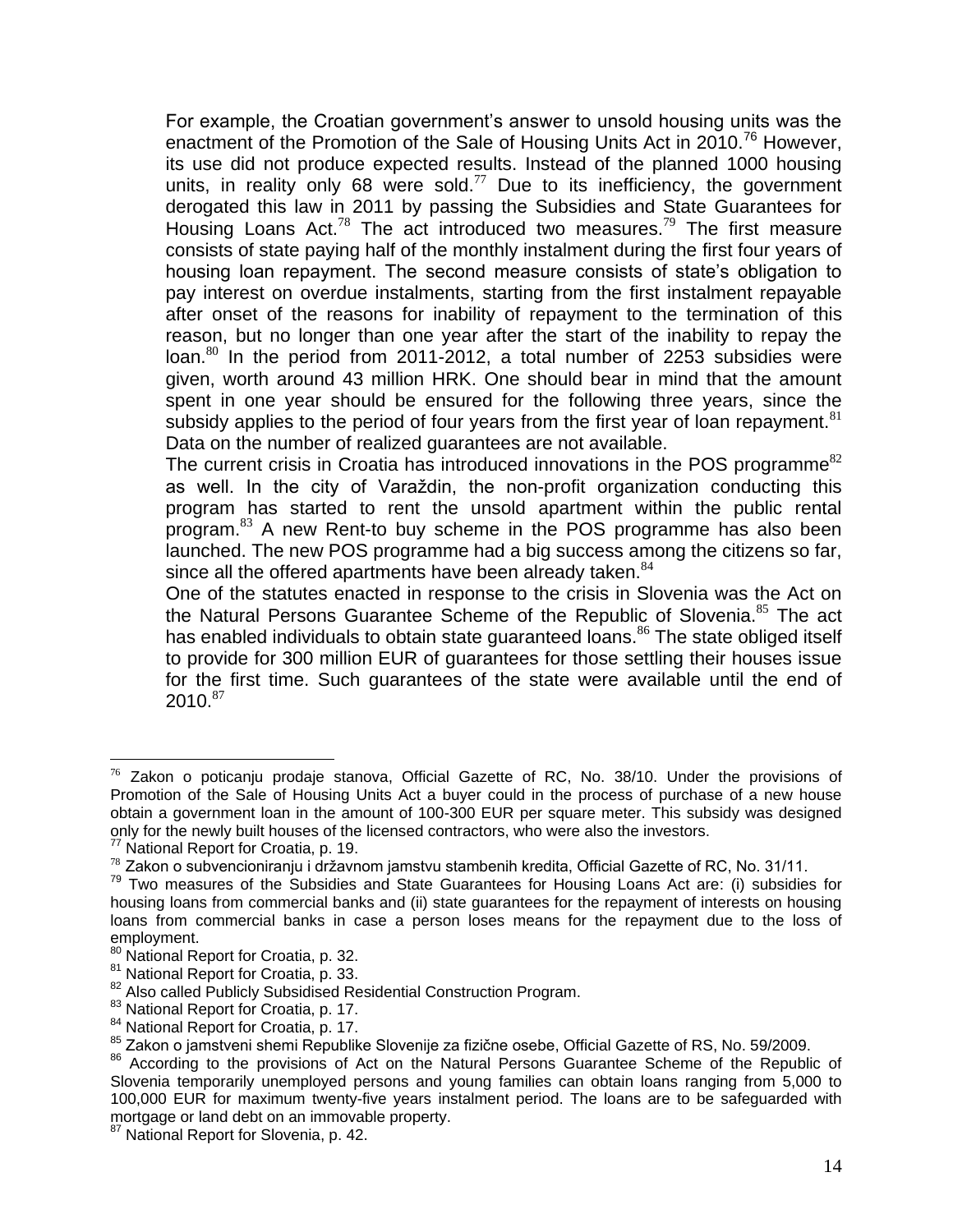For example, the Croatian government's answer to unsold housing units was the enactment of the Promotion of the Sale of Housing Units Act in 2010.[76] However, its use did not produce expected results. Instead of the planned 1000 housing units, in reality only 68 were sold.[77] Due to its inefficiency, the government derogated this law in 2011 by passing the Subsidies and State Guarantees for Housing Loans Act.[78] The act introduced two measures.[79] The first measure consists of state paying half of the monthly instalment during the first four years of housing loan repayment. The second measure consists of state's obligation to pay interest on overdue instalments, starting from the first instalment repayable after onset of the reasons for inability of repayment to the termination of this reason, but no longer than one year after the start of the inability to repay the loan.[80] In the period from 2011-2012, a total number of 2253 subsidies were given, worth around 43 million HRK. One should bear in mind that the amount spent in one year should be ensured for the following three years, since the subsidy applies to the period of four years from the first year of loan repayment.[81] Data on the number of realized guarantees are not available.

The current crisis in Croatia has introduced innovations in the POS programme[82] as well. In the city of Varaždin, the non-profit organization conducting this program has started to rent the unsold apartment within the public rental program.[83] A new Rent-to buy scheme in the POS programme has also been launched. The new POS programme had a big success among the citizens so far, since all the offered apartments have been already taken.[84]

One of the statutes enacted in response to the crisis in Slovenia was the Act on the Natural Persons Guarantee Scheme of the Republic of Slovenia.[85] The act has enabled individuals to obtain state guaranteed loans.[86] The state obliged itself to provide for 300 million EUR of guarantees for those settling their houses issue for the first time. Such guarantees of the state were available until the end of 2010.[87]

---

[76] Zakon o poticanju prodaje stanova, Official Gazette of RC, No. 38/10. Under the provisions of Promotion of the Sale of Housing Units Act a buyer could in the process of purchase of a new house obtain a government loan in the amount of 100-300 EUR per square meter. This subsidy was designed only for the newly built houses of the licensed contractors, who were also the investors.

[77] National Report for Croatia, p. 19.

[78] Zakon o subvencioniranju i državnom jamstvu stambenih kredita, Official Gazette of RC, No. 31/11.

[79] Two measures of the Subsidies and State Guarantees for Housing Loans Act are: (i) subsidies for housing loans from commercial banks and (ii) state guarantees for the repayment of interests on housing loans from commercial banks in case a person loses means for the repayment due to the loss of employment.

[80] National Report for Croatia, p. 32.

[81] National Report for Croatia, p. 33.

[82] Also called Publicly Subsidised Residential Construction Program.

[83] National Report for Croatia, p. 17.

[84] National Report for Croatia, p. 17.

[85] Zakon o jamstveni shemi Republike Slovenije za fizične osebe, Official Gazette of RS, No. 59/2009.

[86] According to the provisions of Act on the Natural Persons Guarantee Scheme of the Republic of Slovenia temporarily unemployed persons and young families can obtain loans ranging from 5,000 to 100,000 EUR for maximum twenty-five years instalment period. The loans are to be safeguarded with mortgage or land debt on an immovable property.

[87] National Report for Slovenia, p. 42.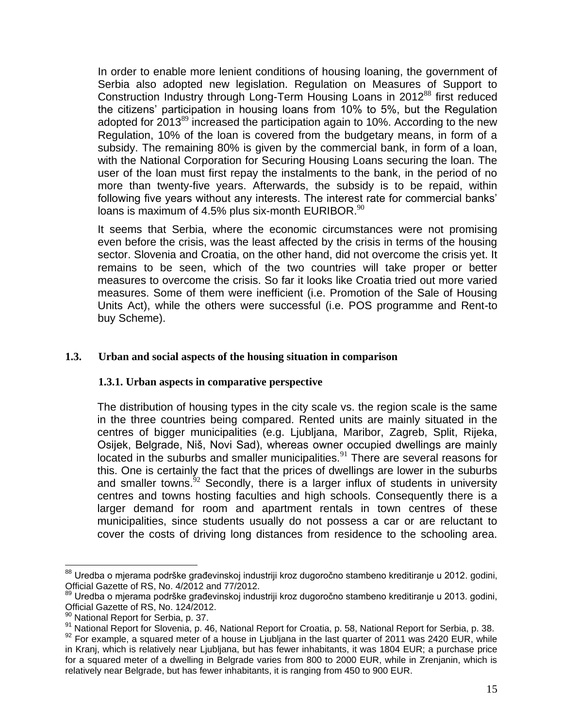In order to enable more lenient conditions of housing loaning, the government of Serbia also adopted new legislation. Regulation on Measures of Support to Construction Industry through Long-Term Housing Loans in 2012[88] first reduced the citizens' participation in housing loans from 10% to 5%, but the Regulation adopted for 2013[89] increased the participation again to 10%. According to the new Regulation, 10% of the loan is covered from the budgetary means, in form of a subsidy. The remaining 80% is given by the commercial bank, in form of a loan, with the National Corporation for Securing Housing Loans securing the loan. The user of the loan must first repay the instalments to the bank, in the period of no more than twenty-five years. Afterwards, the subsidy is to be repaid, within following five years without any interests. The interest rate for commercial banks' loans is maximum of 4.5% plus six-month EURIBOR.[90]

It seems that Serbia, where the economic circumstances were not promising even before the crisis, was the least affected by the crisis in terms of the housing sector. Slovenia and Croatia, on the other hand, did not overcome the crisis yet. It remains to be seen, which of the two countries will take proper or better measures to overcome the crisis. So far it looks like Croatia tried out more varied measures. Some of them were inefficient (i.e. Promotion of the Sale of Housing Units Act), while the others were successful (i.e. POS programme and Rent-to buy Scheme).

## 1.3. Urban and social aspects of the housing situation in comparison

### 1.3.1. Urban aspects in comparative perspective

The distribution of housing types in the city scale vs. the region scale is the same in the three countries being compared. Rented units are mainly situated in the centres of bigger municipalities (e.g. Ljubljana, Maribor, Zagreb, Split, Rijeka, Osijek, Belgrade, Niš, Novi Sad), whereas owner occupied dwellings are mainly located in the suburbs and smaller municipalities.[91] There are several reasons for this. One is certainly the fact that the prices of dwellings are lower in the suburbs and smaller towns.[92] Secondly, there is a larger influx of students in university centres and towns hosting faculties and high schools. Consequently there is a larger demand for room and apartment rentals in town centres of these municipalities, since students usually do not possess a car or are reluctant to cover the costs of driving long distances from residence to the schooling area.

---

[88] Uredba o mjerama podrške građevinskoj industriji kroz dugoročno stambeno kreditiranje u 2012. godini, Official Gazette of RS, No. 4/2012 and 77/2012.

[89] Uredba o mjerama podrške građevinskoj industriji kroz dugoročno stambeno kreditiranje u 2013. godini, Official Gazette of RS, No. 124/2012.

[90] National Report for Serbia, p. 37.

[91] National Report for Slovenia, p. 46, National Report for Croatia, p. 58, National Report for Serbia, p. 38.

[92] For example, a squared meter of a house in Ljubljana in the last quarter of 2011 was 2420 EUR, while in Kranj, which is relatively near Ljubljana, but has fewer inhabitants, it was 1804 EUR; a purchase price for a squared meter of a dwelling in Belgrade varies from 800 to 2000 EUR, while in Zrenjanin, which is relatively near Belgrade, but has fewer inhabitants, it is ranging from 450 to 900 EUR.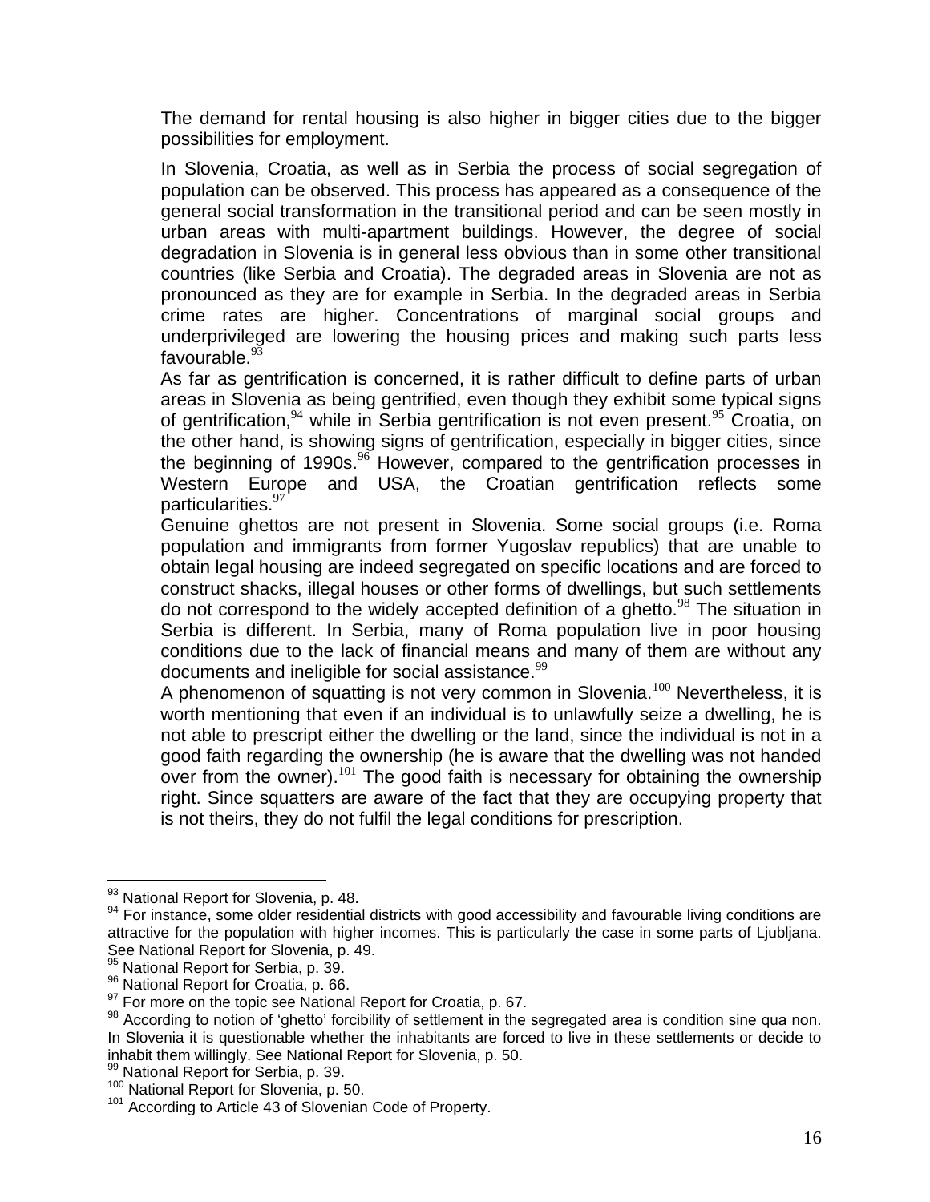The demand for rental housing is also higher in bigger cities due to the bigger possibilities for employment.

In Slovenia, Croatia, as well as in Serbia the process of social segregation of population can be observed. This process has appeared as a consequence of the general social transformation in the transitional period and can be seen mostly in urban areas with multi-apartment buildings. However, the degree of social degradation in Slovenia is in general less obvious than in some other transitional countries (like Serbia and Croatia). The degraded areas in Slovenia are not as pronounced as they are for example in Serbia. In the degraded areas in Serbia crime rates are higher. Concentrations of marginal social groups and underprivileged are lowering the housing prices and making such parts less favourable.[93]

As far as gentrification is concerned, it is rather difficult to define parts of urban areas in Slovenia as being gentrified, even though they exhibit some typical signs of gentrification,[94] while in Serbia gentrification is not even present.[95] Croatia, on the other hand, is showing signs of gentrification, especially in bigger cities, since the beginning of 1990s.[96] However, compared to the gentrification processes in Western Europe and USA, the Croatian gentrification reflects some particularities.[97]

Genuine ghettos are not present in Slovenia. Some social groups (i.e. Roma population and immigrants from former Yugoslav republics) that are unable to obtain legal housing are indeed segregated on specific locations and are forced to construct shacks, illegal houses or other forms of dwellings, but such settlements do not correspond to the widely accepted definition of a ghetto.[98] The situation in Serbia is different. In Serbia, many of Roma population live in poor housing conditions due to the lack of financial means and many of them are without any documents and ineligible for social assistance.[99]

A phenomenon of squatting is not very common in Slovenia.[100] Nevertheless, it is worth mentioning that even if an individual is to unlawfully seize a dwelling, he is not able to prescript either the dwelling or the land, since the individual is not in a good faith regarding the ownership (he is aware that the dwelling was not handed over from the owner).[101] The good faith is necessary for obtaining the ownership right. Since squatters are aware of the fact that they are occupying property that is not theirs, they do not fulfil the legal conditions for prescription.

---

[93] National Report for Slovenia, p. 48.

[94] For instance, some older residential districts with good accessibility and favourable living conditions are attractive for the population with higher incomes. This is particularly the case in some parts of Ljubljana. See National Report for Slovenia, p. 49.

[95] National Report for Serbia, p. 39.

[96] National Report for Croatia, p. 66.

[97] For more on the topic see National Report for Croatia, p. 67.

[98] According to notion of 'ghetto' forcibility of settlement in the segregated area is condition sine qua non. In Slovenia it is questionable whether the inhabitants are forced to live in these settlements or decide to inhabit them willingly. See National Report for Slovenia, p. 50.

[99] National Report for Serbia, p. 39.

[100] National Report for Slovenia, p. 50.

[101] According to Article 43 of Slovenian Code of Property.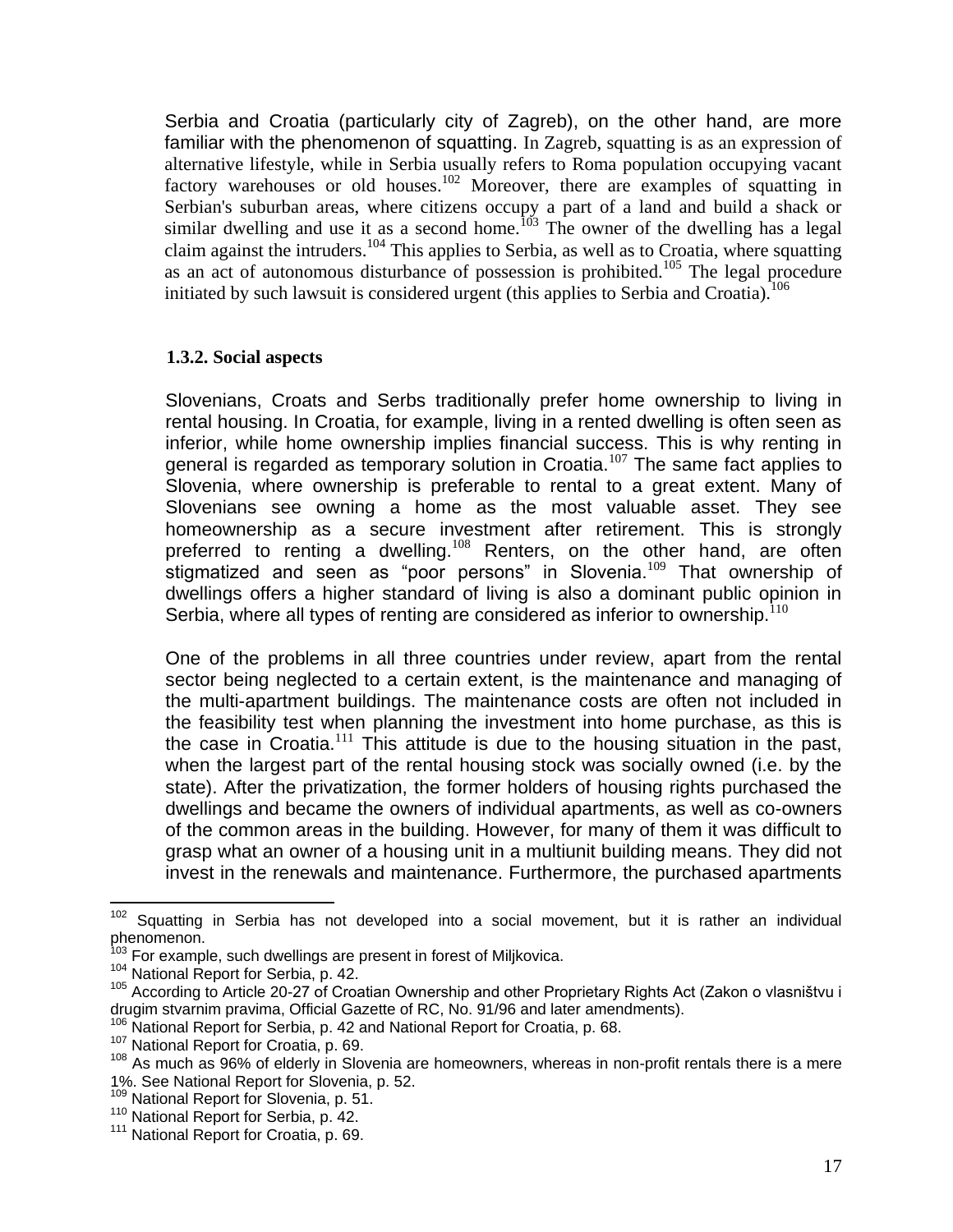Serbia and Croatia (particularly city of Zagreb), on the other hand, are more familiar with the phenomenon of squatting. In Zagreb, squatting is as an expression of alternative lifestyle, while in Serbia usually refers to Roma population occupying vacant factory warehouses or old houses.[102] Moreover, there are examples of squatting in Serbian's suburban areas, where citizens occupy a part of a land and build a shack or similar dwelling and use it as a second home.[103] The owner of the dwelling has a legal claim against the intruders.[104] This applies to Serbia, as well as to Croatia, where squatting as an act of autonomous disturbance of possession is prohibited.[105] The legal procedure initiated by such lawsuit is considered urgent (this applies to Serbia and Croatia).[106]

### 1.3.2. Social aspects

Slovenians, Croats and Serbs traditionally prefer home ownership to living in rental housing. In Croatia, for example, living in a rented dwelling is often seen as inferior, while home ownership implies financial success. This is why renting in general is regarded as temporary solution in Croatia.[107] The same fact applies to Slovenia, where ownership is preferable to rental to a great extent. Many of Slovenians see owning a home as the most valuable asset. They see homeownership as a secure investment after retirement. This is strongly preferred to renting a dwelling.[108] Renters, on the other hand, are often stigmatized and seen as "poor persons" in Slovenia.[109] That ownership of dwellings offers a higher standard of living is also a dominant public opinion in Serbia, where all types of renting are considered as inferior to ownership.[110]

One of the problems in all three countries under review, apart from the rental sector being neglected to a certain extent, is the maintenance and managing of the multi-apartment buildings. The maintenance costs are often not included in the feasibility test when planning the investment into home purchase, as this is the case in Croatia.[111] This attitude is due to the housing situation in the past, when the largest part of the rental housing stock was socially owned (i.e. by the state). After the privatization, the former holders of housing rights purchased the dwellings and became the owners of individual apartments, as well as co-owners of the common areas in the building. However, for many of them it was difficult to grasp what an owner of a housing unit in a multiunit building means. They did not invest in the renewals and maintenance. Furthermore, the purchased apartments

---

[102] Squatting in Serbia has not developed into a social movement, but it is rather an individual phenomenon.

[103] For example, such dwellings are present in forest of Miljkovica.

[104] National Report for Serbia, p. 42.

[105] According to Article 20-27 of Croatian Ownership and other Proprietary Rights Act (Zakon o vlasništvu i drugim stvarnim pravima, Official Gazette of RC, No. 91/96 and later amendments).

[106] National Report for Serbia, p. 42 and National Report for Croatia, p. 68.

[107] National Report for Croatia, p. 69.

[108] As much as 96% of elderly in Slovenia are homeowners, whereas in non-profit rentals there is a mere 1%. See National Report for Slovenia, p. 52.

[109] National Report for Slovenia, p. 51.

[110] National Report for Serbia, p. 42.

[111] National Report for Croatia, p. 69.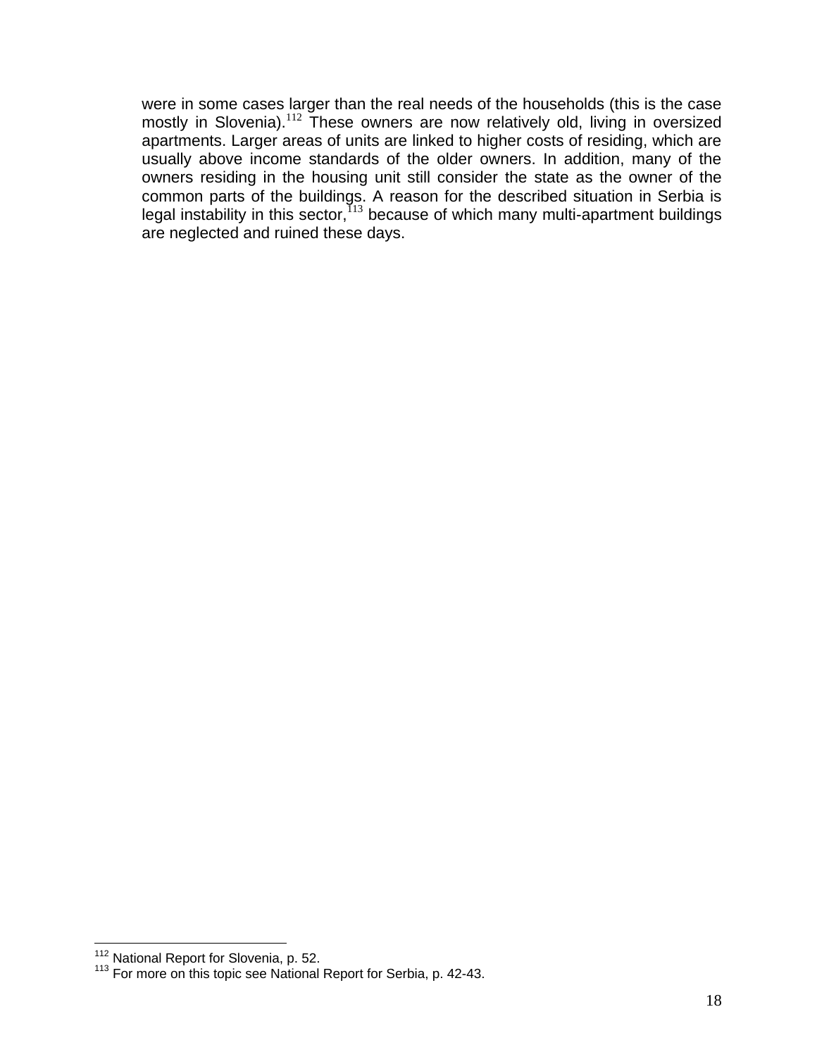were in some cases larger than the real needs of the households (this is the case mostly in Slovenia).[112] These owners are now relatively old, living in oversized apartments. Larger areas of units are linked to higher costs of residing, which are usually above income standards of the older owners. In addition, many of the owners residing in the housing unit still consider the state as the owner of the common parts of the buildings. A reason for the described situation in Serbia is legal instability in this sector,[113] because of which many multi-apartment buildings are neglected and ruined these days.

[112] National Report for Slovenia, p. 52.
[113] For more on this topic see National Report for Serbia, p. 42-43.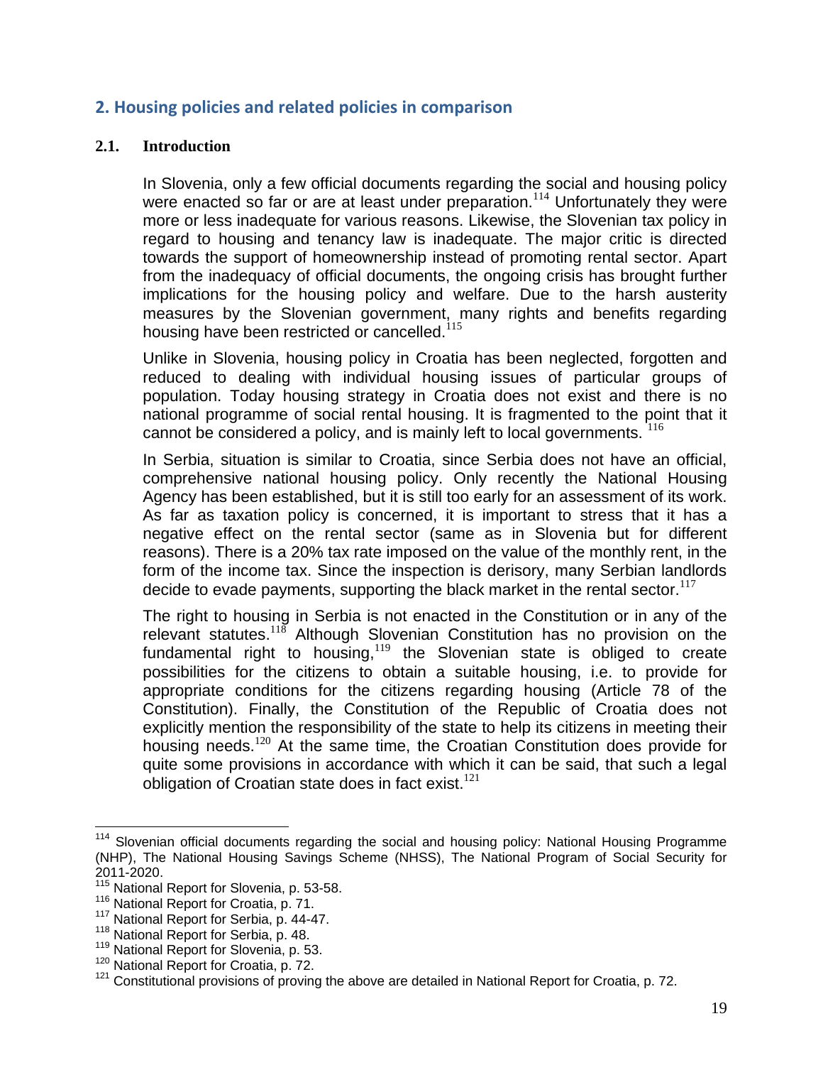## 2. Housing policies and related policies in comparison

### 2.1. Introduction

In Slovenia, only a few official documents regarding the social and housing policy were enacted so far or are at least under preparation.[114] Unfortunately they were more or less inadequate for various reasons. Likewise, the Slovenian tax policy in regard to housing and tenancy law is inadequate. The major critic is directed towards the support of homeownership instead of promoting rental sector. Apart from the inadequacy of official documents, the ongoing crisis has brought further implications for the housing policy and welfare. Due to the harsh austerity measures by the Slovenian government, many rights and benefits regarding housing have been restricted or cancelled.[115]

Unlike in Slovenia, housing policy in Croatia has been neglected, forgotten and reduced to dealing with individual housing issues of particular groups of population. Today housing strategy in Croatia does not exist and there is no national programme of social rental housing. It is fragmented to the point that it cannot be considered a policy, and is mainly left to local governments. [116]

In Serbia, situation is similar to Croatia, since Serbia does not have an official, comprehensive national housing policy. Only recently the National Housing Agency has been established, but it is still too early for an assessment of its work. As far as taxation policy is concerned, it is important to stress that it has a negative effect on the rental sector (same as in Slovenia but for different reasons). There is a 20% tax rate imposed on the value of the monthly rent, in the form of the income tax. Since the inspection is derisory, many Serbian landlords decide to evade payments, supporting the black market in the rental sector.[117]

The right to housing in Serbia is not enacted in the Constitution or in any of the relevant statutes.[118] Although Slovenian Constitution has no provision on the fundamental right to housing,[119] the Slovenian state is obliged to create possibilities for the citizens to obtain a suitable housing, i.e. to provide for appropriate conditions for the citizens regarding housing (Article 78 of the Constitution). Finally, the Constitution of the Republic of Croatia does not explicitly mention the responsibility of the state to help its citizens in meeting their housing needs.[120] At the same time, the Croatian Constitution does provide for quite some provisions in accordance with which it can be said, that such a legal obligation of Croatian state does in fact exist.[121]

---

[114] Slovenian official documents regarding the social and housing policy: National Housing Programme (NHP), The National Housing Savings Scheme (NHSS), The National Program of Social Security for 2011-2020.

[115] National Report for Slovenia, p. 53-58.

[116] National Report for Croatia, p. 71.

[117] National Report for Serbia, p. 44-47.

[118] National Report for Serbia, p. 48.

[119] National Report for Slovenia, p. 53.

[120] National Report for Croatia, p. 72.

[121] Constitutional provisions of proving the above are detailed in National Report for Croatia, p. 72.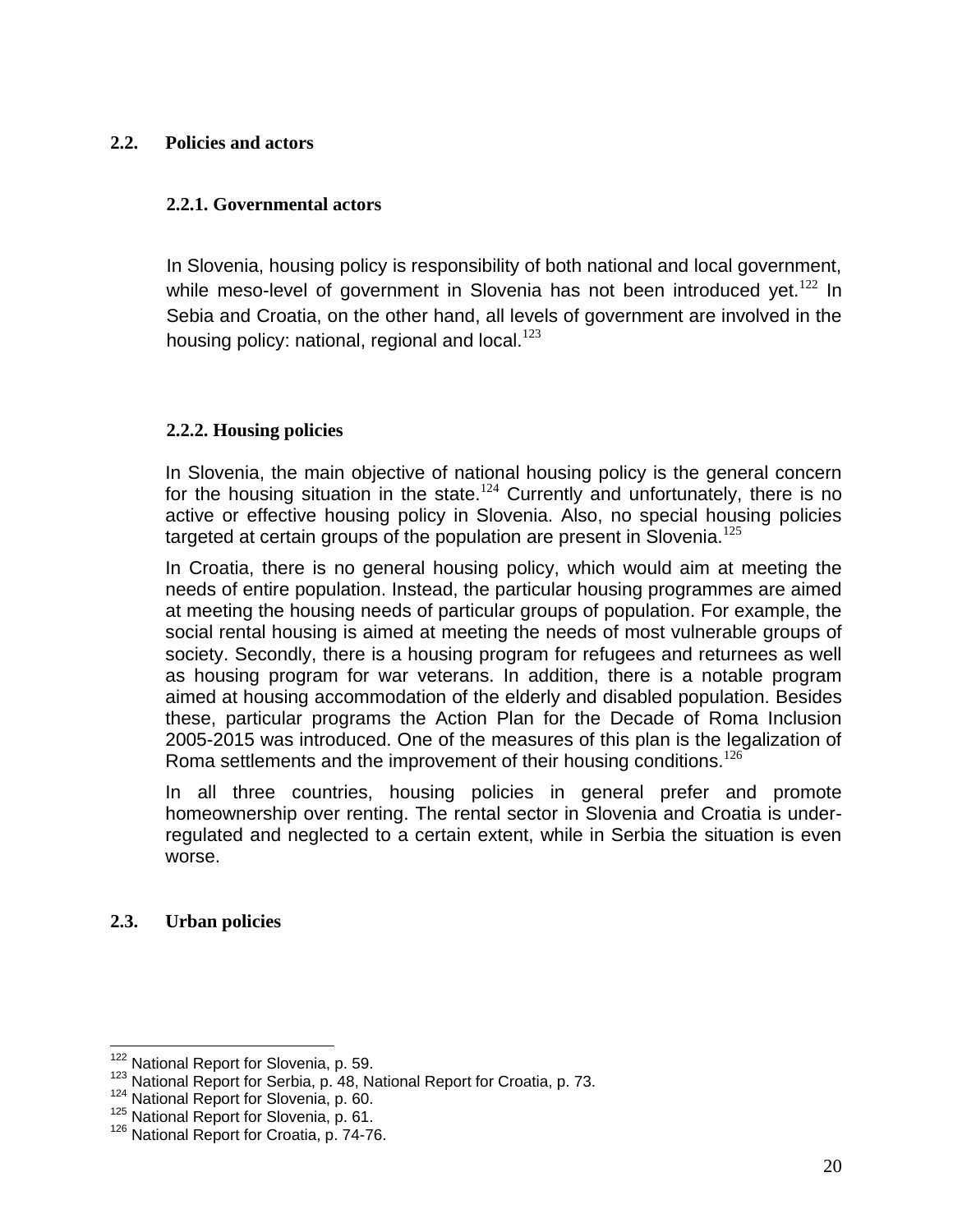## 2.2. Policies and actors

### 2.2.1. Governmental actors

In Slovenia, housing policy is responsibility of both national and local government, while meso-level of government in Slovenia has not been introduced yet.[122] In Sebia and Croatia, on the other hand, all levels of government are involved in the housing policy: national, regional and local.[123]

### 2.2.2. Housing policies

In Slovenia, the main objective of national housing policy is the general concern for the housing situation in the state.[124] Currently and unfortunately, there is no active or effective housing policy in Slovenia. Also, no special housing policies targeted at certain groups of the population are present in Slovenia.[125]

In Croatia, there is no general housing policy, which would aim at meeting the needs of entire population. Instead, the particular housing programmes are aimed at meeting the housing needs of particular groups of population. For example, the social rental housing is aimed at meeting the needs of most vulnerable groups of society. Secondly, there is a housing program for refugees and returnees as well as housing program for war veterans. In addition, there is a notable program aimed at housing accommodation of the elderly and disabled population. Besides these, particular programs the Action Plan for the Decade of Roma Inclusion 2005-2015 was introduced. One of the measures of this plan is the legalization of Roma settlements and the improvement of their housing conditions.[126]

In all three countries, housing policies in general prefer and promote homeownership over renting. The rental sector in Slovenia and Croatia is under-regulated and neglected to a certain extent, while in Serbia the situation is even worse.

## 2.3. Urban policies

[122] National Report for Slovenia, p. 59.
[123] National Report for Serbia, p. 48, National Report for Croatia, p. 73.
[124] National Report for Slovenia, p. 60.
[125] National Report for Slovenia, p. 61.
[126] National Report for Croatia, p. 74-76.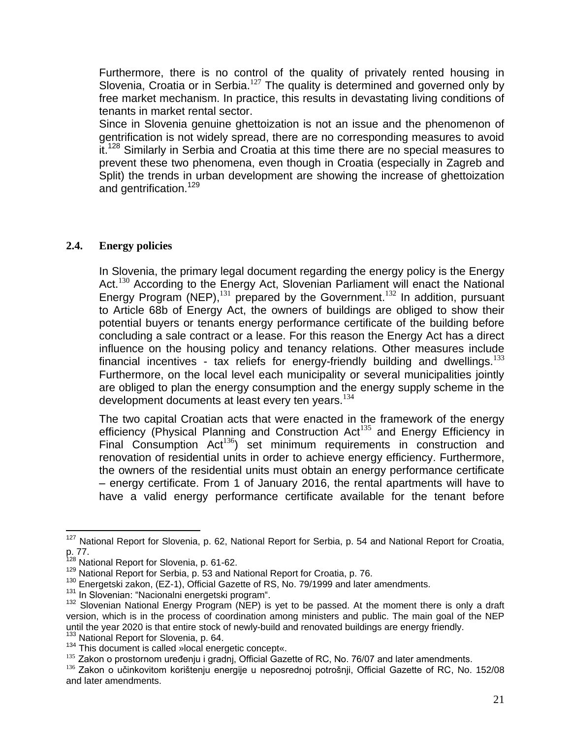Furthermore, there is no control of the quality of privately rented housing in Slovenia, Croatia or in Serbia.[127] The quality is determined and governed only by free market mechanism. In practice, this results in devastating living conditions of tenants in market rental sector.

Since in Slovenia genuine ghettoization is not an issue and the phenomenon of gentrification is not widely spread, there are no corresponding measures to avoid it.[128] Similarly in Serbia and Croatia at this time there are no special measures to prevent these two phenomena, even though in Croatia (especially in Zagreb and Split) the trends in urban development are showing the increase of ghettoization and gentrification.[129]

## 2.4. Energy policies

In Slovenia, the primary legal document regarding the energy policy is the Energy Act.[130] According to the Energy Act, Slovenian Parliament will enact the National Energy Program (NEP),[131] prepared by the Government.[132] In addition, pursuant to Article 68b of Energy Act, the owners of buildings are obliged to show their potential buyers or tenants energy performance certificate of the building before concluding a sale contract or a lease. For this reason the Energy Act has a direct influence on the housing policy and tenancy relations. Other measures include financial incentives - tax reliefs for energy-friendly building and dwellings.[133] Furthermore, on the local level each municipality or several municipalities jointly are obliged to plan the energy consumption and the energy supply scheme in the development documents at least every ten years.[134]

The two capital Croatian acts that were enacted in the framework of the energy efficiency (Physical Planning and Construction Act[135] and Energy Efficiency in Final Consumption Act[136]) set minimum requirements in construction and renovation of residential units in order to achieve energy efficiency. Furthermore, the owners of the residential units must obtain an energy performance certificate – energy certificate. From 1 of January 2016, the rental apartments will have to have a valid energy performance certificate available for the tenant before

---

[127] National Report for Slovenia, p. 62, National Report for Serbia, p. 54 and National Report for Croatia, p. 77.

[128] National Report for Slovenia, p. 61-62.

[129] National Report for Serbia, p. 53 and National Report for Croatia, p. 76.

[130] Energetski zakon, (EZ-1), Official Gazette of RS, No. 79/1999 and later amendments.

[131] In Slovenian: "Nacionalni energetski program".

[132] Slovenian National Energy Program (NEP) is yet to be passed. At the moment there is only a draft version, which is in the process of coordination among ministers and public. The main goal of the NEP until the year 2020 is that entire stock of newly-build and renovated buildings are energy friendly.

[133] National Report for Slovenia, p. 64.

[134] This document is called »local energetic concept«.

[135] Zakon o prostornom uređenju i gradnj, Official Gazette of RC, No. 76/07 and later amendments.

[136] Zakon o učinkovitom korištenju energije u neposrednoj potrošnji, Official Gazette of RC, No. 152/08 and later amendments.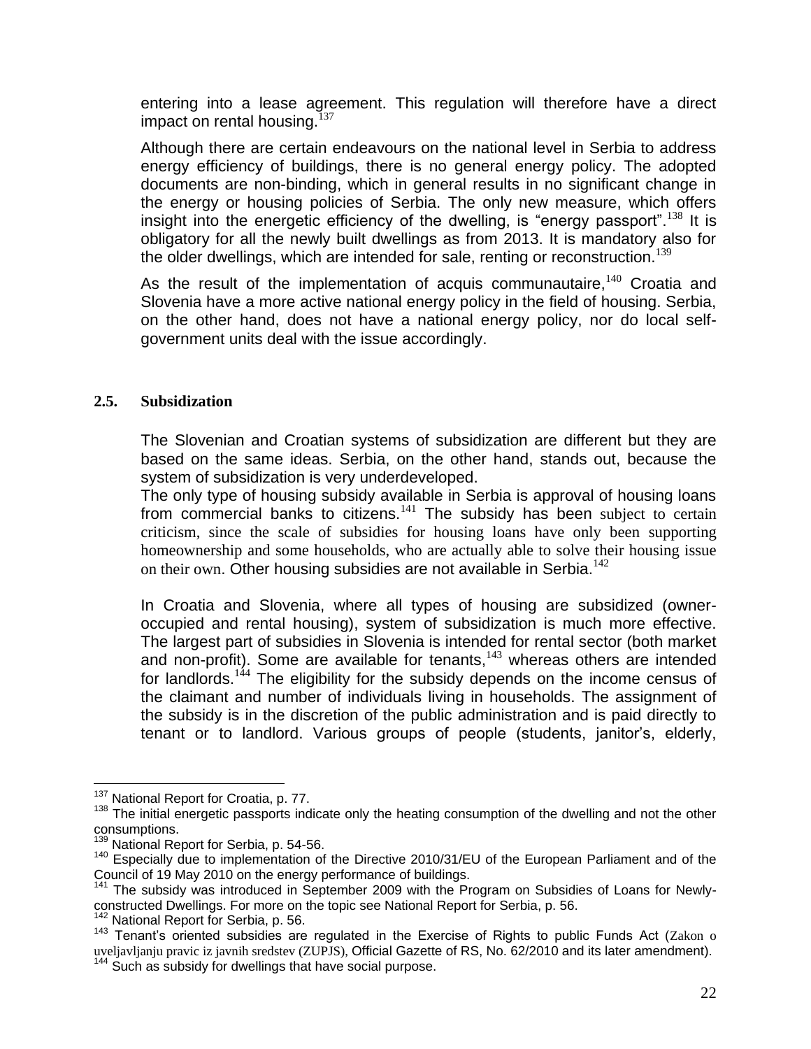entering into a lease agreement. This regulation will therefore have a direct impact on rental housing.[137]

Although there are certain endeavours on the national level in Serbia to address energy efficiency of buildings, there is no general energy policy. The adopted documents are non-binding, which in general results in no significant change in the energy or housing policies of Serbia. The only new measure, which offers insight into the energetic efficiency of the dwelling, is "energy passport".[138] It is obligatory for all the newly built dwellings as from 2013. It is mandatory also for the older dwellings, which are intended for sale, renting or reconstruction.[139]

As the result of the implementation of acquis communautaire,[140] Croatia and Slovenia have a more active national energy policy in the field of housing. Serbia, on the other hand, does not have a national energy policy, nor do local self-government units deal with the issue accordingly.

## 2.5. Subsidization

The Slovenian and Croatian systems of subsidization are different but they are based on the same ideas. Serbia, on the other hand, stands out, because the system of subsidization is very underdeveloped.

The only type of housing subsidy available in Serbia is approval of housing loans from commercial banks to citizens.[141] The subsidy has been subject to certain criticism, since the scale of subsidies for housing loans have only been supporting homeownership and some households, who are actually able to solve their housing issue on their own. Other housing subsidies are not available in Serbia.[142]

In Croatia and Slovenia, where all types of housing are subsidized (owner-occupied and rental housing), system of subsidization is much more effective. The largest part of subsidies in Slovenia is intended for rental sector (both market and non-profit). Some are available for tenants,[143] whereas others are intended for landlords.[144] The eligibility for the subsidy depends on the income census of the claimant and number of individuals living in households. The assignment of the subsidy is in the discretion of the public administration and is paid directly to tenant or to landlord. Various groups of people (students, janitor's, elderly,

---

[137] National Report for Croatia, p. 77.

[138] The initial energetic passports indicate only the heating consumption of the dwelling and not the other consumptions.

[139] National Report for Serbia, p. 54-56.

[140] Especially due to implementation of the Directive 2010/31/EU of the European Parliament and of the Council of 19 May 2010 on the energy performance of buildings.

[141] The subsidy was introduced in September 2009 with the Program on Subsidies of Loans for Newly-constructed Dwellings. For more on the topic see National Report for Serbia, p. 56.

[142] National Report for Serbia, p. 56.

[143] Tenant's oriented subsidies are regulated in the Exercise of Rights to public Funds Act (Zakon o uveljavljanju pravic iz javnih sredstev (ZUPJS), Official Gazette of RS, No. 62/2010 and its later amendment).

[144] Such as subsidy for dwellings that have social purpose.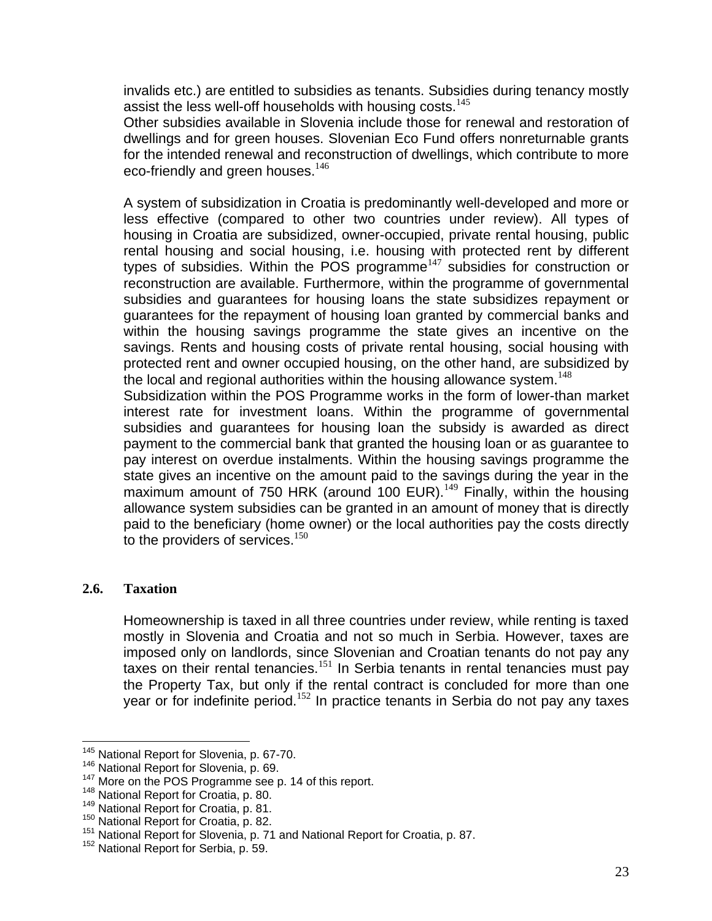invalids etc.) are entitled to subsidies as tenants. Subsidies during tenancy mostly assist the less well-off households with housing costs.[145]

Other subsidies available in Slovenia include those for renewal and restoration of dwellings and for green houses. Slovenian Eco Fund offers nonreturnable grants for the intended renewal and reconstruction of dwellings, which contribute to more eco-friendly and green houses.[146]

A system of subsidization in Croatia is predominantly well-developed and more or less effective (compared to other two countries under review). All types of housing in Croatia are subsidized, owner-occupied, private rental housing, public rental housing and social housing, i.e. housing with protected rent by different types of subsidies. Within the POS programme[147] subsidies for construction or reconstruction are available. Furthermore, within the programme of governmental subsidies and guarantees for housing loans the state subsidizes repayment or guarantees for the repayment of housing loan granted by commercial banks and within the housing savings programme the state gives an incentive on the savings. Rents and housing costs of private rental housing, social housing with protected rent and owner occupied housing, on the other hand, are subsidized by the local and regional authorities within the housing allowance system.[148]

Subsidization within the POS Programme works in the form of lower-than market interest rate for investment loans. Within the programme of governmental subsidies and guarantees for housing loan the subsidy is awarded as direct payment to the commercial bank that granted the housing loan or as guarantee to pay interest on overdue instalments. Within the housing savings programme the state gives an incentive on the amount paid to the savings during the year in the maximum amount of 750 HRK (around 100 EUR).[149] Finally, within the housing allowance system subsidies can be granted in an amount of money that is directly paid to the beneficiary (home owner) or the local authorities pay the costs directly to the providers of services.[150]

## 2.6. Taxation

Homeownership is taxed in all three countries under review, while renting is taxed mostly in Slovenia and Croatia and not so much in Serbia. However, taxes are imposed only on landlords, since Slovenian and Croatian tenants do not pay any taxes on their rental tenancies.[151] In Serbia tenants in rental tenancies must pay the Property Tax, but only if the rental contract is concluded for more than one year or for indefinite period.[152] In practice tenants in Serbia do not pay any taxes

---

[145] National Report for Slovenia, p. 67-70.
[146] National Report for Slovenia, p. 69.
[147] More on the POS Programme see p. 14 of this report.
[148] National Report for Croatia, p. 80.
[149] National Report for Croatia, p. 81.
[150] National Report for Croatia, p. 82.
[151] National Report for Slovenia, p. 71 and National Report for Croatia, p. 87.
[152] National Report for Serbia, p. 59.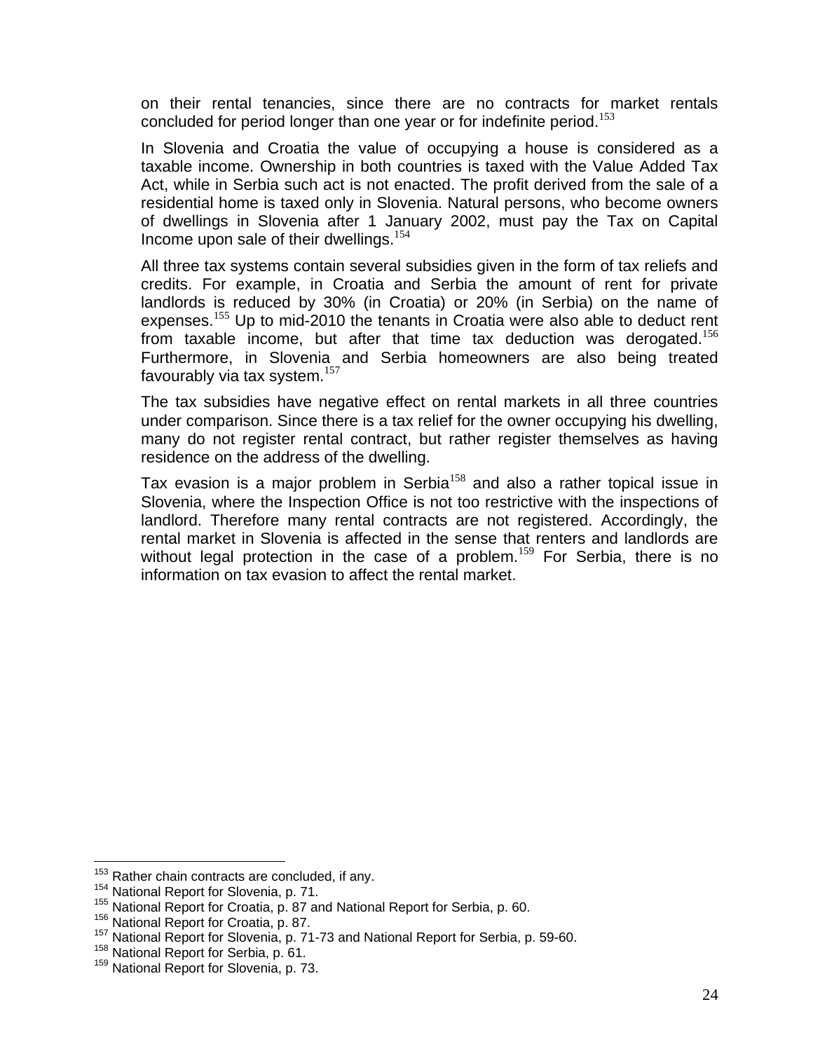on their rental tenancies, since there are no contracts for market rentals concluded for period longer than one year or for indefinite period.[153]

In Slovenia and Croatia the value of occupying a house is considered as a taxable income. Ownership in both countries is taxed with the Value Added Tax Act, while in Serbia such act is not enacted. The profit derived from the sale of a residential home is taxed only in Slovenia. Natural persons, who become owners of dwellings in Slovenia after 1 January 2002, must pay the Tax on Capital Income upon sale of their dwellings.[154]

All three tax systems contain several subsidies given in the form of tax reliefs and credits. For example, in Croatia and Serbia the amount of rent for private landlords is reduced by 30% (in Croatia) or 20% (in Serbia) on the name of expenses.[155] Up to mid-2010 the tenants in Croatia were also able to deduct rent from taxable income, but after that time tax deduction was derogated.[156] Furthermore, in Slovenia and Serbia homeowners are also being treated favourably via tax system.[157]

The tax subsidies have negative effect on rental markets in all three countries under comparison. Since there is a tax relief for the owner occupying his dwelling, many do not register rental contract, but rather register themselves as having residence on the address of the dwelling.

Tax evasion is a major problem in Serbia[158] and also a rather topical issue in Slovenia, where the Inspection Office is not too restrictive with the inspections of landlord. Therefore many rental contracts are not registered. Accordingly, the rental market in Slovenia is affected in the sense that renters and landlords are without legal protection in the case of a problem.[159] For Serbia, there is no information on tax evasion to affect the rental market.

---

[153] Rather chain contracts are concluded, if any.

[154] National Report for Slovenia, p. 71.

[155] National Report for Croatia, p. 87 and National Report for Serbia, p. 60.

[156] National Report for Croatia, p. 87.

[157] National Report for Slovenia, p. 71-73 and National Report for Serbia, p. 59-60.

[158] National Report for Serbia, p. 61.

[159] National Report for Slovenia, p. 73.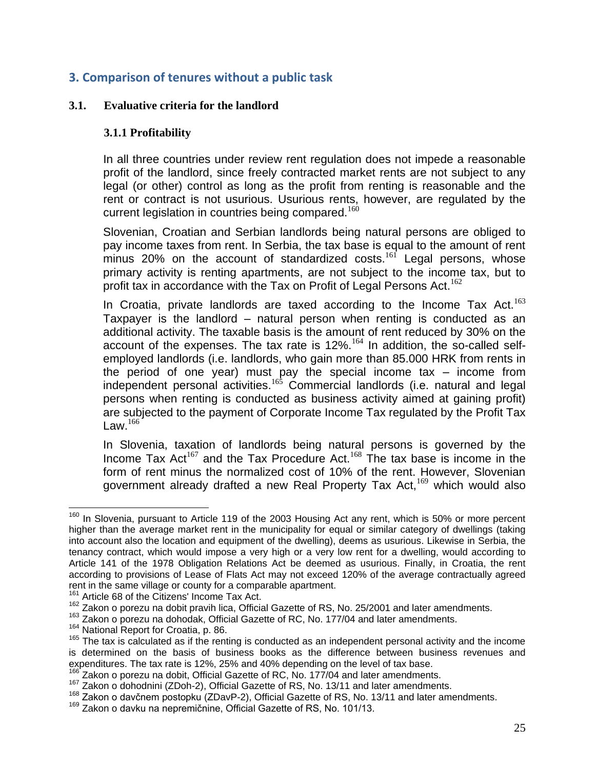## 3. Comparison of tenures without a public task

### 3.1. Evaluative criteria for the landlord

#### 3.1.1 Profitability

In all three countries under review rent regulation does not impede a reasonable profit of the landlord, since freely contracted market rents are not subject to any legal (or other) control as long as the profit from renting is reasonable and the rent or contract is not usurious. Usurious rents, however, are regulated by the current legislation in countries being compared.[160]

Slovenian, Croatian and Serbian landlords being natural persons are obliged to pay income taxes from rent. In Serbia, the tax base is equal to the amount of rent minus 20% on the account of standardized costs.[161] Legal persons, whose primary activity is renting apartments, are not subject to the income tax, but to profit tax in accordance with the Tax on Profit of Legal Persons Act.[162]

In Croatia, private landlords are taxed according to the Income Tax Act.[163] Taxpayer is the landlord – natural person when renting is conducted as an additional activity. The taxable basis is the amount of rent reduced by 30% on the account of the expenses. The tax rate is 12%.[164] In addition, the so-called self-employed landlords (i.e. landlords, who gain more than 85.000 HRK from rents in the period of one year) must pay the special income tax – income from independent personal activities.[165] Commercial landlords (i.e. natural and legal persons when renting is conducted as business activity aimed at gaining profit) are subjected to the payment of Corporate Income Tax regulated by the Profit Tax Law.[166]

In Slovenia, taxation of landlords being natural persons is governed by the Income Tax Act[167] and the Tax Procedure Act.[168] The tax base is income in the form of rent minus the normalized cost of 10% of the rent. However, Slovenian government already drafted a new Real Property Tax Act,[169] which would also

---

[160] In Slovenia, pursuant to Article 119 of the 2003 Housing Act any rent, which is 50% or more percent higher than the average market rent in the municipality for equal or similar category of dwellings (taking into account also the location and equipment of the dwelling), deems as usurious. Likewise in Serbia, the tenancy contract, which would impose a very high or a very low rent for a dwelling, would according to Article 141 of the 1978 Obligation Relations Act be deemed as usurious. Finally, in Croatia, the rent according to provisions of Lease of Flats Act may not exceed 120% of the average contractually agreed rent in the same village or county for a comparable apartment.

[161] Article 68 of the Citizens' Income Tax Act.

[162] Zakon o porezu na dobit pravih lica, Official Gazette of RS, No. 25/2001 and later amendments.

[163] Zakon o porezu na dohodak, Official Gazette of RC, No. 177/04 and later amendments.

[164] National Report for Croatia, p. 86.

[165] The tax is calculated as if the renting is conducted as an independent personal activity and the income is determined on the basis of business books as the difference between business revenues and expenditures. The tax rate is 12%, 25% and 40% depending on the level of tax base.

[166] Zakon o porezu na dobit, Official Gazette of RC, No. 177/04 and later amendments.

[167] Zakon o dohodnini (ZDoh-2), Official Gazette of RS, No. 13/11 and later amendments.

[168] Zakon o davčnem postopku (ZDavP-2), Official Gazette of RS, No. 13/11 and later amendments.

[169] Zakon o davku na nepremičnine, Official Gazette of RS, No. 101/13.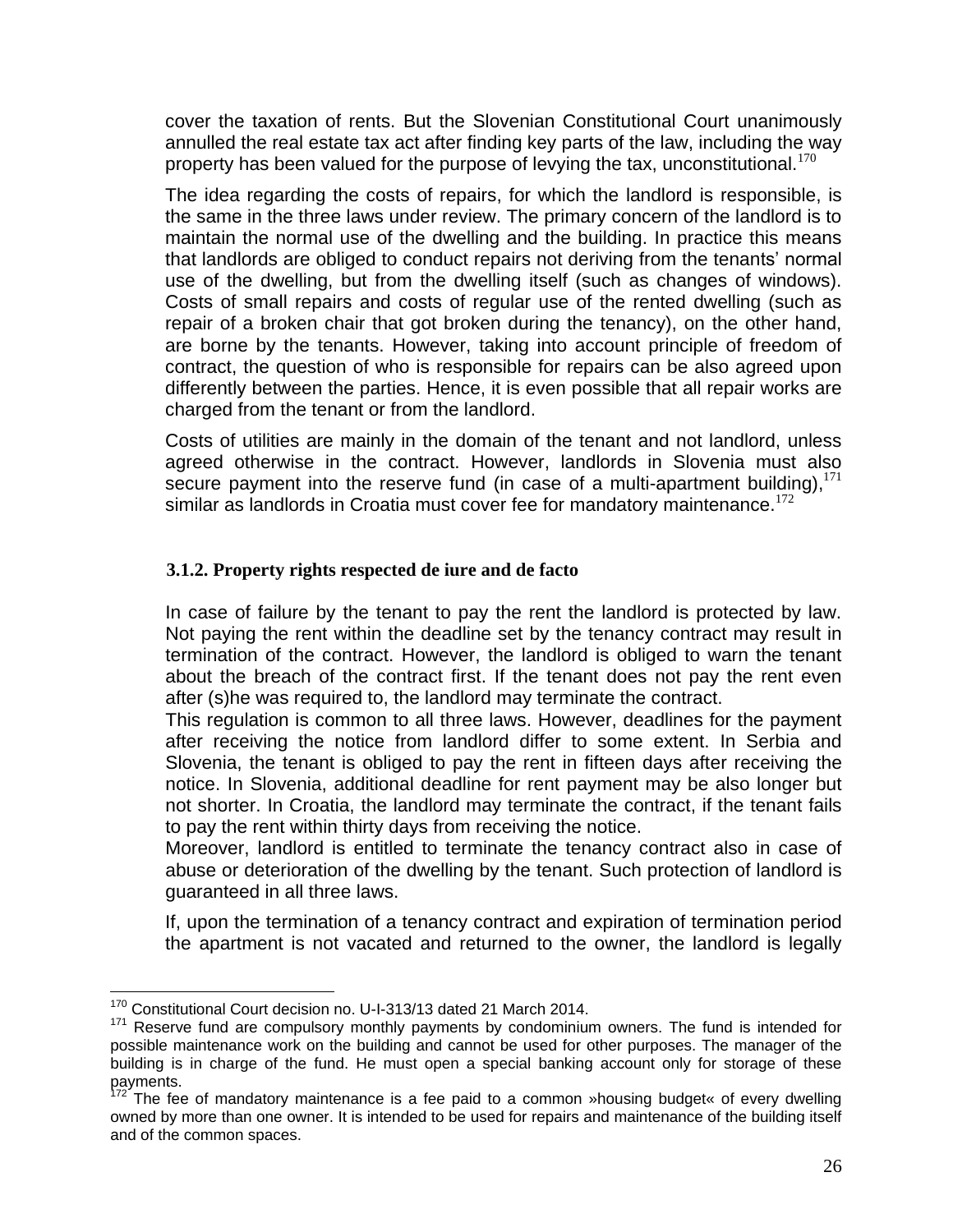cover the taxation of rents. But the Slovenian Constitutional Court unanimously annulled the real estate tax act after finding key parts of the law, including the way property has been valued for the purpose of levying the tax, unconstitutional.[170]

The idea regarding the costs of repairs, for which the landlord is responsible, is the same in the three laws under review. The primary concern of the landlord is to maintain the normal use of the dwelling and the building. In practice this means that landlords are obliged to conduct repairs not deriving from the tenants' normal use of the dwelling, but from the dwelling itself (such as changes of windows). Costs of small repairs and costs of regular use of the rented dwelling (such as repair of a broken chair that got broken during the tenancy), on the other hand, are borne by the tenants. However, taking into account principle of freedom of contract, the question of who is responsible for repairs can be also agreed upon differently between the parties. Hence, it is even possible that all repair works are charged from the tenant or from the landlord.

Costs of utilities are mainly in the domain of the tenant and not landlord, unless agreed otherwise in the contract. However, landlords in Slovenia must also secure payment into the reserve fund (in case of a multi-apartment building),[171] similar as landlords in Croatia must cover fee for mandatory maintenance.[172]

### 3.1.2. Property rights respected de iure and de facto

In case of failure by the tenant to pay the rent the landlord is protected by law. Not paying the rent within the deadline set by the tenancy contract may result in termination of the contract. However, the landlord is obliged to warn the tenant about the breach of the contract first. If the tenant does not pay the rent even after (s)he was required to, the landlord may terminate the contract.

This regulation is common to all three laws. However, deadlines for the payment after receiving the notice from landlord differ to some extent. In Serbia and Slovenia, the tenant is obliged to pay the rent in fifteen days after receiving the notice. In Slovenia, additional deadline for rent payment may be also longer but not shorter. In Croatia, the landlord may terminate the contract, if the tenant fails to pay the rent within thirty days from receiving the notice.

Moreover, landlord is entitled to terminate the tenancy contract also in case of abuse or deterioration of the dwelling by the tenant. Such protection of landlord is guaranteed in all three laws.

If, upon the termination of a tenancy contract and expiration of termination period the apartment is not vacated and returned to the owner, the landlord is legally

---

[170] Constitutional Court decision no. U-I-313/13 dated 21 March 2014.

[171] Reserve fund are compulsory monthly payments by condominium owners. The fund is intended for possible maintenance work on the building and cannot be used for other purposes. The manager of the building is in charge of the fund. He must open a special banking account only for storage of these payments.

[172] The fee of mandatory maintenance is a fee paid to a common »housing budget« of every dwelling owned by more than one owner. It is intended to be used for repairs and maintenance of the building itself and of the common spaces.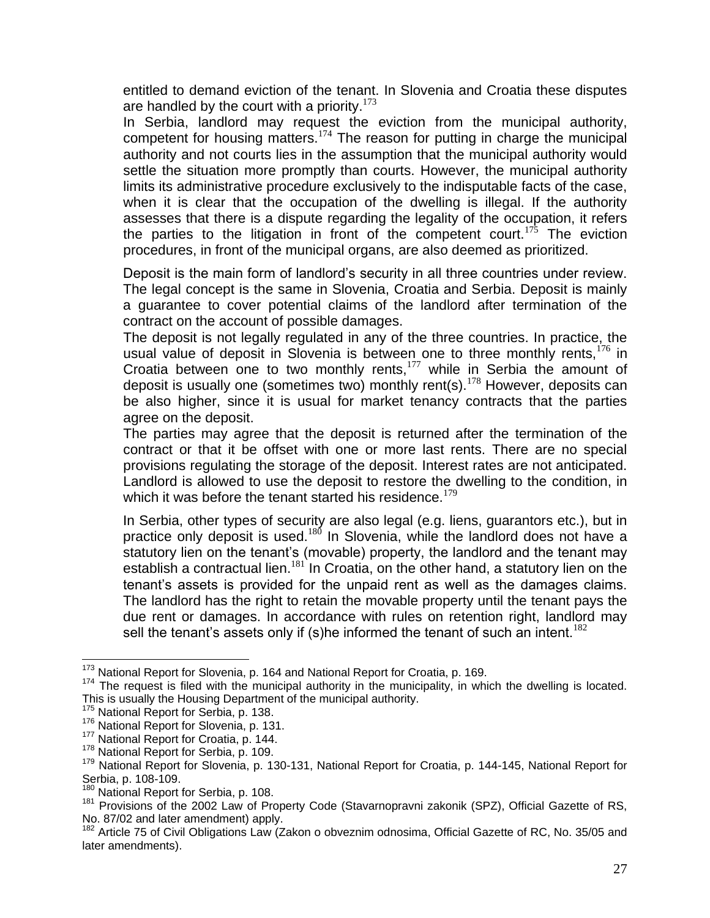entitled to demand eviction of the tenant. In Slovenia and Croatia these disputes are handled by the court with a priority.[173]

In Serbia, landlord may request the eviction from the municipal authority, competent for housing matters.[174] The reason for putting in charge the municipal authority and not courts lies in the assumption that the municipal authority would settle the situation more promptly than courts. However, the municipal authority limits its administrative procedure exclusively to the indisputable facts of the case, when it is clear that the occupation of the dwelling is illegal. If the authority assesses that there is a dispute regarding the legality of the occupation, it refers the parties to the litigation in front of the competent court.[175] The eviction procedures, in front of the municipal organs, are also deemed as prioritized.

Deposit is the main form of landlord's security in all three countries under review. The legal concept is the same in Slovenia, Croatia and Serbia. Deposit is mainly a guarantee to cover potential claims of the landlord after termination of the contract on the account of possible damages.

The deposit is not legally regulated in any of the three countries. In practice, the usual value of deposit in Slovenia is between one to three monthly rents,[176] in Croatia between one to two monthly rents,[177] while in Serbia the amount of deposit is usually one (sometimes two) monthly rent(s).[178] However, deposits can be also higher, since it is usual for market tenancy contracts that the parties agree on the deposit.

The parties may agree that the deposit is returned after the termination of the contract or that it be offset with one or more last rents. There are no special provisions regulating the storage of the deposit. Interest rates are not anticipated. Landlord is allowed to use the deposit to restore the dwelling to the condition, in which it was before the tenant started his residence.[179]

In Serbia, other types of security are also legal (e.g. liens, guarantors etc.), but in practice only deposit is used.[180] In Slovenia, while the landlord does not have a statutory lien on the tenant's (movable) property, the landlord and the tenant may establish a contractual lien.[181] In Croatia, on the other hand, a statutory lien on the tenant's assets is provided for the unpaid rent as well as the damages claims. The landlord has the right to retain the movable property until the tenant pays the due rent or damages. In accordance with rules on retention right, landlord may sell the tenant's assets only if (s)he informed the tenant of such an intent.[182]

---

[173] National Report for Slovenia, p. 164 and National Report for Croatia, p. 169.

[174] The request is filed with the municipal authority in the municipality, in which the dwelling is located. This is usually the Housing Department of the municipal authority.

[175] National Report for Serbia, p. 138.

[176] National Report for Slovenia, p. 131.

[177] National Report for Croatia, p. 144.

[178] National Report for Serbia, p. 109.

[179] National Report for Slovenia, p. 130-131, National Report for Croatia, p. 144-145, National Report for Serbia, p. 108-109.

[180] National Report for Serbia, p. 108.

[181] Provisions of the 2002 Law of Property Code (Stavarnopravni zakonik (SPZ), Official Gazette of RS, No. 87/02 and later amendment) apply.

[182] Article 75 of Civil Obligations Law (Zakon o obveznim odnosima, Official Gazette of RC, No. 35/05 and later amendments).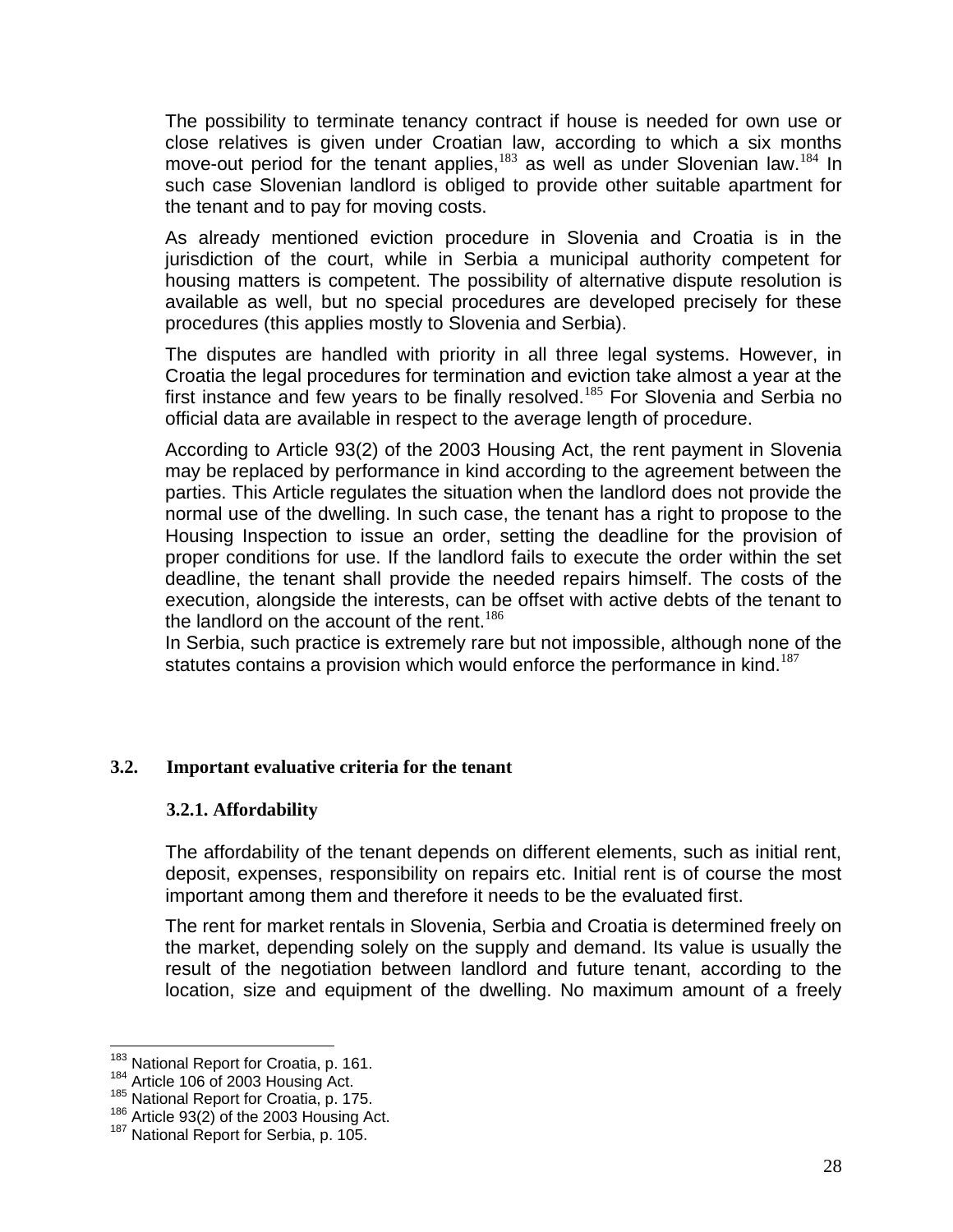The possibility to terminate tenancy contract if house is needed for own use or close relatives is given under Croatian law, according to which a six months move-out period for the tenant applies,[183] as well as under Slovenian law.[184] In such case Slovenian landlord is obliged to provide other suitable apartment for the tenant and to pay for moving costs.

As already mentioned eviction procedure in Slovenia and Croatia is in the jurisdiction of the court, while in Serbia a municipal authority competent for housing matters is competent. The possibility of alternative dispute resolution is available as well, but no special procedures are developed precisely for these procedures (this applies mostly to Slovenia and Serbia).

The disputes are handled with priority in all three legal systems. However, in Croatia the legal procedures for termination and eviction take almost a year at the first instance and few years to be finally resolved.[185] For Slovenia and Serbia no official data are available in respect to the average length of procedure.

According to Article 93(2) of the 2003 Housing Act, the rent payment in Slovenia may be replaced by performance in kind according to the agreement between the parties. This Article regulates the situation when the landlord does not provide the normal use of the dwelling. In such case, the tenant has a right to propose to the Housing Inspection to issue an order, setting the deadline for the provision of proper conditions for use. If the landlord fails to execute the order within the set deadline, the tenant shall provide the needed repairs himself. The costs of the execution, alongside the interests, can be offset with active debts of the tenant to the landlord on the account of the rent.[186]

In Serbia, such practice is extremely rare but not impossible, although none of the statutes contains a provision which would enforce the performance in kind.[187]

## 3.2. Important evaluative criteria for the tenant

### 3.2.1. Affordability

The affordability of the tenant depends on different elements, such as initial rent, deposit, expenses, responsibility on repairs etc. Initial rent is of course the most important among them and therefore it needs to be the evaluated first.

The rent for market rentals in Slovenia, Serbia and Croatia is determined freely on the market, depending solely on the supply and demand. Its value is usually the result of the negotiation between landlord and future tenant, according to the location, size and equipment of the dwelling. No maximum amount of a freely

---

[183] National Report for Croatia, p. 161.
[184] Article 106 of 2003 Housing Act.
[185] National Report for Croatia, p. 175.
[186] Article 93(2) of the 2003 Housing Act.
[187] National Report for Serbia, p. 105.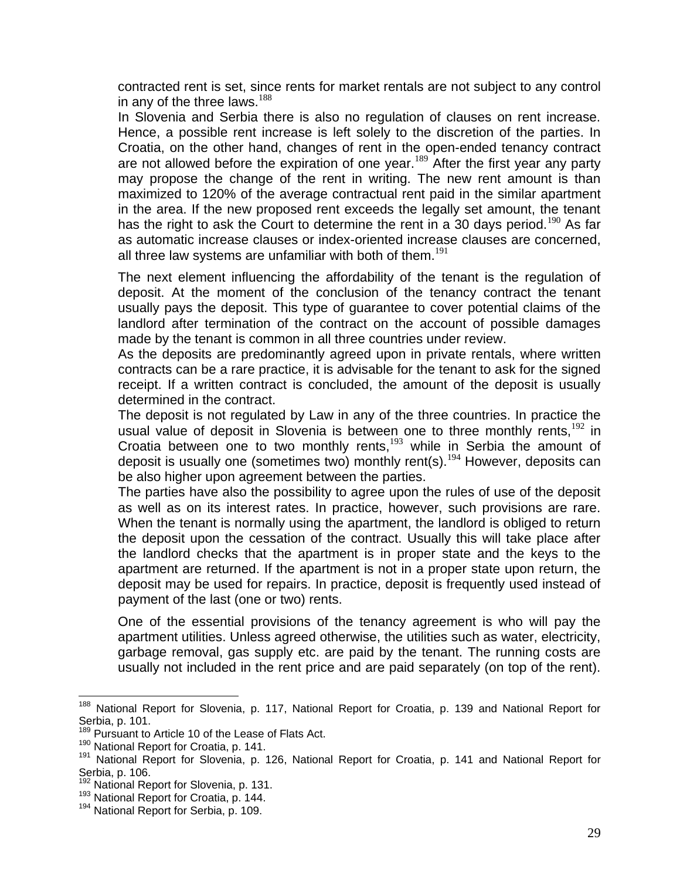contracted rent is set, since rents for market rentals are not subject to any control in any of the three laws.[188]

In Slovenia and Serbia there is also no regulation of clauses on rent increase. Hence, a possible rent increase is left solely to the discretion of the parties. In Croatia, on the other hand, changes of rent in the open-ended tenancy contract are not allowed before the expiration of one year.[189] After the first year any party may propose the change of the rent in writing. The new rent amount is than maximized to 120% of the average contractual rent paid in the similar apartment in the area. If the new proposed rent exceeds the legally set amount, the tenant has the right to ask the Court to determine the rent in a 30 days period.[190] As far as automatic increase clauses or index-oriented increase clauses are concerned, all three law systems are unfamiliar with both of them.[191]

The next element influencing the affordability of the tenant is the regulation of deposit. At the moment of the conclusion of the tenancy contract the tenant usually pays the deposit. This type of guarantee to cover potential claims of the landlord after termination of the contract on the account of possible damages made by the tenant is common in all three countries under review.

As the deposits are predominantly agreed upon in private rentals, where written contracts can be a rare practice, it is advisable for the tenant to ask for the signed receipt. If a written contract is concluded, the amount of the deposit is usually determined in the contract.

The deposit is not regulated by Law in any of the three countries. In practice the usual value of deposit in Slovenia is between one to three monthly rents,[192] in Croatia between one to two monthly rents,[193] while in Serbia the amount of deposit is usually one (sometimes two) monthly rent(s).[194] However, deposits can be also higher upon agreement between the parties.

The parties have also the possibility to agree upon the rules of use of the deposit as well as on its interest rates. In practice, however, such provisions are rare. When the tenant is normally using the apartment, the landlord is obliged to return the deposit upon the cessation of the contract. Usually this will take place after the landlord checks that the apartment is in proper state and the keys to the apartment are returned. If the apartment is not in a proper state upon return, the deposit may be used for repairs. In practice, deposit is frequently used instead of payment of the last (one or two) rents.

One of the essential provisions of the tenancy agreement is who will pay the apartment utilities. Unless agreed otherwise, the utilities such as water, electricity, garbage removal, gas supply etc. are paid by the tenant. The running costs are usually not included in the rent price and are paid separately (on top of the rent).

---

[188] National Report for Slovenia, p. 117, National Report for Croatia, p. 139 and National Report for Serbia, p. 101.

[189] Pursuant to Article 10 of the Lease of Flats Act.

[190] National Report for Croatia, p. 141.

[191] National Report for Slovenia, p. 126, National Report for Croatia, p. 141 and National Report for Serbia, p. 106.

[192] National Report for Slovenia, p. 131.

[193] National Report for Croatia, p. 144.

[194] National Report for Serbia, p. 109.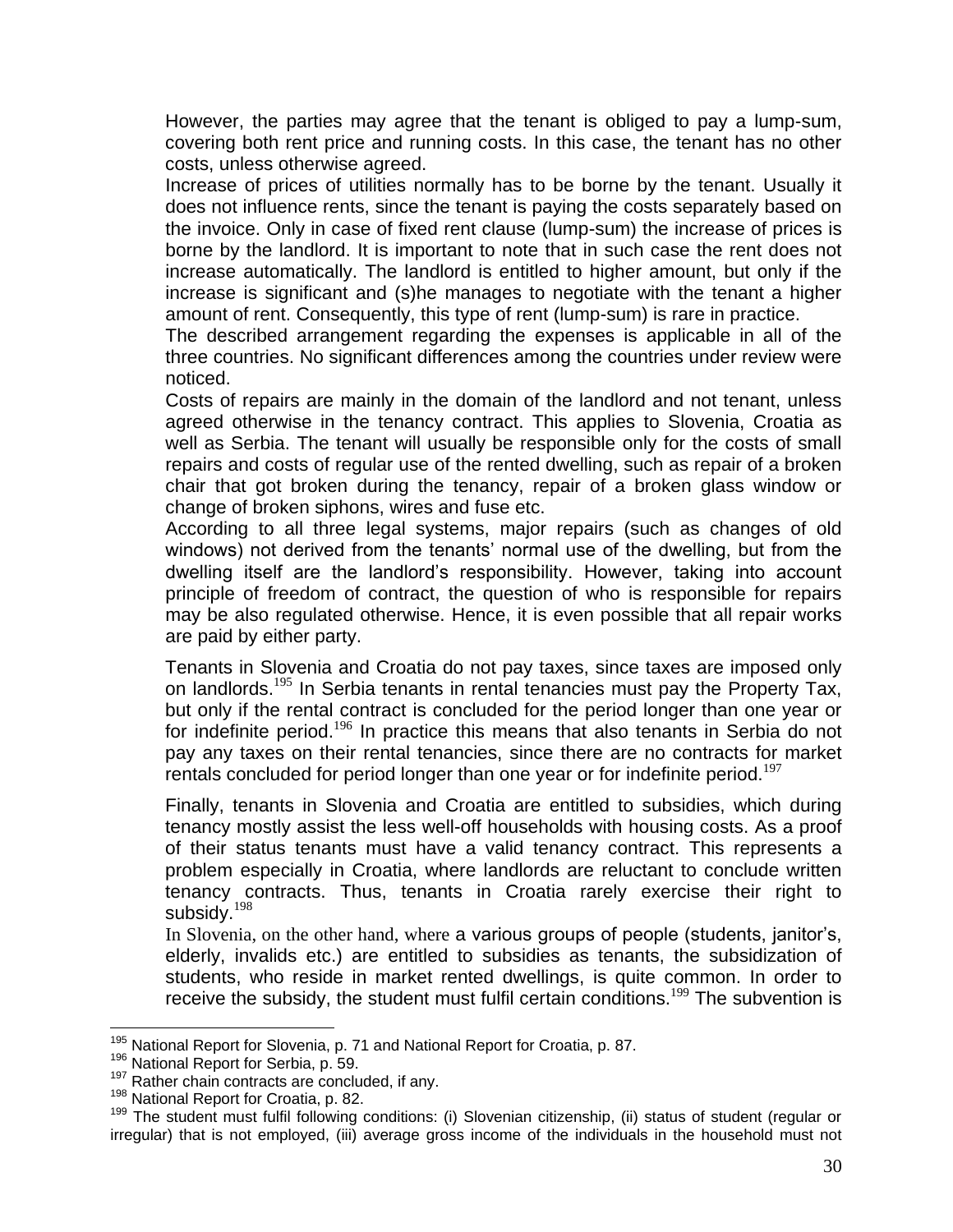However, the parties may agree that the tenant is obliged to pay a lump-sum, covering both rent price and running costs. In this case, the tenant has no other costs, unless otherwise agreed.

Increase of prices of utilities normally has to be borne by the tenant. Usually it does not influence rents, since the tenant is paying the costs separately based on the invoice. Only in case of fixed rent clause (lump-sum) the increase of prices is borne by the landlord. It is important to note that in such case the rent does not increase automatically. The landlord is entitled to higher amount, but only if the increase is significant and (s)he manages to negotiate with the tenant a higher amount of rent. Consequently, this type of rent (lump-sum) is rare in practice.

The described arrangement regarding the expenses is applicable in all of the three countries. No significant differences among the countries under review were noticed.

Costs of repairs are mainly in the domain of the landlord and not tenant, unless agreed otherwise in the tenancy contract. This applies to Slovenia, Croatia as well as Serbia. The tenant will usually be responsible only for the costs of small repairs and costs of regular use of the rented dwelling, such as repair of a broken chair that got broken during the tenancy, repair of a broken glass window or change of broken siphons, wires and fuse etc.

According to all three legal systems, major repairs (such as changes of old windows) not derived from the tenants' normal use of the dwelling, but from the dwelling itself are the landlord's responsibility. However, taking into account principle of freedom of contract, the question of who is responsible for repairs may be also regulated otherwise. Hence, it is even possible that all repair works are paid by either party.

Tenants in Slovenia and Croatia do not pay taxes, since taxes are imposed only on landlords.[195] In Serbia tenants in rental tenancies must pay the Property Tax, but only if the rental contract is concluded for the period longer than one year or for indefinite period.[196] In practice this means that also tenants in Serbia do not pay any taxes on their rental tenancies, since there are no contracts for market rentals concluded for period longer than one year or for indefinite period.[197]

Finally, tenants in Slovenia and Croatia are entitled to subsidies, which during tenancy mostly assist the less well-off households with housing costs. As a proof of their status tenants must have a valid tenancy contract. This represents a problem especially in Croatia, where landlords are reluctant to conclude written tenancy contracts. Thus, tenants in Croatia rarely exercise their right to subsidy.[198]

In Slovenia, on the other hand, where a various groups of people (students, janitor's, elderly, invalids etc.) are entitled to subsidies as tenants, the subsidization of students, who reside in market rented dwellings, is quite common. In order to receive the subsidy, the student must fulfil certain conditions.[199] The subvention is

---

[195] National Report for Slovenia, p. 71 and National Report for Croatia, p. 87.

[196] National Report for Serbia, p. 59.

[197] Rather chain contracts are concluded, if any.

[198] National Report for Croatia, p. 82.

[199] The student must fulfil following conditions: (i) Slovenian citizenship, (ii) status of student (regular or irregular) that is not employed, (iii) average gross income of the individuals in the household must not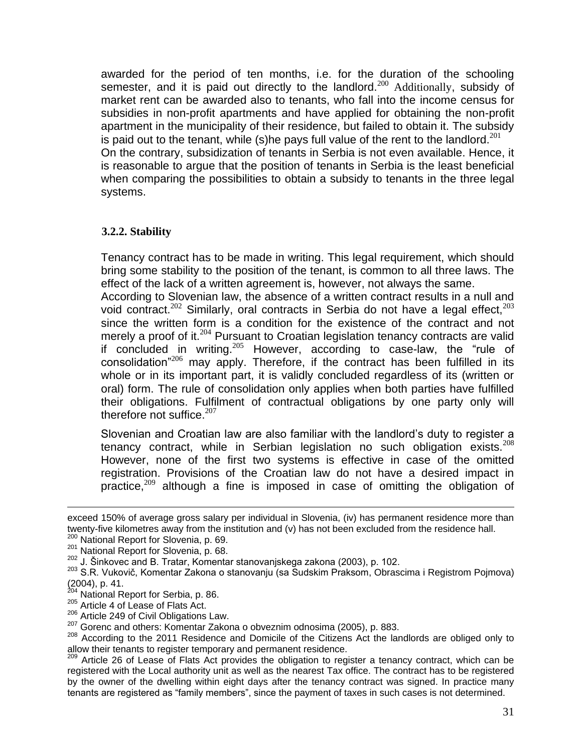awarded for the period of ten months, i.e. for the duration of the schooling semester, and it is paid out directly to the landlord.[200] Additionally, subsidy of market rent can be awarded also to tenants, who fall into the income census for subsidies in non-profit apartments and have applied for obtaining the non-profit apartment in the municipality of their residence, but failed to obtain it. The subsidy is paid out to the tenant, while (s)he pays full value of the rent to the landlord.[201]

On the contrary, subsidization of tenants in Serbia is not even available. Hence, it is reasonable to argue that the position of tenants in Serbia is the least beneficial when comparing the possibilities to obtain a subsidy to tenants in the three legal systems.

### 3.2.2. Stability

Tenancy contract has to be made in writing. This legal requirement, which should bring some stability to the position of the tenant, is common to all three laws. The effect of the lack of a written agreement is, however, not always the same.

According to Slovenian law, the absence of a written contract results in a null and void contract.[202] Similarly, oral contracts in Serbia do not have a legal effect,[203] since the written form is a condition for the existence of the contract and not merely a proof of it.[204] Pursuant to Croatian legislation tenancy contracts are valid if concluded in writing.[205] However, according to case-law, the "rule of consolidation"[206] may apply. Therefore, if the contract has been fulfilled in its whole or in its important part, it is validly concluded regardless of its (written or oral) form. The rule of consolidation only applies when both parties have fulfilled their obligations. Fulfilment of contractual obligations by one party only will therefore not suffice.[207]

Slovenian and Croatian law are also familiar with the landlord's duty to register a tenancy contract, while in Serbian legislation no such obligation exists.[208] However, none of the first two systems is effective in case of the omitted registration. Provisions of the Croatian law do not have a desired impact in practice,[209] although a fine is imposed in case of omitting the obligation of

---

exceed 150% of average gross salary per individual in Slovenia, (iv) has permanent residence more than twenty-five kilometres away from the institution and (v) has not been excluded from the residence hall.

[200] National Report for Slovenia, p. 69.

[201] National Report for Slovenia, p. 68.

[202] J. Šinkovec and B. Tratar, Komentar stanovanjskega zakona (2003), p. 102.

[203] S.R. Vukovič, Komentar Zakona o stanovanju (sa Sudskim Praksom, Obrascima i Registrom Pojmova) (2004), p. 41.

[204] National Report for Serbia, p. 86.

[205] Article 4 of Lease of Flats Act.

[206] Article 249 of Civil Obligations Law.

[207] Gorenc and others: Komentar Zakona o obveznim odnosima (2005), p. 883.

[208] According to the 2011 Residence and Domicile of the Citizens Act the landlords are obliged only to allow their tenants to register temporary and permanent residence.

[209] Article 26 of Lease of Flats Act provides the obligation to register a tenancy contract, which can be registered with the Local authority unit as well as the nearest Tax office. The contract has to be registered by the owner of the dwelling within eight days after the tenancy contract was signed. In practice many tenants are registered as "family members", since the payment of taxes in such cases is not determined.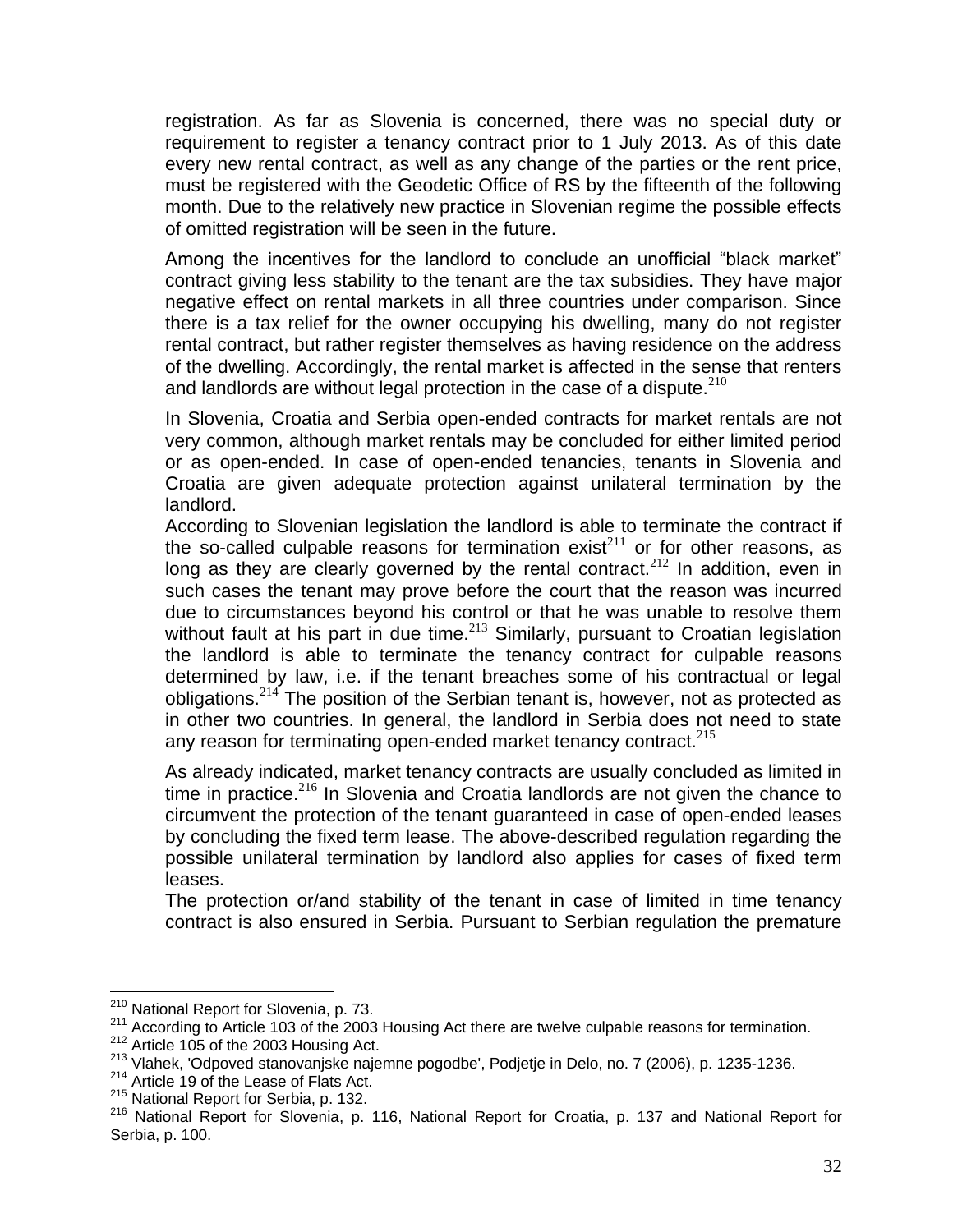registration. As far as Slovenia is concerned, there was no special duty or requirement to register a tenancy contract prior to 1 July 2013. As of this date every new rental contract, as well as any change of the parties or the rent price, must be registered with the Geodetic Office of RS by the fifteenth of the following month. Due to the relatively new practice in Slovenian regime the possible effects of omitted registration will be seen in the future.

Among the incentives for the landlord to conclude an unofficial "black market" contract giving less stability to the tenant are the tax subsidies. They have major negative effect on rental markets in all three countries under comparison. Since there is a tax relief for the owner occupying his dwelling, many do not register rental contract, but rather register themselves as having residence on the address of the dwelling. Accordingly, the rental market is affected in the sense that renters and landlords are without legal protection in the case of a dispute.[210]

In Slovenia, Croatia and Serbia open-ended contracts for market rentals are not very common, although market rentals may be concluded for either limited period or as open-ended. In case of open-ended tenancies, tenants in Slovenia and Croatia are given adequate protection against unilateral termination by the landlord.

According to Slovenian legislation the landlord is able to terminate the contract if the so-called culpable reasons for termination exist[211] or for other reasons, as long as they are clearly governed by the rental contract.[212] In addition, even in such cases the tenant may prove before the court that the reason was incurred due to circumstances beyond his control or that he was unable to resolve them without fault at his part in due time.[213] Similarly, pursuant to Croatian legislation the landlord is able to terminate the tenancy contract for culpable reasons determined by law, i.e. if the tenant breaches some of his contractual or legal obligations.[214] The position of the Serbian tenant is, however, not as protected as in other two countries. In general, the landlord in Serbia does not need to state any reason for terminating open-ended market tenancy contract.[215]

As already indicated, market tenancy contracts are usually concluded as limited in time in practice.[216] In Slovenia and Croatia landlords are not given the chance to circumvent the protection of the tenant guaranteed in case of open-ended leases by concluding the fixed term lease. The above-described regulation regarding the possible unilateral termination by landlord also applies for cases of fixed term leases.

The protection or/and stability of the tenant in case of limited in time tenancy contract is also ensured in Serbia. Pursuant to Serbian regulation the premature

---

[210] National Report for Slovenia, p. 73.

[211] According to Article 103 of the 2003 Housing Act there are twelve culpable reasons for termination.

[212] Article 105 of the 2003 Housing Act.

[213] Vlahek, 'Odpoved stanovanjske najemne pogodbe', Podjetje in Delo, no. 7 (2006), p. 1235-1236.

[214] Article 19 of the Lease of Flats Act.

[215] National Report for Serbia, p. 132.

[216] National Report for Slovenia, p. 116, National Report for Croatia, p. 137 and National Report for Serbia, p. 100.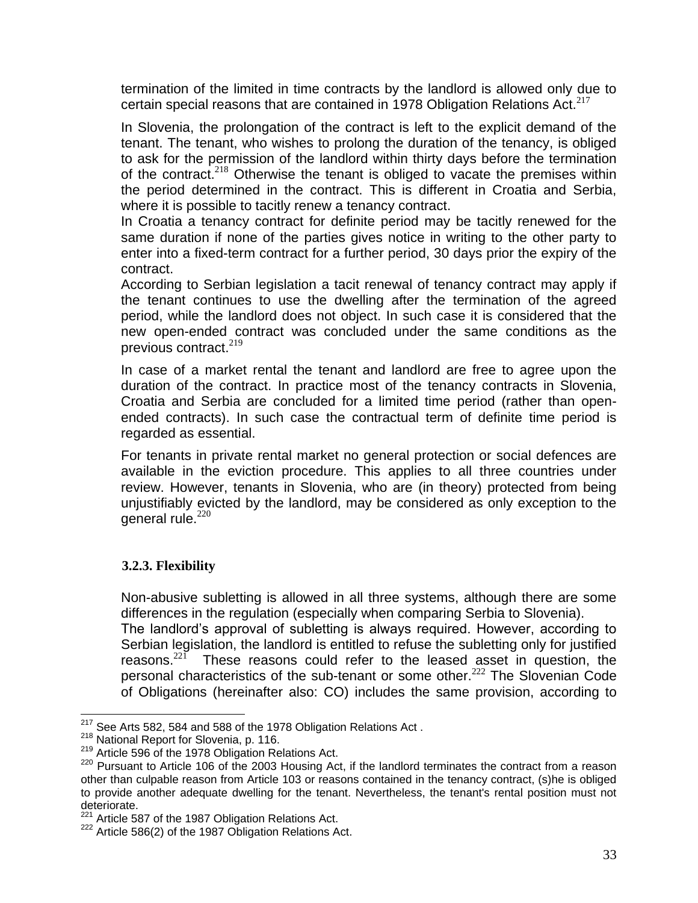termination of the limited in time contracts by the landlord is allowed only due to certain special reasons that are contained in 1978 Obligation Relations Act.[217]

In Slovenia, the prolongation of the contract is left to the explicit demand of the tenant. The tenant, who wishes to prolong the duration of the tenancy, is obliged to ask for the permission of the landlord within thirty days before the termination of the contract.[218] Otherwise the tenant is obliged to vacate the premises within the period determined in the contract. This is different in Croatia and Serbia, where it is possible to tacitly renew a tenancy contract.

In Croatia a tenancy contract for definite period may be tacitly renewed for the same duration if none of the parties gives notice in writing to the other party to enter into a fixed-term contract for a further period, 30 days prior the expiry of the contract.

According to Serbian legislation a tacit renewal of tenancy contract may apply if the tenant continues to use the dwelling after the termination of the agreed period, while the landlord does not object. In such case it is considered that the new open-ended contract was concluded under the same conditions as the previous contract.[219]

In case of a market rental the tenant and landlord are free to agree upon the duration of the contract. In practice most of the tenancy contracts in Slovenia, Croatia and Serbia are concluded for a limited time period (rather than open-ended contracts). In such case the contractual term of definite time period is regarded as essential.

For tenants in private rental market no general protection or social defences are available in the eviction procedure. This applies to all three countries under review. However, tenants in Slovenia, who are (in theory) protected from being unjustifiably evicted by the landlord, may be considered as only exception to the general rule.[220]

### 3.2.3. Flexibility

Non-abusive subletting is allowed in all three systems, although there are some differences in the regulation (especially when comparing Serbia to Slovenia).

The landlord's approval of subletting is always required. However, according to Serbian legislation, the landlord is entitled to refuse the subletting only for justified reasons.[221] These reasons could refer to the leased asset in question, the personal characteristics of the sub-tenant or some other.[222] The Slovenian Code of Obligations (hereinafter also: CO) includes the same provision, according to

---

[217] See Arts 582, 584 and 588 of the 1978 Obligation Relations Act .

[218] National Report for Slovenia, p. 116.

[219] Article 596 of the 1978 Obligation Relations Act.

[220] Pursuant to Article 106 of the 2003 Housing Act, if the landlord terminates the contract from a reason other than culpable reason from Article 103 or reasons contained in the tenancy contract, (s)he is obliged to provide another adequate dwelling for the tenant. Nevertheless, the tenant's rental position must not deteriorate.

[221] Article 587 of the 1987 Obligation Relations Act.

[222] Article 586(2) of the 1987 Obligation Relations Act.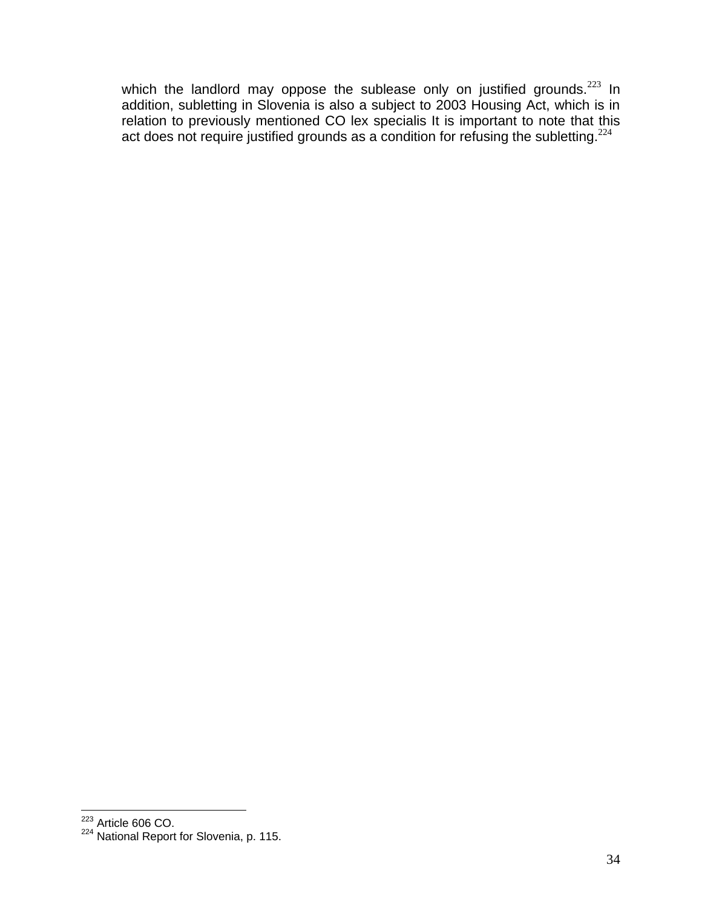which the landlord may oppose the sublease only on justified grounds.[223] In addition, subletting in Slovenia is also a subject to 2003 Housing Act, which is in relation to previously mentioned CO lex specialis It is important to note that this act does not require justified grounds as a condition for refusing the subletting.[224]

---

[223] Article 606 CO.

[224] National Report for Slovenia, p. 115.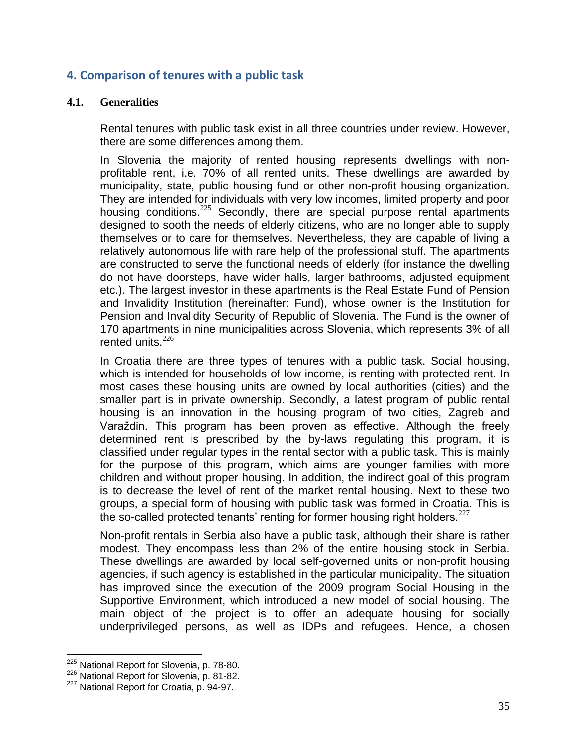## 4. Comparison of tenures with a public task

### 4.1. Generalities

Rental tenures with public task exist in all three countries under review. However, there are some differences among them.

In Slovenia the majority of rented housing represents dwellings with non-profitable rent, i.e. 70% of all rented units. These dwellings are awarded by municipality, state, public housing fund or other non-profit housing organization. They are intended for individuals with very low incomes, limited property and poor housing conditions.[225] Secondly, there are special purpose rental apartments designed to sooth the needs of elderly citizens, who are no longer able to supply themselves or to care for themselves. Nevertheless, they are capable of living a relatively autonomous life with rare help of the professional stuff. The apartments are constructed to serve the functional needs of elderly (for instance the dwelling do not have doorsteps, have wider halls, larger bathrooms, adjusted equipment etc.). The largest investor in these apartments is the Real Estate Fund of Pension and Invalidity Institution (hereinafter: Fund), whose owner is the Institution for Pension and Invalidity Security of Republic of Slovenia. The Fund is the owner of 170 apartments in nine municipalities across Slovenia, which represents 3% of all rented units.[226]

In Croatia there are three types of tenures with a public task. Social housing, which is intended for households of low income, is renting with protected rent. In most cases these housing units are owned by local authorities (cities) and the smaller part is in private ownership. Secondly, a latest program of public rental housing is an innovation in the housing program of two cities, Zagreb and Varaždin. This program has been proven as effective. Although the freely determined rent is prescribed by the by-laws regulating this program, it is classified under regular types in the rental sector with a public task. This is mainly for the purpose of this program, which aims are younger families with more children and without proper housing. In addition, the indirect goal of this program is to decrease the level of rent of the market rental housing. Next to these two groups, a special form of housing with public task was formed in Croatia. This is the so-called protected tenants' renting for former housing right holders.[227]

Non-profit rentals in Serbia also have a public task, although their share is rather modest. They encompass less than 2% of the entire housing stock in Serbia. These dwellings are awarded by local self-governed units or non-profit housing agencies, if such agency is established in the particular municipality. The situation has improved since the execution of the 2009 program Social Housing in the Supportive Environment, which introduced a new model of social housing. The main object of the project is to offer an adequate housing for socially underprivileged persons, as well as IDPs and refugees. Hence, a chosen

[225] National Report for Slovenia, p. 78-80.

[226] National Report for Slovenia, p. 81-82.

[227] National Report for Croatia, p. 94-97.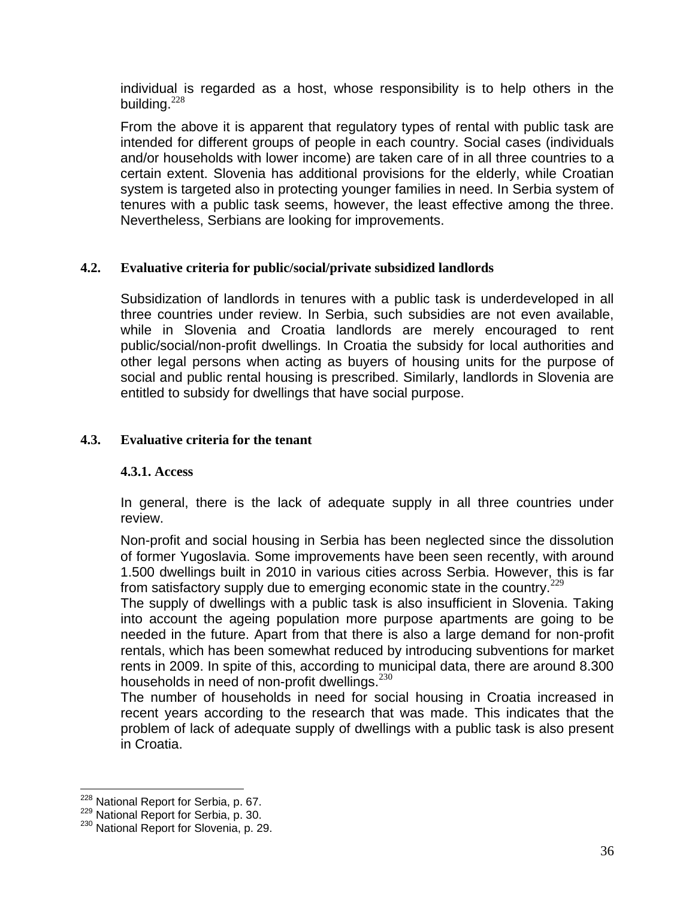individual is regarded as a host, whose responsibility is to help others in the building.[228]

From the above it is apparent that regulatory types of rental with public task are intended for different groups of people in each country. Social cases (individuals and/or households with lower income) are taken care of in all three countries to a certain extent. Slovenia has additional provisions for the elderly, while Croatian system is targeted also in protecting younger families in need. In Serbia system of tenures with a public task seems, however, the least effective among the three. Nevertheless, Serbians are looking for improvements.

## 4.2. Evaluative criteria for public/social/private subsidized landlords

Subsidization of landlords in tenures with a public task is underdeveloped in all three countries under review. In Serbia, such subsidies are not even available, while in Slovenia and Croatia landlords are merely encouraged to rent public/social/non-profit dwellings. In Croatia the subsidy for local authorities and other legal persons when acting as buyers of housing units for the purpose of social and public rental housing is prescribed. Similarly, landlords in Slovenia are entitled to subsidy for dwellings that have social purpose.

## 4.3. Evaluative criteria for the tenant

### 4.3.1. Access

In general, there is the lack of adequate supply in all three countries under review.

Non-profit and social housing in Serbia has been neglected since the dissolution of former Yugoslavia. Some improvements have been seen recently, with around 1.500 dwellings built in 2010 in various cities across Serbia. However, this is far from satisfactory supply due to emerging economic state in the country.[229]

The supply of dwellings with a public task is also insufficient in Slovenia. Taking into account the ageing population more purpose apartments are going to be needed in the future. Apart from that there is also a large demand for non-profit rentals, which has been somewhat reduced by introducing subventions for market rents in 2009. In spite of this, according to municipal data, there are around 8.300 households in need of non-profit dwellings.[230]

The number of households in need for social housing in Croatia increased in recent years according to the research that was made. This indicates that the problem of lack of adequate supply of dwellings with a public task is also present in Croatia.

[228] National Report for Serbia, p. 67.
[229] National Report for Serbia, p. 30.
[230] National Report for Slovenia, p. 29.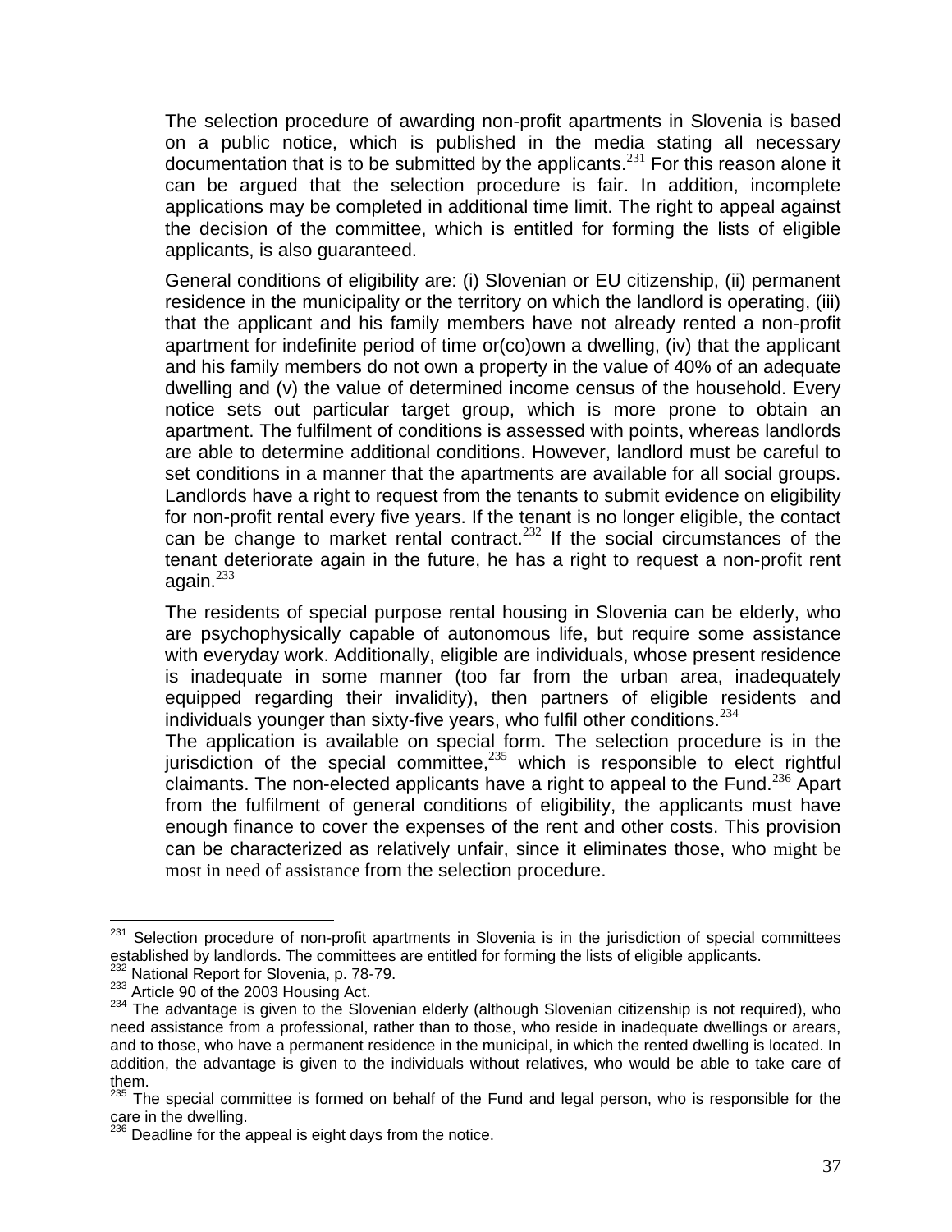The selection procedure of awarding non-profit apartments in Slovenia is based on a public notice, which is published in the media stating all necessary documentation that is to be submitted by the applicants.[231] For this reason alone it can be argued that the selection procedure is fair. In addition, incomplete applications may be completed in additional time limit. The right to appeal against the decision of the committee, which is entitled for forming the lists of eligible applicants, is also guaranteed.

General conditions of eligibility are: (i) Slovenian or EU citizenship, (ii) permanent residence in the municipality or the territory on which the landlord is operating, (iii) that the applicant and his family members have not already rented a non-profit apartment for indefinite period of time or(co)own a dwelling, (iv) that the applicant and his family members do not own a property in the value of 40% of an adequate dwelling and (v) the value of determined income census of the household. Every notice sets out particular target group, which is more prone to obtain an apartment. The fulfilment of conditions is assessed with points, whereas landlords are able to determine additional conditions. However, landlord must be careful to set conditions in a manner that the apartments are available for all social groups. Landlords have a right to request from the tenants to submit evidence on eligibility for non-profit rental every five years. If the tenant is no longer eligible, the contact can be change to market rental contract.[232] If the social circumstances of the tenant deteriorate again in the future, he has a right to request a non-profit rent again.[233]

The residents of special purpose rental housing in Slovenia can be elderly, who are psychophysically capable of autonomous life, but require some assistance with everyday work. Additionally, eligible are individuals, whose present residence is inadequate in some manner (too far from the urban area, inadequately equipped regarding their invalidity), then partners of eligible residents and individuals younger than sixty-five years, who fulfil other conditions.[234]
The application is available on special form. The selection procedure is in the jurisdiction of the special committee,[235] which is responsible to elect rightful claimants. The non-elected applicants have a right to appeal to the Fund.[236] Apart from the fulfilment of general conditions of eligibility, the applicants must have enough finance to cover the expenses of the rent and other costs. This provision can be characterized as relatively unfair, since it eliminates those, who might be most in need of assistance from the selection procedure.

---

[231] Selection procedure of non-profit apartments in Slovenia is in the jurisdiction of special committees established by landlords. The committees are entitled for forming the lists of eligible applicants.
[232] National Report for Slovenia, p. 78-79.
[233] Article 90 of the 2003 Housing Act.
[234] The advantage is given to the Slovenian elderly (although Slovenian citizenship is not required), who need assistance from a professional, rather than to those, who reside in inadequate dwellings or arears, and to those, who have a permanent residence in the municipal, in which the rented dwelling is located. In addition, the advantage is given to the individuals without relatives, who would be able to take care of them.
[235] The special committee is formed on behalf of the Fund and legal person, who is responsible for the care in the dwelling.
[236] Deadline for the appeal is eight days from the notice.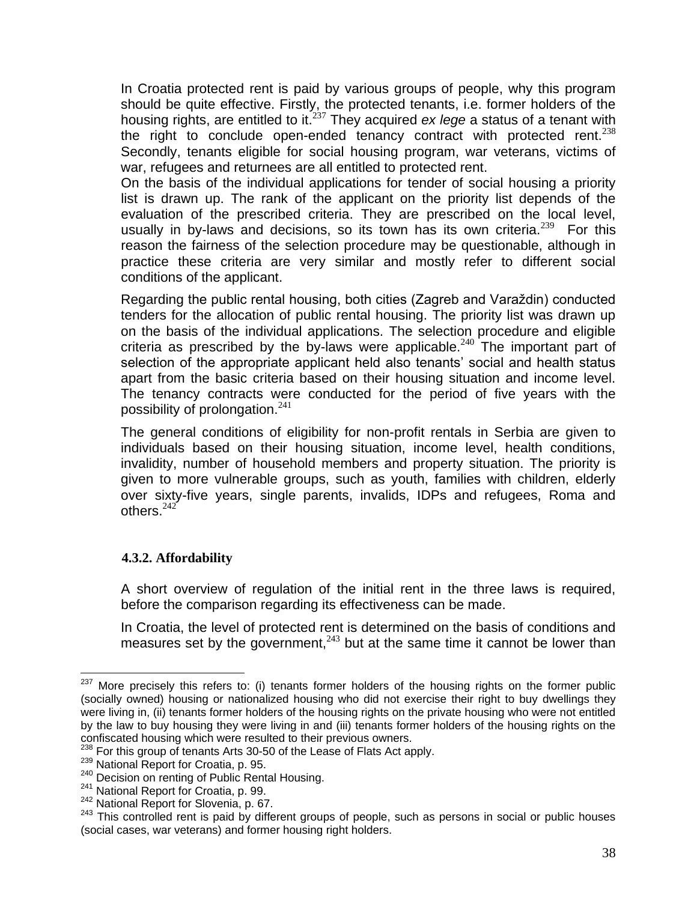In Croatia protected rent is paid by various groups of people, why this program should be quite effective. Firstly, the protected tenants, i.e. former holders of the housing rights, are entitled to it.[237] They acquired *ex lege* a status of a tenant with the right to conclude open-ended tenancy contract with protected rent.[238] Secondly, tenants eligible for social housing program, war veterans, victims of war, refugees and returnees are all entitled to protected rent.

On the basis of the individual applications for tender of social housing a priority list is drawn up. The rank of the applicant on the priority list depends of the evaluation of the prescribed criteria. They are prescribed on the local level, usually in by-laws and decisions, so its town has its own criteria.[239] For this reason the fairness of the selection procedure may be questionable, although in practice these criteria are very similar and mostly refer to different social conditions of the applicant.

Regarding the public rental housing, both cities (Zagreb and Varaždin) conducted tenders for the allocation of public rental housing. The priority list was drawn up on the basis of the individual applications. The selection procedure and eligible criteria as prescribed by the by-laws were applicable.[240] The important part of selection of the appropriate applicant held also tenants' social and health status apart from the basic criteria based on their housing situation and income level. The tenancy contracts were conducted for the period of five years with the possibility of prolongation.[241]

The general conditions of eligibility for non-profit rentals in Serbia are given to individuals based on their housing situation, income level, health conditions, invalidity, number of household members and property situation. The priority is given to more vulnerable groups, such as youth, families with children, elderly over sixty-five years, single parents, invalids, IDPs and refugees, Roma and others.[242]

#### 4.3.2. Affordability

A short overview of regulation of the initial rent in the three laws is required, before the comparison regarding its effectiveness can be made.

In Croatia, the level of protected rent is determined on the basis of conditions and measures set by the government,[243] but at the same time it cannot be lower than

---

[237] More precisely this refers to: (i) tenants former holders of the housing rights on the former public (socially owned) housing or nationalized housing who did not exercise their right to buy dwellings they were living in, (ii) tenants former holders of the housing rights on the private housing who were not entitled by the law to buy housing they were living in and (iii) tenants former holders of the housing rights on the confiscated housing which were resulted to their previous owners.

[238] For this group of tenants Arts 30-50 of the Lease of Flats Act apply.

[239] National Report for Croatia, p. 95.

[240] Decision on renting of Public Rental Housing.

[241] National Report for Croatia, p. 99.

[242] National Report for Slovenia, p. 67.

[243] This controlled rent is paid by different groups of people, such as persons in social or public houses (social cases, war veterans) and former housing right holders.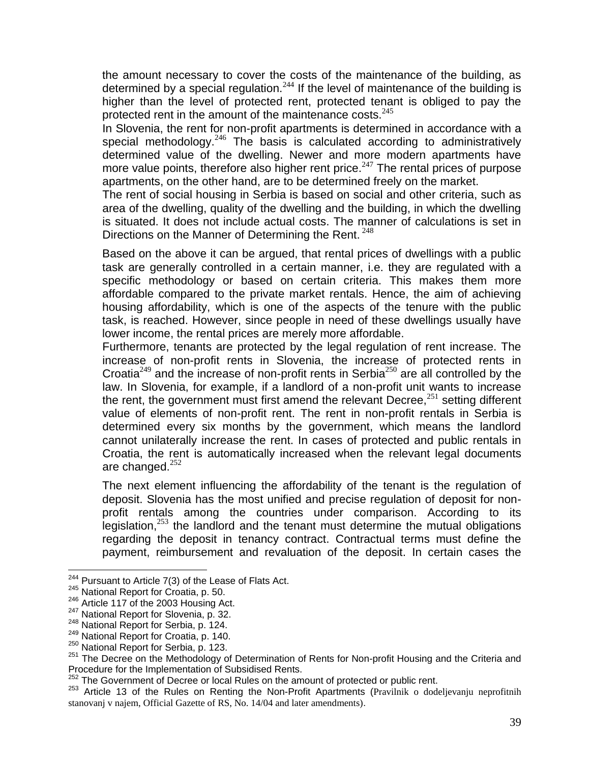the amount necessary to cover the costs of the maintenance of the building, as determined by a special regulation.[244] If the level of maintenance of the building is higher than the level of protected rent, protected tenant is obliged to pay the protected rent in the amount of the maintenance costs.[245]

In Slovenia, the rent for non-profit apartments is determined in accordance with a special methodology.[246] The basis is calculated according to administratively determined value of the dwelling. Newer and more modern apartments have more value points, therefore also higher rent price.[247] The rental prices of purpose apartments, on the other hand, are to be determined freely on the market.

The rent of social housing in Serbia is based on social and other criteria, such as area of the dwelling, quality of the dwelling and the building, in which the dwelling is situated. It does not include actual costs. The manner of calculations is set in Directions on the Manner of Determining the Rent.[248]

Based on the above it can be argued, that rental prices of dwellings with a public task are generally controlled in a certain manner, i.e. they are regulated with a specific methodology or based on certain criteria. This makes them more affordable compared to the private market rentals. Hence, the aim of achieving housing affordability, which is one of the aspects of the tenure with the public task, is reached. However, since people in need of these dwellings usually have lower income, the rental prices are merely more affordable.

Furthermore, tenants are protected by the legal regulation of rent increase. The increase of non-profit rents in Slovenia, the increase of protected rents in Croatia[249] and the increase of non-profit rents in Serbia[250] are all controlled by the law. In Slovenia, for example, if a landlord of a non-profit unit wants to increase the rent, the government must first amend the relevant Decree,[251] setting different value of elements of non-profit rent. The rent in non-profit rentals in Serbia is determined every six months by the government, which means the landlord cannot unilaterally increase the rent. In cases of protected and public rentals in Croatia, the rent is automatically increased when the relevant legal documents are changed.[252]

The next element influencing the affordability of the tenant is the regulation of deposit. Slovenia has the most unified and precise regulation of deposit for non-profit rentals among the countries under comparison. According to its legislation,[253] the landlord and the tenant must determine the mutual obligations regarding the deposit in tenancy contract. Contractual terms must define the payment, reimbursement and revaluation of the deposit. In certain cases the

---

[244] Pursuant to Article 7(3) of the Lease of Flats Act.

[245] National Report for Croatia, p. 50.

[246] Article 117 of the 2003 Housing Act.

[247] National Report for Slovenia, p. 32.

[248] National Report for Serbia, p. 124.

[249] National Report for Croatia, p. 140.

[250] National Report for Serbia, p. 123.

[251] The Decree on the Methodology of Determination of Rents for Non-profit Housing and the Criteria and Procedure for the Implementation of Subsidised Rents.

[252] The Government of Decree or local Rules on the amount of protected or public rent.

[253] Article 13 of the Rules on Renting the Non-Profit Apartments (Pravilnik o dodeljevanju neprofitnih stanovanj v najem, Official Gazette of RS, No. 14/04 and later amendments).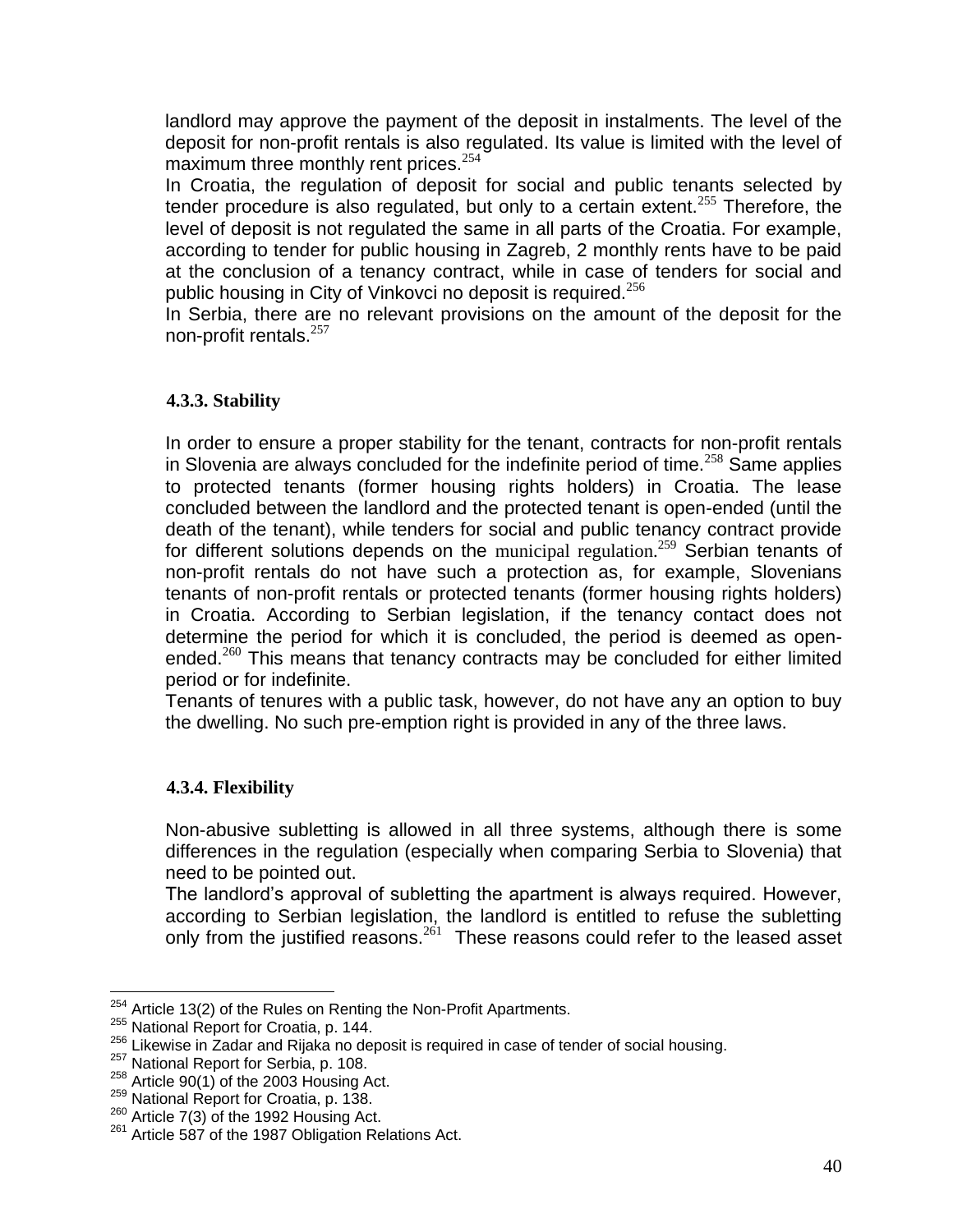landlord may approve the payment of the deposit in instalments. The level of the deposit for non-profit rentals is also regulated. Its value is limited with the level of maximum three monthly rent prices.[254]

In Croatia, the regulation of deposit for social and public tenants selected by tender procedure is also regulated, but only to a certain extent.[255] Therefore, the level of deposit is not regulated the same in all parts of the Croatia. For example, according to tender for public housing in Zagreb, 2 monthly rents have to be paid at the conclusion of a tenancy contract, while in case of tenders for social and public housing in City of Vinkovci no deposit is required.[256]

In Serbia, there are no relevant provisions on the amount of the deposit for the non-profit rentals.[257]

### 4.3.3. Stability

In order to ensure a proper stability for the tenant, contracts for non-profit rentals in Slovenia are always concluded for the indefinite period of time.[258] Same applies to protected tenants (former housing rights holders) in Croatia. The lease concluded between the landlord and the protected tenant is open-ended (until the death of the tenant), while tenders for social and public tenancy contract provide for different solutions depends on the municipal regulation.[259] Serbian tenants of non-profit rentals do not have such a protection as, for example, Slovenians tenants of non-profit rentals or protected tenants (former housing rights holders) in Croatia. According to Serbian legislation, if the tenancy contact does not determine the period for which it is concluded, the period is deemed as open-ended.[260] This means that tenancy contracts may be concluded for either limited period or for indefinite.

Tenants of tenures with a public task, however, do not have any an option to buy the dwelling. No such pre-emption right is provided in any of the three laws.

### 4.3.4. Flexibility

Non-abusive subletting is allowed in all three systems, although there is some differences in the regulation (especially when comparing Serbia to Slovenia) that need to be pointed out.

The landlord's approval of subletting the apartment is always required. However, according to Serbian legislation, the landlord is entitled to refuse the subletting only from the justified reasons.[261] These reasons could refer to the leased asset

---

[254] Article 13(2) of the Rules on Renting the Non-Profit Apartments.

[255] National Report for Croatia, p. 144.

[256] Likewise in Zadar and Rijaka no deposit is required in case of tender of social housing.

[257] National Report for Serbia, p. 108.

[258] Article 90(1) of the 2003 Housing Act.

[259] National Report for Croatia, p. 138.

[260] Article 7(3) of the 1992 Housing Act.

[261] Article 587 of the 1987 Obligation Relations Act.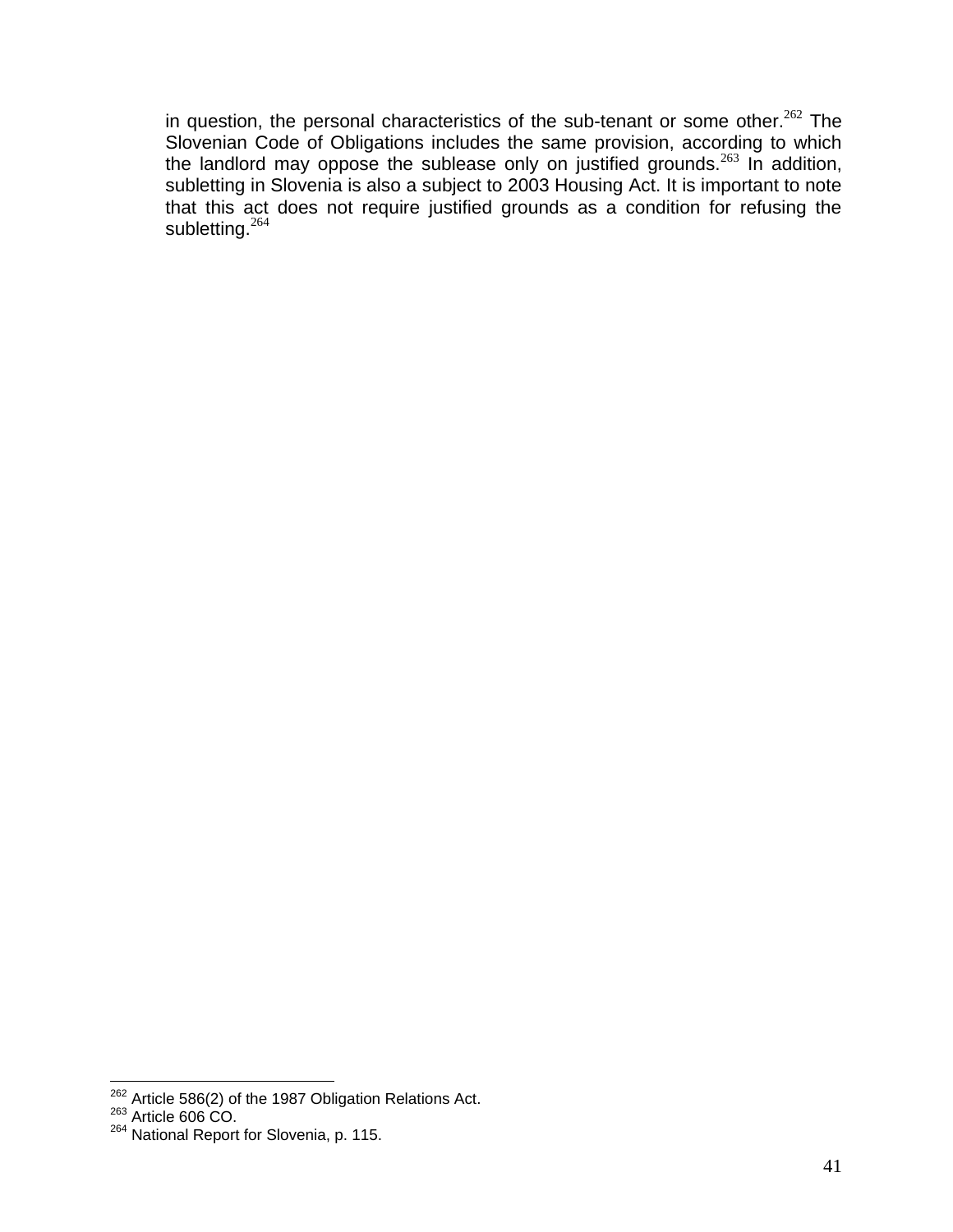in question, the personal characteristics of the sub-tenant or some other.[262] The Slovenian Code of Obligations includes the same provision, according to which the landlord may oppose the sublease only on justified grounds.[263] In addition, subletting in Slovenia is also a subject to 2003 Housing Act. It is important to note that this act does not require justified grounds as a condition for refusing the subletting.[264]

---

[262] Article 586(2) of the 1987 Obligation Relations Act.

[263] Article 606 CO.

[264] National Report for Slovenia, p. 115.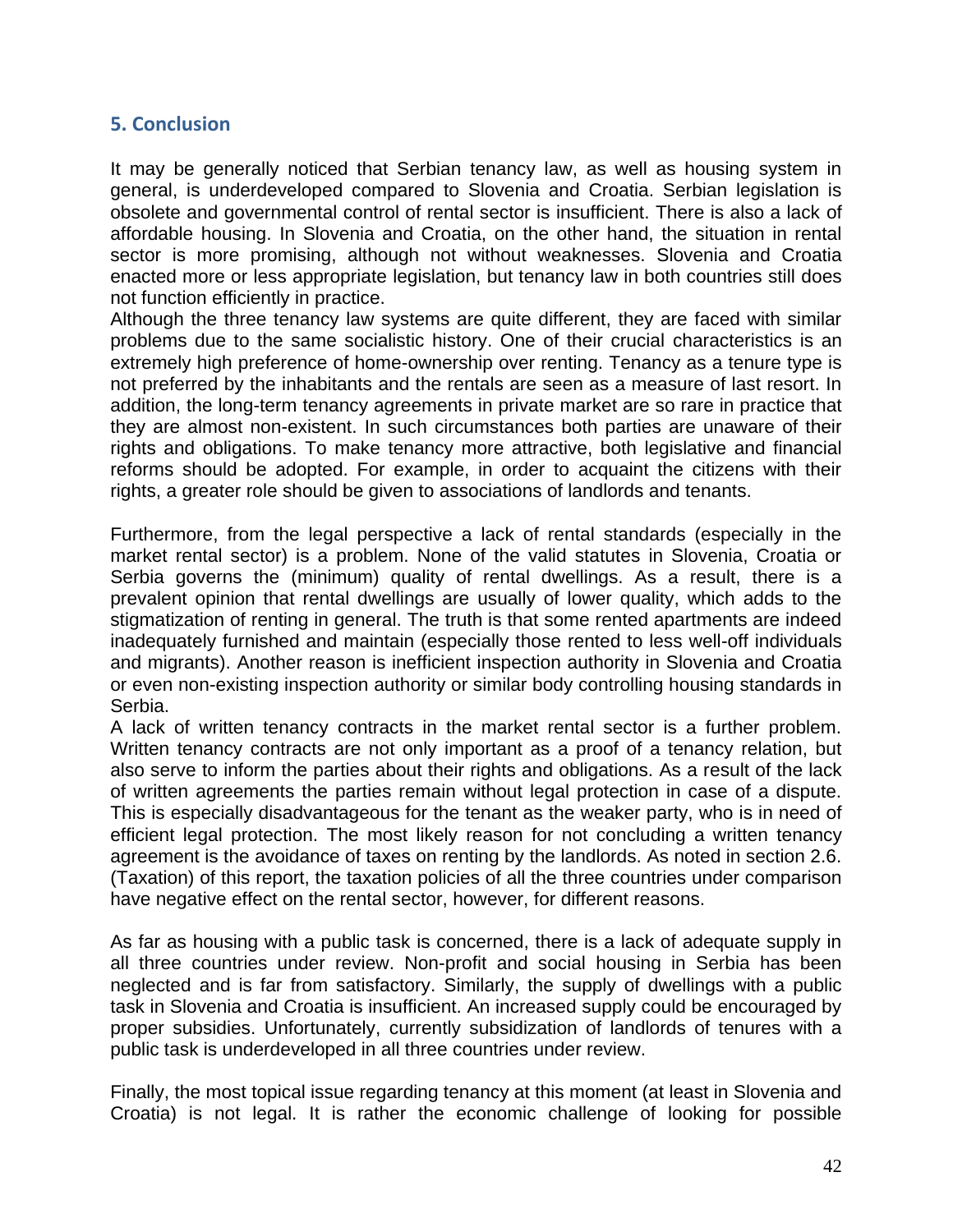## 5. Conclusion

It may be generally noticed that Serbian tenancy law, as well as housing system in general, is underdeveloped compared to Slovenia and Croatia. Serbian legislation is obsolete and governmental control of rental sector is insufficient. There is also a lack of affordable housing. In Slovenia and Croatia, on the other hand, the situation in rental sector is more promising, although not without weaknesses. Slovenia and Croatia enacted more or less appropriate legislation, but tenancy law in both countries still does not function efficiently in practice.

Although the three tenancy law systems are quite different, they are faced with similar problems due to the same socialistic history. One of their crucial characteristics is an extremely high preference of home-ownership over renting. Tenancy as a tenure type is not preferred by the inhabitants and the rentals are seen as a measure of last resort. In addition, the long-term tenancy agreements in private market are so rare in practice that they are almost non-existent. In such circumstances both parties are unaware of their rights and obligations. To make tenancy more attractive, both legislative and financial reforms should be adopted. For example, in order to acquaint the citizens with their rights, a greater role should be given to associations of landlords and tenants.

Furthermore, from the legal perspective a lack of rental standards (especially in the market rental sector) is a problem. None of the valid statutes in Slovenia, Croatia or Serbia governs the (minimum) quality of rental dwellings. As a result, there is a prevalent opinion that rental dwellings are usually of lower quality, which adds to the stigmatization of renting in general. The truth is that some rented apartments are indeed inadequately furnished and maintain (especially those rented to less well-off individuals and migrants). Another reason is inefficient inspection authority in Slovenia and Croatia or even non-existing inspection authority or similar body controlling housing standards in Serbia.

A lack of written tenancy contracts in the market rental sector is a further problem. Written tenancy contracts are not only important as a proof of a tenancy relation, but also serve to inform the parties about their rights and obligations. As a result of the lack of written agreements the parties remain without legal protection in case of a dispute. This is especially disadvantageous for the tenant as the weaker party, who is in need of efficient legal protection. The most likely reason for not concluding a written tenancy agreement is the avoidance of taxes on renting by the landlords. As noted in section 2.6. (Taxation) of this report, the taxation policies of all the three countries under comparison have negative effect on the rental sector, however, for different reasons.

As far as housing with a public task is concerned, there is a lack of adequate supply in all three countries under review. Non-profit and social housing in Serbia has been neglected and is far from satisfactory. Similarly, the supply of dwellings with a public task in Slovenia and Croatia is insufficient. An increased supply could be encouraged by proper subsidies. Unfortunately, currently subsidization of landlords of tenures with a public task is underdeveloped in all three countries under review.

Finally, the most topical issue regarding tenancy at this moment (at least in Slovenia and Croatia) is not legal. It is rather the economic challenge of looking for possible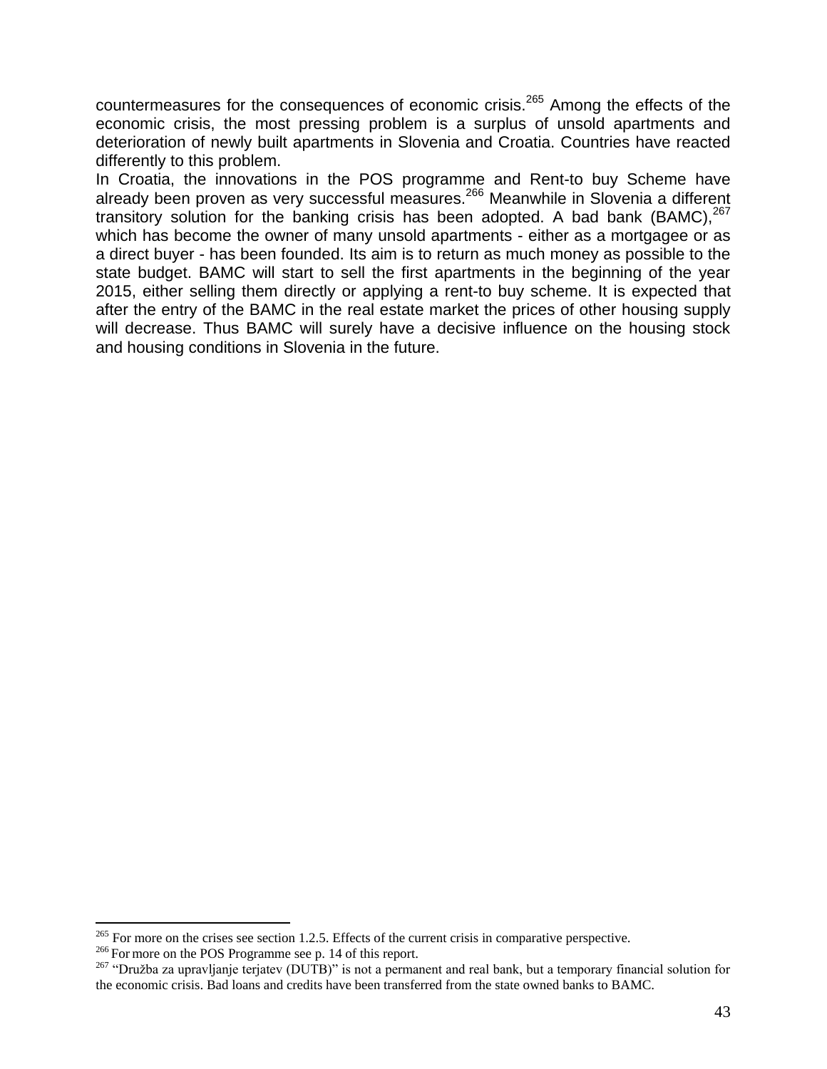countermeasures for the consequences of economic crisis.[265] Among the effects of the economic crisis, the most pressing problem is a surplus of unsold apartments and deterioration of newly built apartments in Slovenia and Croatia. Countries have reacted differently to this problem.

In Croatia, the innovations in the POS programme and Rent-to buy Scheme have already been proven as very successful measures.[266] Meanwhile in Slovenia a different transitory solution for the banking crisis has been adopted. A bad bank (BAMC),[267] which has become the owner of many unsold apartments - either as a mortgagee or as a direct buyer - has been founded. Its aim is to return as much money as possible to the state budget. BAMC will start to sell the first apartments in the beginning of the year 2015, either selling them directly or applying a rent-to buy scheme. It is expected that after the entry of the BAMC in the real estate market the prices of other housing supply will decrease. Thus BAMC will surely have a decisive influence on the housing stock and housing conditions in Slovenia in the future.

---

[265] For more on the crises see section 1.2.5. Effects of the current crisis in comparative perspective.

[266] For more on the POS Programme see p. 14 of this report.

[267] "Družba za upravljanje terjatev (DUTB)" is not a permanent and real bank, but a temporary financial solution for the economic crisis. Bad loans and credits have been transferred from the state owned banks to BAMC.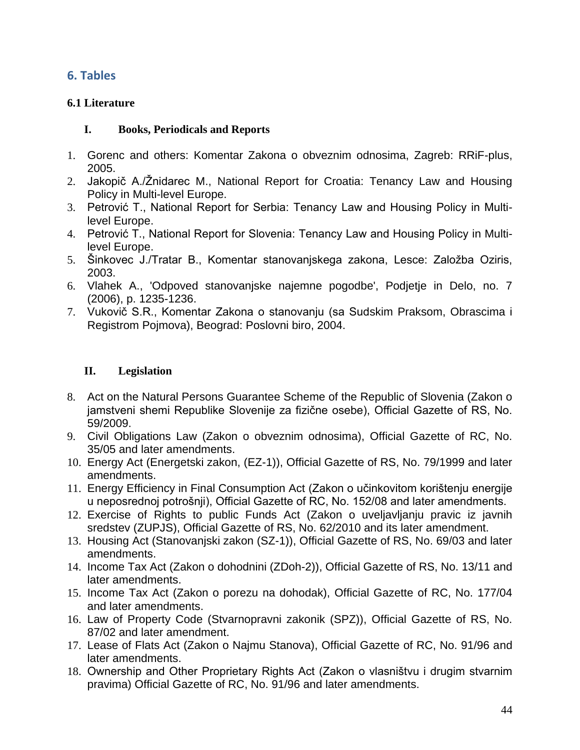## 6. Tables

### 6.1 Literature

#### I. Books, Periodicals and Reports

1. Gorenc and others: Komentar Zakona o obveznim odnosima, Zagreb: RRiF-plus, 2005.
2. Jakopič A./Žnidarec M., National Report for Croatia: Tenancy Law and Housing Policy in Multi-level Europe.
3. Petrović T., National Report for Serbia: Tenancy Law and Housing Policy in Multi-level Europe.
4. Petrović T., National Report for Slovenia: Tenancy Law and Housing Policy in Multi-level Europe.
5. Šinkovec J./Tratar B., Komentar stanovanjskega zakona, Lesce: Založba Oziris, 2003.
6. Vlahek A., 'Odpoved stanovanjske najemne pogodbe', Podjetje in Delo, no. 7 (2006), p. 1235-1236.
7. Vukovič S.R., Komentar Zakona o stanovanju (sa Sudskim Praksom, Obrascima i Registrom Pojmova), Beograd: Poslovni biro, 2004.

#### II. Legislation

8. Act on the Natural Persons Guarantee Scheme of the Republic of Slovenia (Zakon o jamstveni shemi Republike Slovenije za fizične osebe), Official Gazette of RS, No. 59/2009.
9. Civil Obligations Law (Zakon o obveznim odnosima), Official Gazette of RC, No. 35/05 and later amendments.
10. Energy Act (Energetski zakon, (EZ-1)), Official Gazette of RS, No. 79/1999 and later amendments.
11. Energy Efficiency in Final Consumption Act (Zakon o učinkovitom korištenju energije u neposrednoj potrošnji), Official Gazette of RC, No. 152/08 and later amendments.
12. Exercise of Rights to public Funds Act (Zakon o uveljavljanju pravic iz javnih sredstev (ZUPJS), Official Gazette of RS, No. 62/2010 and its later amendment.
13. Housing Act (Stanovanjski zakon (SZ-1)), Official Gazette of RS, No. 69/03 and later amendments.
14. Income Tax Act (Zakon o dohodnini (ZDoh-2)), Official Gazette of RS, No. 13/11 and later amendments.
15. Income Tax Act (Zakon o porezu na dohodak), Official Gazette of RC, No. 177/04 and later amendments.
16. Law of Property Code (Stvarnopravni zakonik (SPZ)), Official Gazette of RS, No. 87/02 and later amendment.
17. Lease of Flats Act (Zakon o Najmu Stanova), Official Gazette of RC, No. 91/96 and later amendments.
18. Ownership and Other Proprietary Rights Act (Zakon o vlasništvu i drugim stvarnim pravima) Official Gazette of RC, No. 91/96 and later amendments.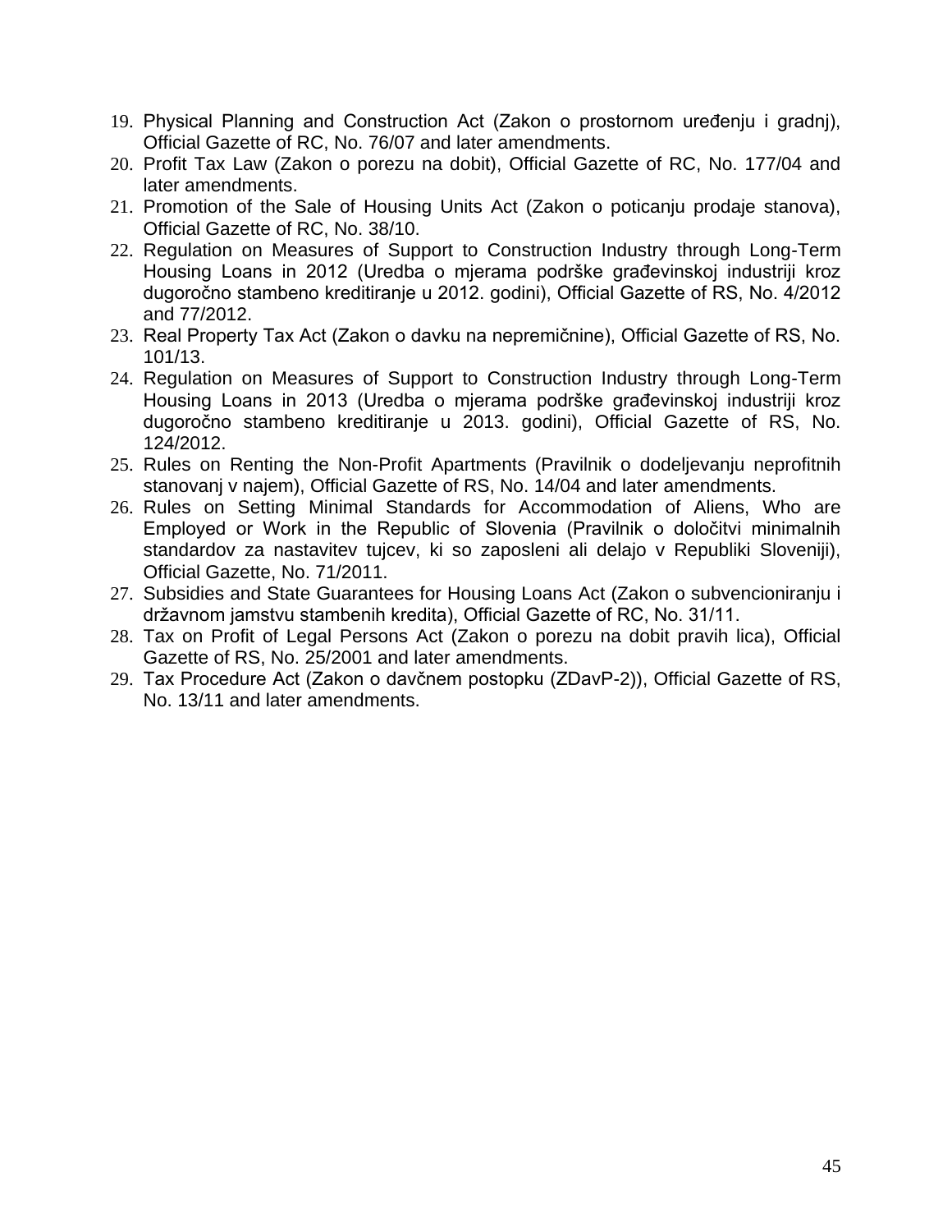19. Physical Planning and Construction Act (Zakon o prostornom uređenju i gradnj), Official Gazette of RC, No. 76/07 and later amendments.
20. Profit Tax Law (Zakon o porezu na dobit), Official Gazette of RC, No. 177/04 and later amendments.
21. Promotion of the Sale of Housing Units Act (Zakon o poticanju prodaje stanova), Official Gazette of RC, No. 38/10.
22. Regulation on Measures of Support to Construction Industry through Long-Term Housing Loans in 2012 (Uredba o mjerama podrške građevinskoj industriji kroz dugoročno stambeno kreditiranje u 2012. godini), Official Gazette of RS, No. 4/2012 and 77/2012.
23. Real Property Tax Act (Zakon o davku na nepremičnine), Official Gazette of RS, No. 101/13.
24. Regulation on Measures of Support to Construction Industry through Long-Term Housing Loans in 2013 (Uredba o mjerama podrške građevinskoj industriji kroz dugoročno stambeno kreditiranje u 2013. godini), Official Gazette of RS, No. 124/2012.
25. Rules on Renting the Non-Profit Apartments (Pravilnik o dodeljevanju neprofitnih stanovanj v najem), Official Gazette of RS, No. 14/04 and later amendments.
26. Rules on Setting Minimal Standards for Accommodation of Aliens, Who are Employed or Work in the Republic of Slovenia (Pravilnik o določitvi minimalnih standardov za nastavitev tujcev, ki so zaposleni ali delajo v Republiki Sloveniji), Official Gazette, No. 71/2011.
27. Subsidies and State Guarantees for Housing Loans Act (Zakon o subvencioniranju i državnom jamstvu stambenih kredita), Official Gazette of RC, No. 31/11.
28. Tax on Profit of Legal Persons Act (Zakon o porezu na dobit pravih lica), Official Gazette of RS, No. 25/2001 and later amendments.
29. Tax Procedure Act (Zakon o davčnem postopku (ZDavP-2)), Official Gazette of RS, No. 13/11 and later amendments.